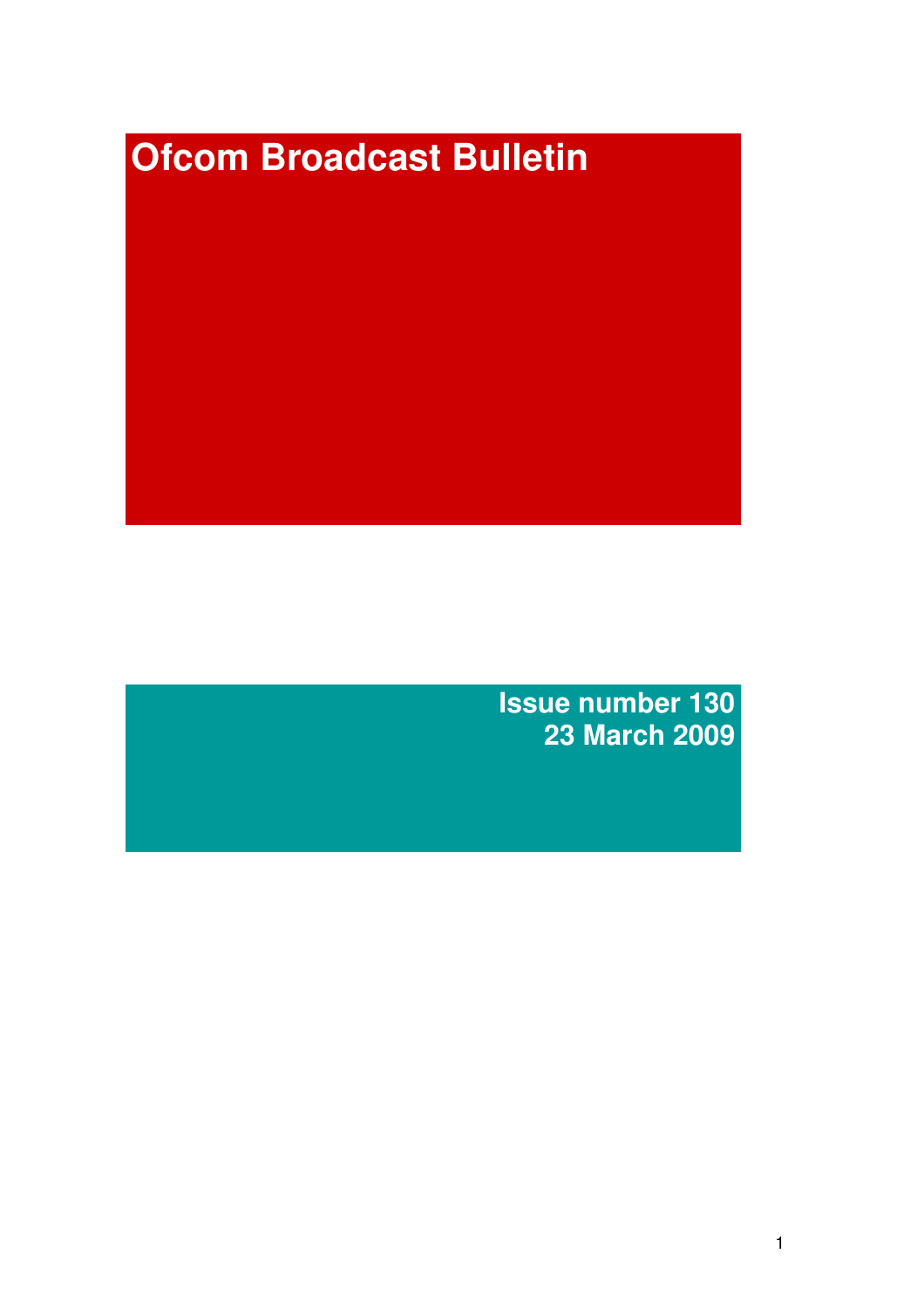# Ofcom Broadcast Bulletin

**Issue number 130**
**23 March 2009**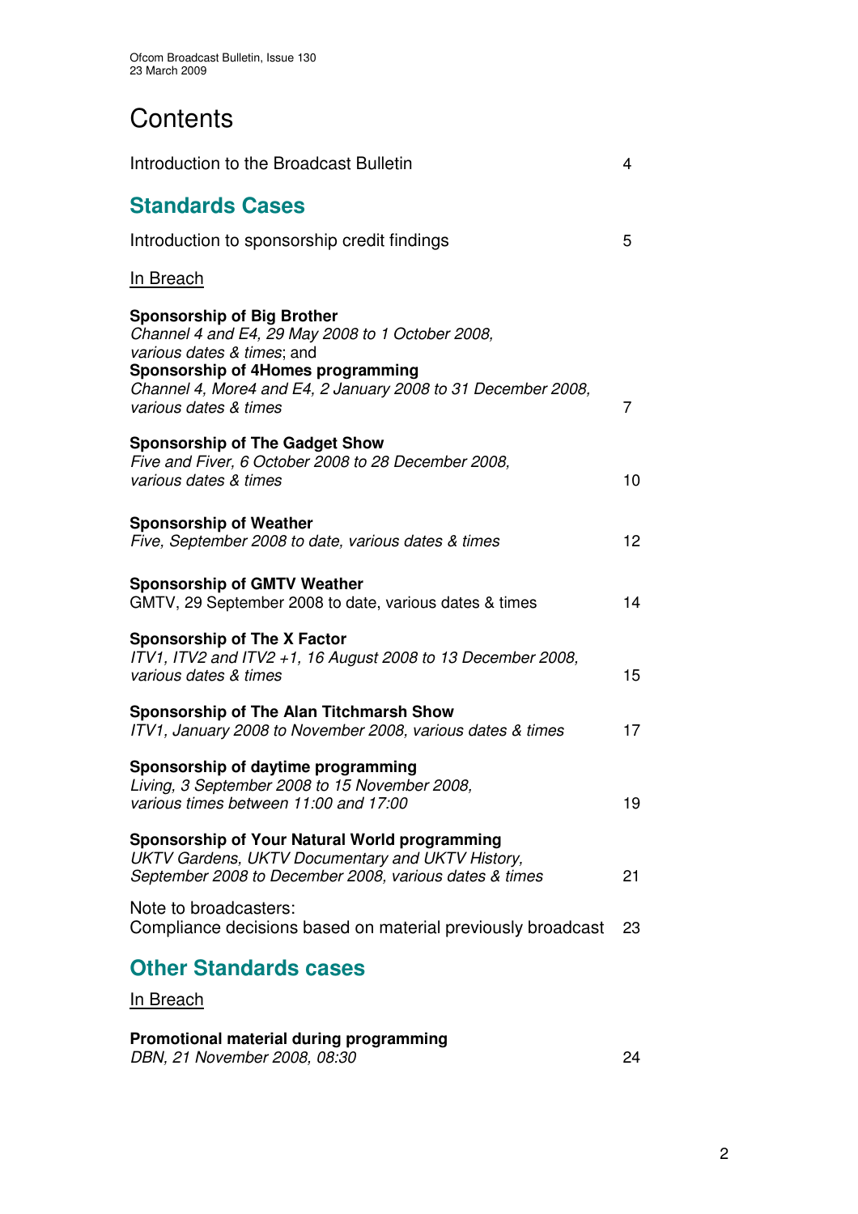# Contents

Introduction to the Broadcast Bulletin 4

## Standards Cases

Introduction to sponsorship credit findings 5

In Breach

**Sponsorship of Big Brother**
*Channel 4 and E4, 29 May 2008 to 1 October 2008, various dates & times*; and
**Sponsorship of 4Homes programming**
*Channel 4, More4 and E4, 2 January 2008 to 31 December 2008, various dates & times* 7

**Sponsorship of The Gadget Show**
*Five and Fiver, 6 October 2008 to 28 December 2008, various dates & times* 10

**Sponsorship of Weather**
*Five, September 2008 to date, various dates & times* 12

**Sponsorship of GMTV Weather**
GMTV, 29 September 2008 to date, various dates & times 14

**Sponsorship of The X Factor**
*ITV1, ITV2 and ITV2 +1, 16 August 2008 to 13 December 2008, various dates & times* 15

**Sponsorship of The Alan Titchmarsh Show**
*ITV1, January 2008 to November 2008, various dates & times* 17

**Sponsorship of daytime programming**
*Living, 3 September 2008 to 15 November 2008, various times between 11:00 and 17:00* 19

**Sponsorship of Your Natural World programming**
*UKTV Gardens, UKTV Documentary and UKTV History, September 2008 to December 2008, various dates & times* 21

Note to broadcasters:
Compliance decisions based on material previously broadcast 23

## Other Standards cases

In Breach

**Promotional material during programming**
*DBN, 21 November 2008, 08:30* 24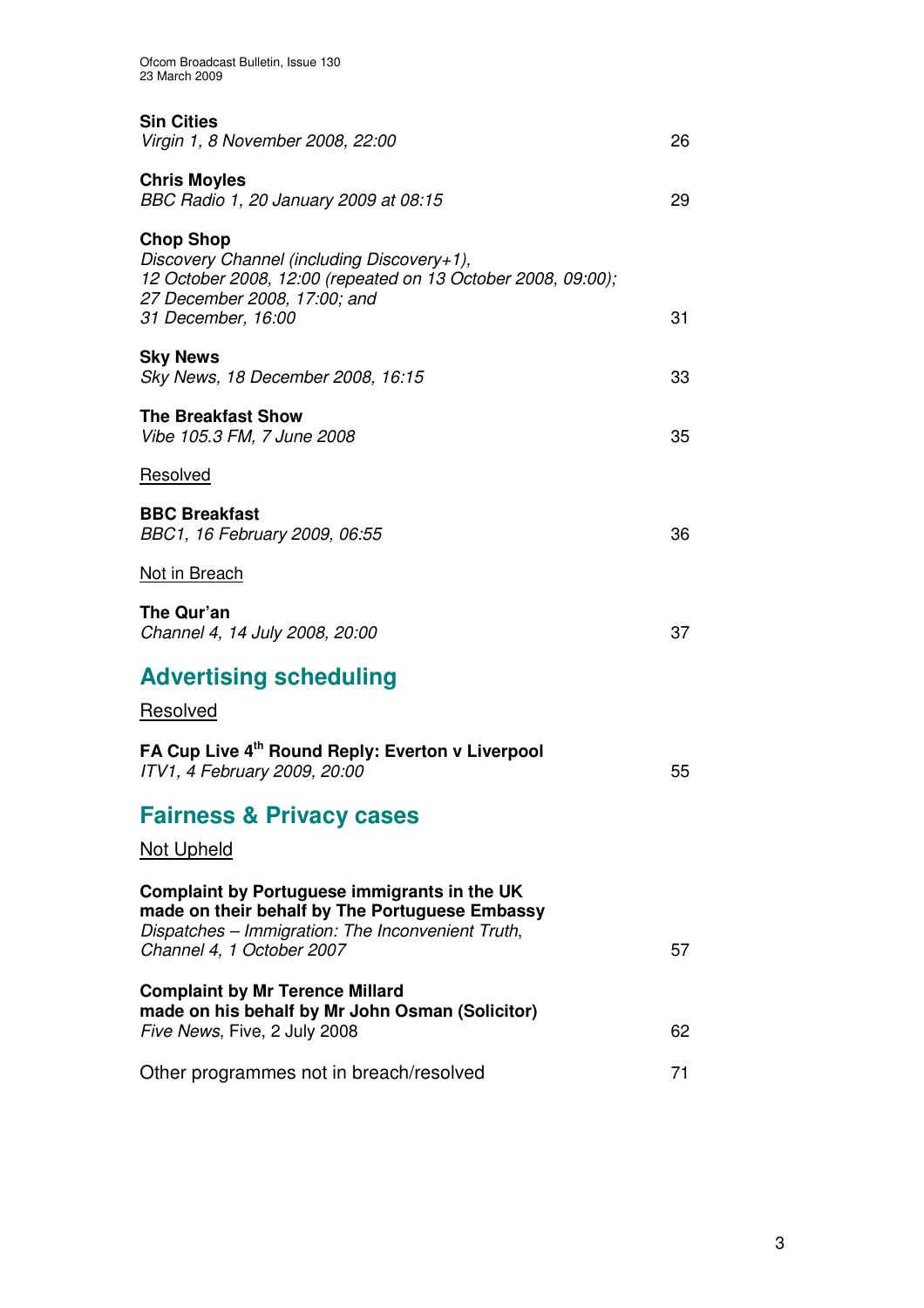**Sin Cities**
*Virgin 1, 8 November 2008, 22:00* 26

**Chris Moyles**
*BBC Radio 1, 20 January 2009 at 08:15* 29

**Chop Shop**
*Discovery Channel (including Discovery+1),*
*12 October 2008, 12:00 (repeated on 13 October 2008, 09:00);*
*27 December 2008, 17:00; and*
*31 December, 16:00* 31

**Sky News**
*Sky News, 18 December 2008, 16:15* 33

**The Breakfast Show**
*Vibe 105.3 FM, 7 June 2008* 35

Resolved

**BBC Breakfast**
*BBC1, 16 February 2009, 06:55* 36

Not in Breach

**The Qur'an**
*Channel 4, 14 July 2008, 20:00* 37

## Advertising scheduling

Resolved

**FA Cup Live 4th Round Reply: Everton v Liverpool**
*ITV1, 4 February 2009, 20:00* 55

## Fairness & Privacy cases

Not Upheld

**Complaint by Portuguese immigrants in the UK made on their behalf by The Portuguese Embassy**
*Dispatches – Immigration: The Inconvenient Truth, Channel 4, 1 October 2007* 57

**Complaint by Mr Terence Millard made on his behalf by Mr John Osman (Solicitor)**
*Five News*, Five, 2 July 2008 62

Other programmes not in breach/resolved 71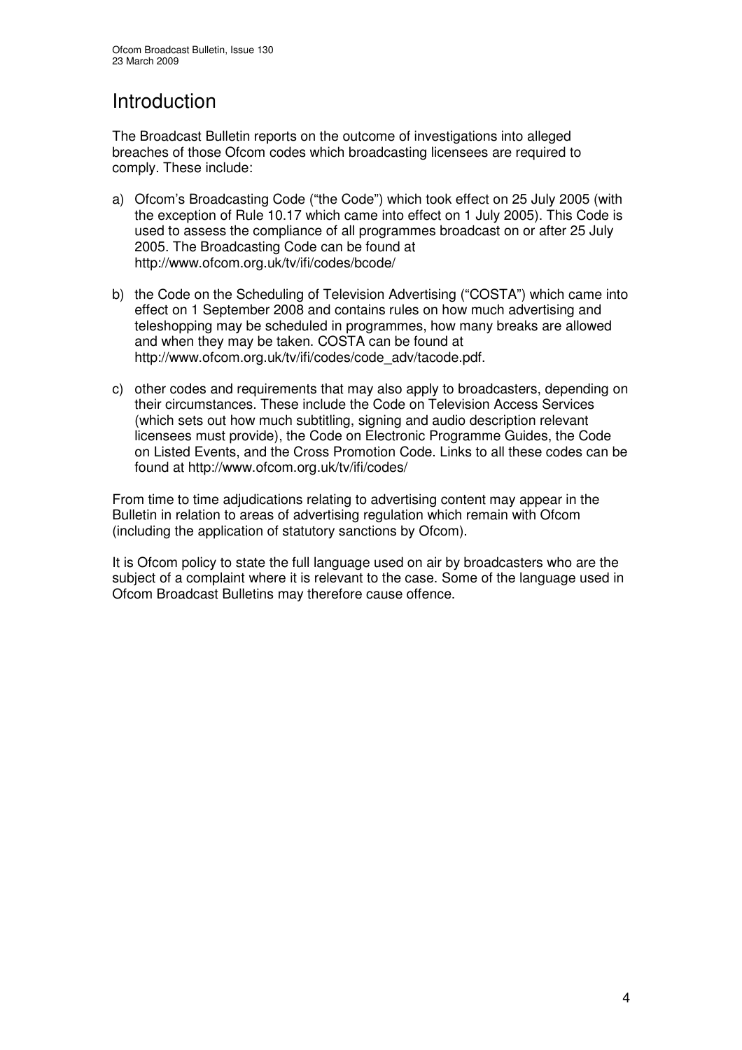# Introduction

The Broadcast Bulletin reports on the outcome of investigations into alleged breaches of those Ofcom codes which broadcasting licensees are required to comply. These include:

a) Ofcom's Broadcasting Code ("the Code") which took effect on 25 July 2005 (with the exception of Rule 10.17 which came into effect on 1 July 2005). This Code is used to assess the compliance of all programmes broadcast on or after 25 July 2005. The Broadcasting Code can be found at http://www.ofcom.org.uk/tv/ifi/codes/bcode/

b) the Code on the Scheduling of Television Advertising ("COSTA") which came into effect on 1 September 2008 and contains rules on how much advertising and teleshopping may be scheduled in programmes, how many breaks are allowed and when they may be taken. COSTA can be found at http://www.ofcom.org.uk/tv/ifi/codes/code_adv/tacode.pdf.

c) other codes and requirements that may also apply to broadcasters, depending on their circumstances. These include the Code on Television Access Services (which sets out how much subtitling, signing and audio description relevant licensees must provide), the Code on Electronic Programme Guides, the Code on Listed Events, and the Cross Promotion Code. Links to all these codes can be found at http://www.ofcom.org.uk/tv/ifi/codes/

From time to time adjudications relating to advertising content may appear in the Bulletin in relation to areas of advertising regulation which remain with Ofcom (including the application of statutory sanctions by Ofcom).

It is Ofcom policy to state the full language used on air by broadcasters who are the subject of a complaint where it is relevant to the case. Some of the language used in Ofcom Broadcast Bulletins may therefore cause offence.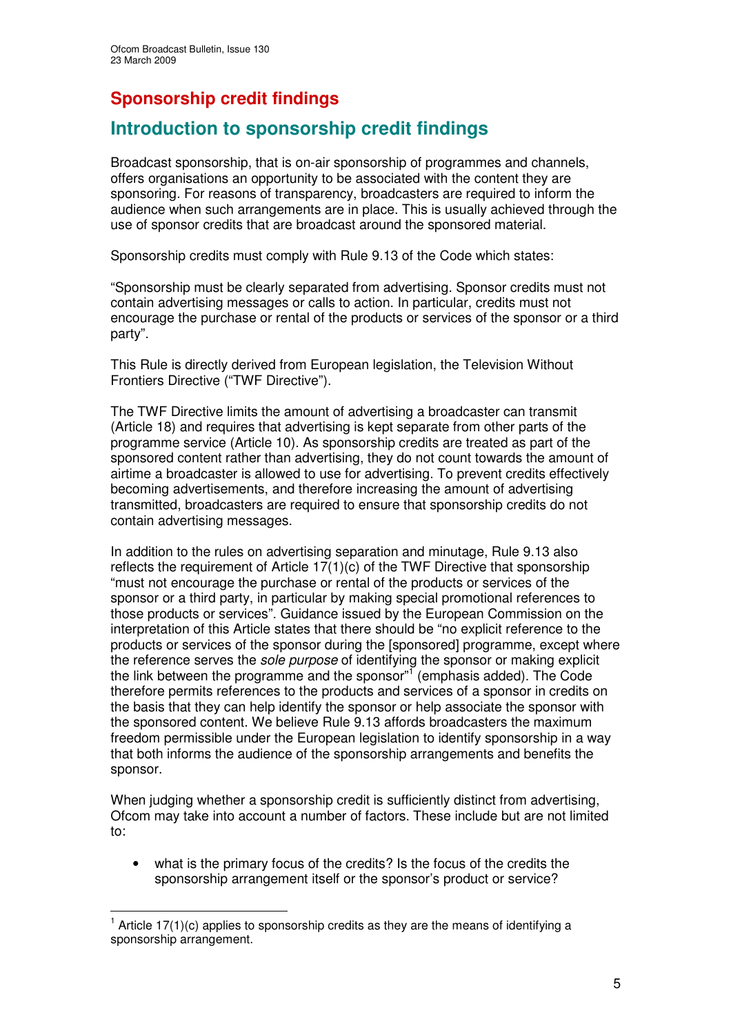## Sponsorship credit findings

## Introduction to sponsorship credit findings

Broadcast sponsorship, that is on-air sponsorship of programmes and channels, offers organisations an opportunity to be associated with the content they are sponsoring. For reasons of transparency, broadcasters are required to inform the audience when such arrangements are in place. This is usually achieved through the use of sponsor credits that are broadcast around the sponsored material.

Sponsorship credits must comply with Rule 9.13 of the Code which states:

"Sponsorship must be clearly separated from advertising. Sponsor credits must not contain advertising messages or calls to action. In particular, credits must not encourage the purchase or rental of the products or services of the sponsor or a third party".

This Rule is directly derived from European legislation, the Television Without Frontiers Directive ("TWF Directive").

The TWF Directive limits the amount of advertising a broadcaster can transmit (Article 18) and requires that advertising is kept separate from other parts of the programme service (Article 10). As sponsorship credits are treated as part of the sponsored content rather than advertising, they do not count towards the amount of airtime a broadcaster is allowed to use for advertising. To prevent credits effectively becoming advertisements, and therefore increasing the amount of advertising transmitted, broadcasters are required to ensure that sponsorship credits do not contain advertising messages.

In addition to the rules on advertising separation and minutage, Rule 9.13 also reflects the requirement of Article 17(1)(c) of the TWF Directive that sponsorship "must not encourage the purchase or rental of the products or services of the sponsor or a third party, in particular by making special promotional references to those products or services". Guidance issued by the European Commission on the interpretation of this Article states that there should be "no explicit reference to the products or services of the sponsor during the [sponsored] programme, except where the reference serves the *sole purpose* of identifying the sponsor or making explicit the link between the programme and the sponsor"[1] (emphasis added). The Code therefore permits references to the products and services of a sponsor in credits on the basis that they can help identify the sponsor or help associate the sponsor with the sponsored content. We believe Rule 9.13 affords broadcasters the maximum freedom permissible under the European legislation to identify sponsorship in a way that both informs the audience of the sponsorship arrangements and benefits the sponsor.

When judging whether a sponsorship credit is sufficiently distinct from advertising, Ofcom may take into account a number of factors. These include but are not limited to:

- what is the primary focus of the credits? Is the focus of the credits the sponsorship arrangement itself or the sponsor's product or service?

[1] Article 17(1)(c) applies to sponsorship credits as they are the means of identifying a sponsorship arrangement.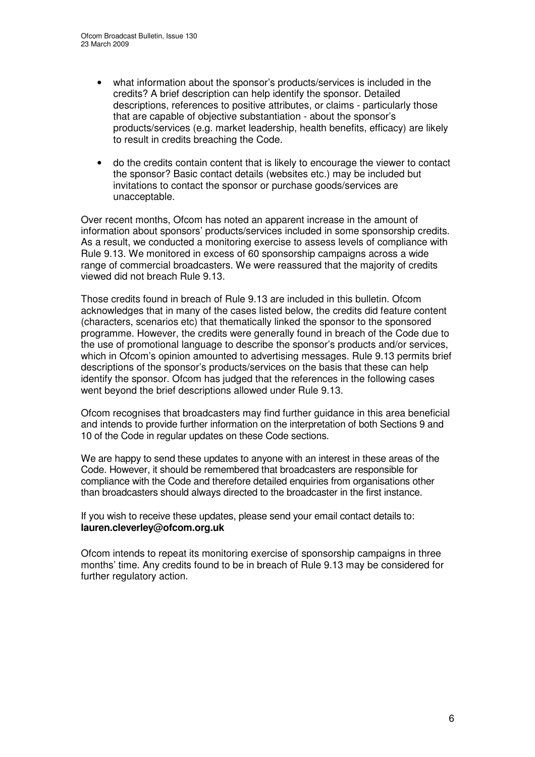- what information about the sponsor's products/services is included in the credits? A brief description can help identify the sponsor. Detailed descriptions, references to positive attributes, or claims - particularly those that are capable of objective substantiation - about the sponsor's products/services (e.g. market leadership, health benefits, efficacy) are likely to result in credits breaching the Code.

- do the credits contain content that is likely to encourage the viewer to contact the sponsor? Basic contact details (websites etc.) may be included but invitations to contact the sponsor or purchase goods/services are unacceptable.

Over recent months, Ofcom has noted an apparent increase in the amount of information about sponsors' products/services included in some sponsorship credits. As a result, we conducted a monitoring exercise to assess levels of compliance with Rule 9.13. We monitored in excess of 60 sponsorship campaigns across a wide range of commercial broadcasters. We were reassured that the majority of credits viewed did not breach Rule 9.13.

Those credits found in breach of Rule 9.13 are included in this bulletin. Ofcom acknowledges that in many of the cases listed below, the credits did feature content (characters, scenarios etc) that thematically linked the sponsor to the sponsored programme. However, the credits were generally found in breach of the Code due to the use of promotional language to describe the sponsor's products and/or services, which in Ofcom's opinion amounted to advertising messages. Rule 9.13 permits brief descriptions of the sponsor's products/services on the basis that these can help identify the sponsor. Ofcom has judged that the references in the following cases went beyond the brief descriptions allowed under Rule 9.13.

Ofcom recognises that broadcasters may find further guidance in this area beneficial and intends to provide further information on the interpretation of both Sections 9 and 10 of the Code in regular updates on these Code sections.

We are happy to send these updates to anyone with an interest in these areas of the Code. However, it should be remembered that broadcasters are responsible for compliance with the Code and therefore detailed enquiries from organisations other than broadcasters should always directed to the broadcaster in the first instance.

If you wish to receive these updates, please send your email contact details to: **lauren.cleverley@ofcom.org.uk**

Ofcom intends to repeat its monitoring exercise of sponsorship campaigns in three months' time. Any credits found to be in breach of Rule 9.13 may be considered for further regulatory action.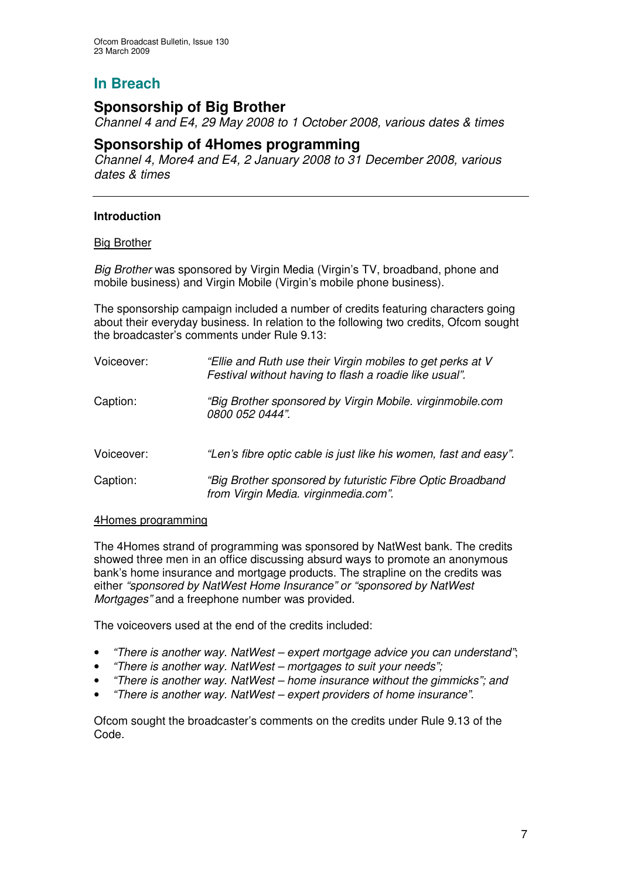## In Breach

### Sponsorship of Big Brother

*Channel 4 and E4, 29 May 2008 to 1 October 2008, various dates & times*

### Sponsorship of 4Homes programming

*Channel 4, More4 and E4, 2 January 2008 to 31 December 2008, various dates & times*

---

**Introduction**

Big Brother

*Big Brother* was sponsored by Virgin Media (Virgin's TV, broadband, phone and mobile business) and Virgin Mobile (Virgin's mobile phone business).

The sponsorship campaign included a number of credits featuring characters going about their everyday business. In relation to the following two credits, Ofcom sought the broadcaster's comments under Rule 9.13:

| | |
|---|---|
| Voiceover: | *"Ellie and Ruth use their Virgin mobiles to get perks at V Festival without having to flash a roadie like usual".* |
| Caption: | *"Big Brother sponsored by Virgin Mobile. virginmobile.com 0800 052 0444".* |
| Voiceover: | *"Len's fibre optic cable is just like his women, fast and easy".* |
| Caption: | *"Big Brother sponsored by futuristic Fibre Optic Broadband from Virgin Media. virginmedia.com".* |

4Homes programming

The 4Homes strand of programming was sponsored by NatWest bank. The credits showed three men in an office discussing absurd ways to promote an anonymous bank's home insurance and mortgage products. The strapline on the credits was either *"sponsored by NatWest Home Insurance"* or *"sponsored by NatWest Mortgages"* and a freephone number was provided.

The voiceovers used at the end of the credits included:

- *"There is another way. NatWest – expert mortgage advice you can understand"*;
- *"There is another way. NatWest – mortgages to suit your needs";*
- *"There is another way. NatWest – home insurance without the gimmicks"*; and
- *"There is another way. NatWest – expert providers of home insurance".*

Ofcom sought the broadcaster's comments on the credits under Rule 9.13 of the Code.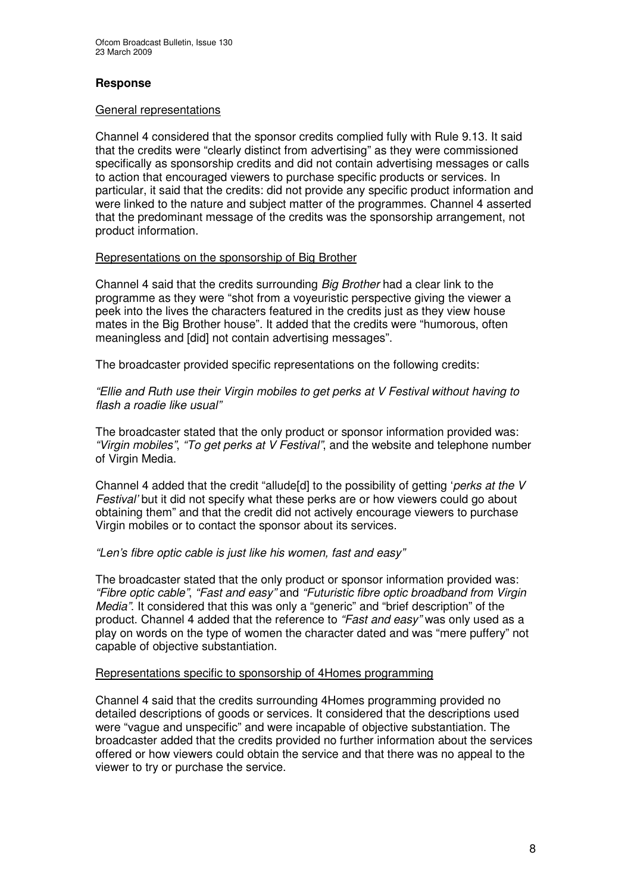## Response

General representations

Channel 4 considered that the sponsor credits complied fully with Rule 9.13. It said that the credits were "clearly distinct from advertising" as they were commissioned specifically as sponsorship credits and did not contain advertising messages or calls to action that encouraged viewers to purchase specific products or services. In particular, it said that the credits: did not provide any specific product information and were linked to the nature and subject matter of the programmes. Channel 4 asserted that the predominant message of the credits was the sponsorship arrangement, not product information.

Representations on the sponsorship of Big Brother

Channel 4 said that the credits surrounding *Big Brother* had a clear link to the programme as they were "shot from a voyeuristic perspective giving the viewer a peek into the lives the characters featured in the credits just as they view house mates in the Big Brother house". It added that the credits were "humorous, often meaningless and [did] not contain advertising messages".

The broadcaster provided specific representations on the following credits:

*"Ellie and Ruth use their Virgin mobiles to get perks at V Festival without having to flash a roadie like usual"*

The broadcaster stated that the only product or sponsor information provided was: *"Virgin mobiles"*, *"To get perks at V Festival"*, and the website and telephone number of Virgin Media.

Channel 4 added that the credit "allude[d] to the possibility of getting '*perks at the V Festival'* but it did not specify what these perks are or how viewers could go about obtaining them" and that the credit did not actively encourage viewers to purchase Virgin mobiles or to contact the sponsor about its services.

*"Len's fibre optic cable is just like his women, fast and easy"*

The broadcaster stated that the only product or sponsor information provided was: *"Fibre optic cable"*, *"Fast and easy"* and *"Futuristic fibre optic broadband from Virgin Media"*. It considered that this was only a "generic" and "brief description" of the product. Channel 4 added that the reference to *"Fast and easy"* was only used as a play on words on the type of women the character dated and was "mere puffery" not capable of objective substantiation.

Representations specific to sponsorship of 4Homes programming

Channel 4 said that the credits surrounding 4Homes programming provided no detailed descriptions of goods or services. It considered that the descriptions used were "vague and unspecific" and were incapable of objective substantiation. The broadcaster added that the credits provided no further information about the services offered or how viewers could obtain the service and that there was no appeal to the viewer to try or purchase the service.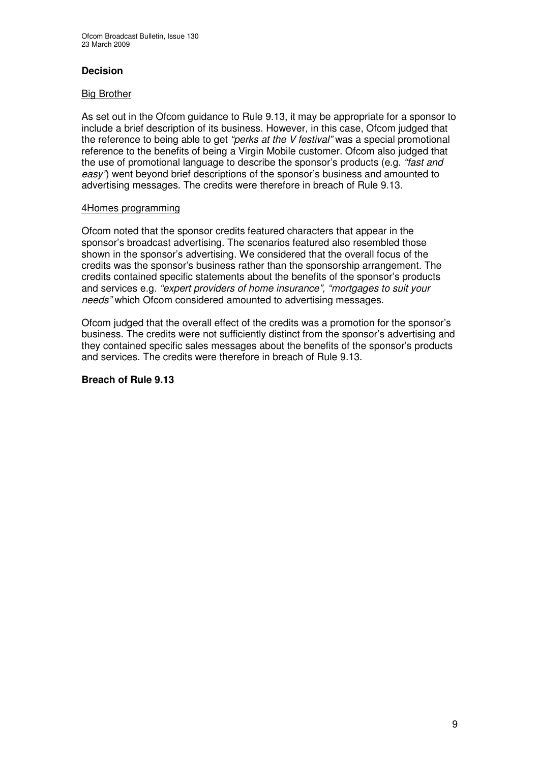**Decision**

Big Brother

As set out in the Ofcom guidance to Rule 9.13, it may be appropriate for a sponsor to include a brief description of its business. However, in this case, Ofcom judged that the reference to being able to get *"perks at the V festival"* was a special promotional reference to the benefits of being a Virgin Mobile customer. Ofcom also judged that the use of promotional language to describe the sponsor's products (e.g. *"fast and easy"*) went beyond brief descriptions of the sponsor's business and amounted to advertising messages. The credits were therefore in breach of Rule 9.13.

4Homes programming

Ofcom noted that the sponsor credits featured characters that appear in the sponsor's broadcast advertising. The scenarios featured also resembled those shown in the sponsor's advertising. We considered that the overall focus of the credits was the sponsor's business rather than the sponsorship arrangement. The credits contained specific statements about the benefits of the sponsor's products and services e.g. *"expert providers of home insurance", "mortgages to suit your needs"* which Ofcom considered amounted to advertising messages.

Ofcom judged that the overall effect of the credits was a promotion for the sponsor's business. The credits were not sufficiently distinct from the sponsor's advertising and they contained specific sales messages about the benefits of the sponsor's products and services. The credits were therefore in breach of Rule 9.13.

**Breach of Rule 9.13**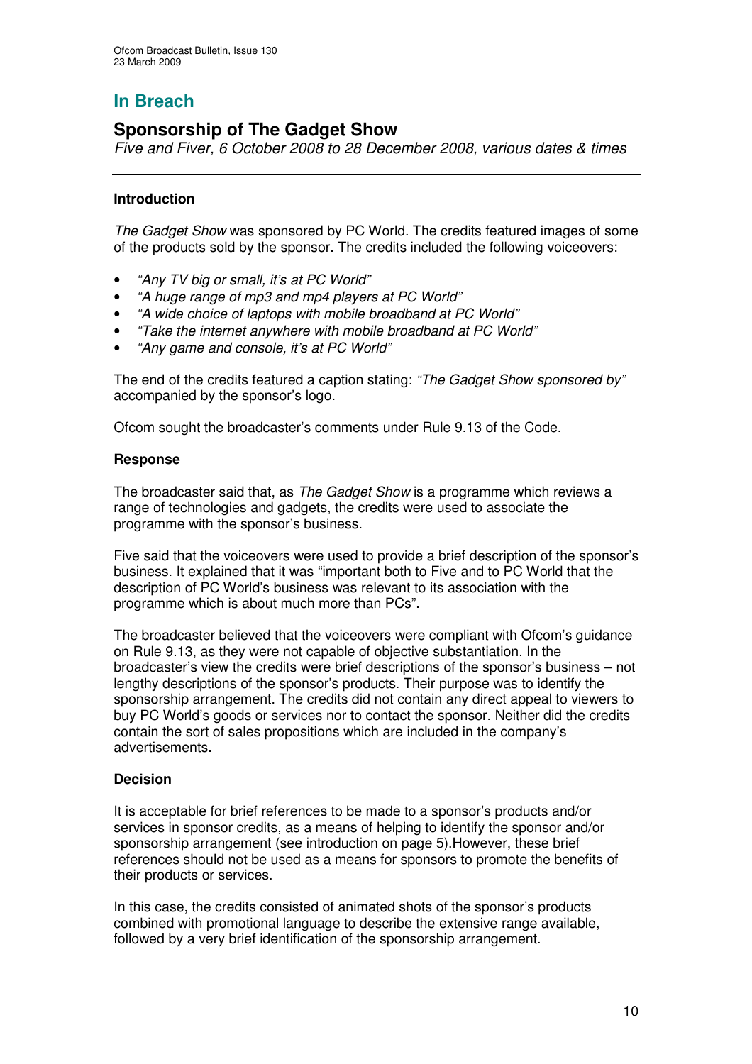## In Breach

## Sponsorship of The Gadget Show

*Five and Fiver, 6 October 2008 to 28 December 2008, various dates & times*

---

### Introduction

*The Gadget Show* was sponsored by PC World. The credits featured images of some of the products sold by the sponsor. The credits included the following voiceovers:

- *"Any TV big or small, it's at PC World"*
- *"A huge range of mp3 and mp4 players at PC World"*
- *"A wide choice of laptops with mobile broadband at PC World"*
- *"Take the internet anywhere with mobile broadband at PC World"*
- *"Any game and console, it's at PC World"*

The end of the credits featured a caption stating: *"The Gadget Show sponsored by"* accompanied by the sponsor's logo.

Ofcom sought the broadcaster's comments under Rule 9.13 of the Code.

### Response

The broadcaster said that, as *The Gadget Show* is a programme which reviews a range of technologies and gadgets, the credits were used to associate the programme with the sponsor's business.

Five said that the voiceovers were used to provide a brief description of the sponsor's business. It explained that it was "important both to Five and to PC World that the description of PC World's business was relevant to its association with the programme which is about much more than PCs".

The broadcaster believed that the voiceovers were compliant with Ofcom's guidance on Rule 9.13, as they were not capable of objective substantiation. In the broadcaster's view the credits were brief descriptions of the sponsor's business – not lengthy descriptions of the sponsor's products. Their purpose was to identify the sponsorship arrangement. The credits did not contain any direct appeal to viewers to buy PC World's goods or services nor to contact the sponsor. Neither did the credits contain the sort of sales propositions which are included in the company's advertisements.

### Decision

It is acceptable for brief references to be made to a sponsor's products and/or services in sponsor credits, as a means of helping to identify the sponsor and/or sponsorship arrangement (see introduction on page 5).However, these brief references should not be used as a means for sponsors to promote the benefits of their products or services.

In this case, the credits consisted of animated shots of the sponsor's products combined with promotional language to describe the extensive range available, followed by a very brief identification of the sponsorship arrangement.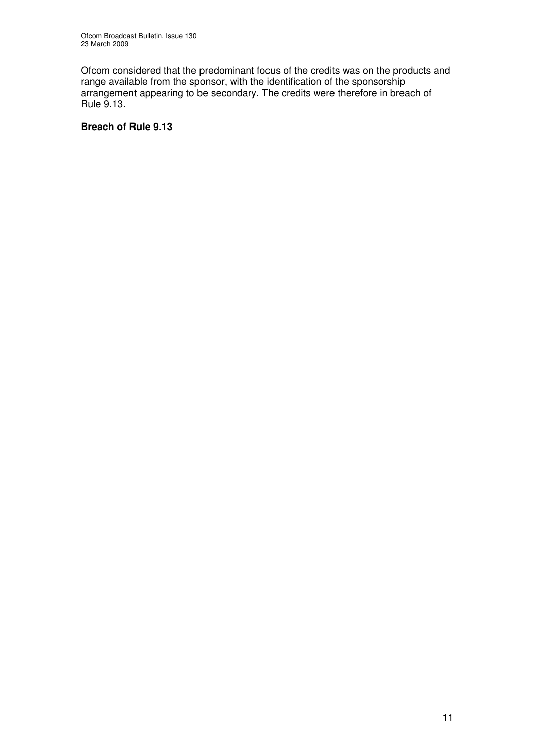Ofcom considered that the predominant focus of the credits was on the products and range available from the sponsor, with the identification of the sponsorship arrangement appearing to be secondary. The credits were therefore in breach of Rule 9.13.

**Breach of Rule 9.13**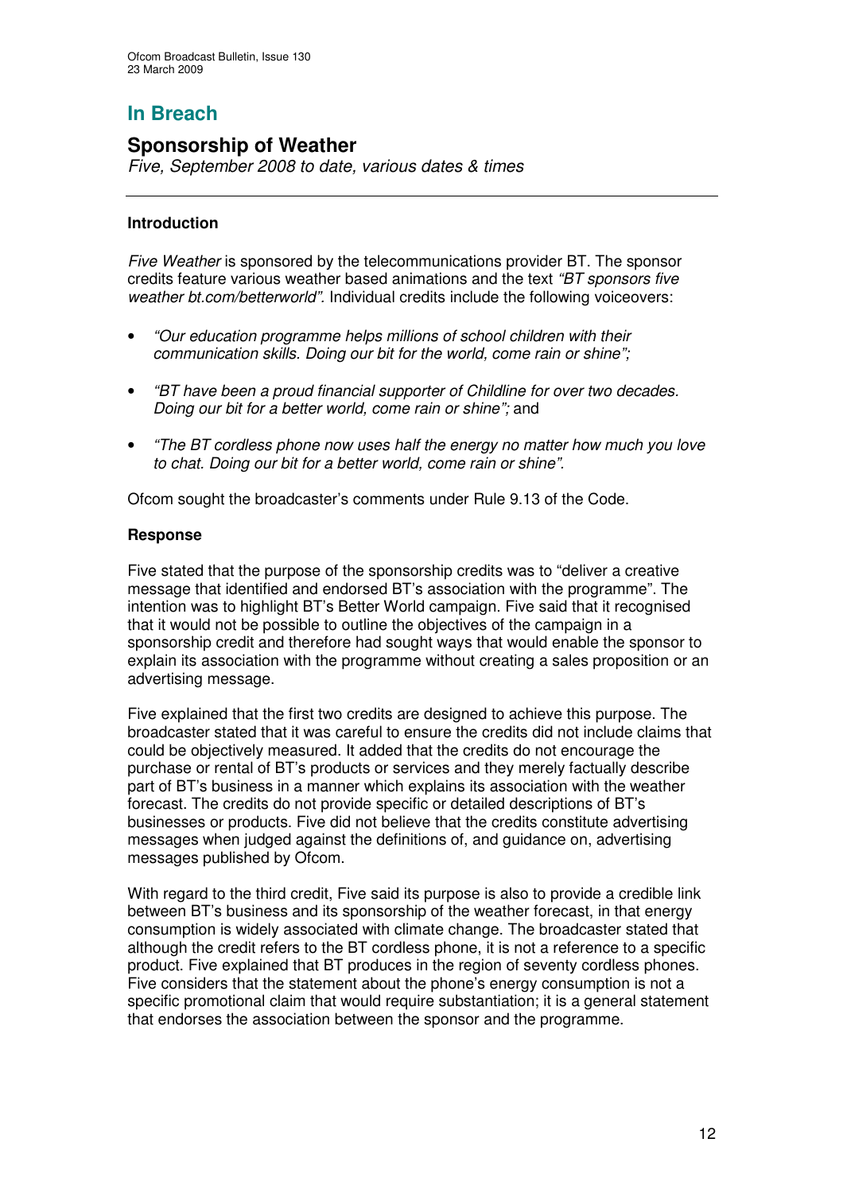## In Breach

### Sponsorship of Weather

*Five, September 2008 to date, various dates & times*

---

#### Introduction

*Five Weather* is sponsored by the telecommunications provider BT. The sponsor credits feature various weather based animations and the text *"BT sponsors five weather bt.com/betterworld".* Individual credits include the following voiceovers:

- *"Our education programme helps millions of school children with their communication skills. Doing our bit for the world, come rain or shine";*
- *"BT have been a proud financial supporter of Childline for over two decades. Doing our bit for a better world, come rain or shine";* and
- *"The BT cordless phone now uses half the energy no matter how much you love to chat. Doing our bit for a better world, come rain or shine".*

Ofcom sought the broadcaster's comments under Rule 9.13 of the Code.

#### Response

Five stated that the purpose of the sponsorship credits was to "deliver a creative message that identified and endorsed BT's association with the programme". The intention was to highlight BT's Better World campaign. Five said that it recognised that it would not be possible to outline the objectives of the campaign in a sponsorship credit and therefore had sought ways that would enable the sponsor to explain its association with the programme without creating a sales proposition or an advertising message.

Five explained that the first two credits are designed to achieve this purpose. The broadcaster stated that it was careful to ensure the credits did not include claims that could be objectively measured. It added that the credits do not encourage the purchase or rental of BT's products or services and they merely factually describe part of BT's business in a manner which explains its association with the weather forecast. The credits do not provide specific or detailed descriptions of BT's businesses or products. Five did not believe that the credits constitute advertising messages when judged against the definitions of, and guidance on, advertising messages published by Ofcom.

With regard to the third credit, Five said its purpose is also to provide a credible link between BT's business and its sponsorship of the weather forecast, in that energy consumption is widely associated with climate change. The broadcaster stated that although the credit refers to the BT cordless phone, it is not a reference to a specific product. Five explained that BT produces in the region of seventy cordless phones. Five considers that the statement about the phone's energy consumption is not a specific promotional claim that would require substantiation; it is a general statement that endorses the association between the sponsor and the programme.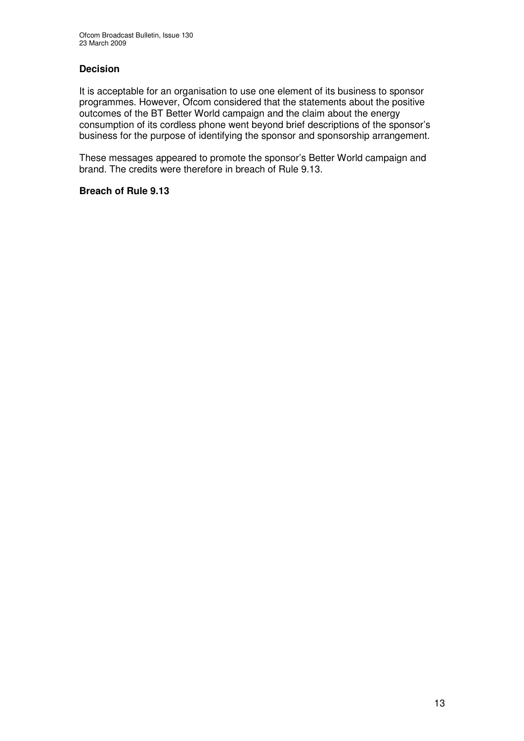### Decision

It is acceptable for an organisation to use one element of its business to sponsor programmes. However, Ofcom considered that the statements about the positive outcomes of the BT Better World campaign and the claim about the energy consumption of its cordless phone went beyond brief descriptions of the sponsor's business for the purpose of identifying the sponsor and sponsorship arrangement.

These messages appeared to promote the sponsor's Better World campaign and brand. The credits were therefore in breach of Rule 9.13.

**Breach of Rule 9.13**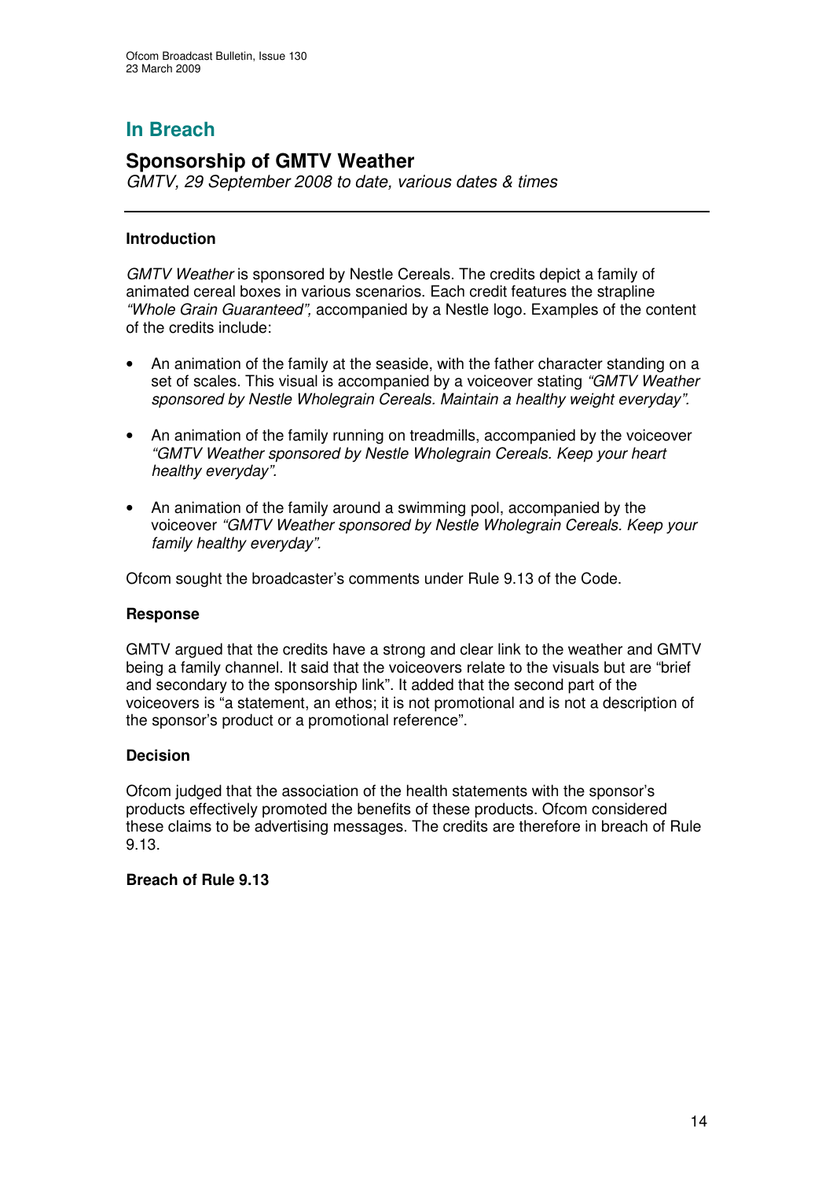## In Breach

### Sponsorship of GMTV Weather

*GMTV, 29 September 2008 to date, various dates & times*

---

#### Introduction

*GMTV Weather* is sponsored by Nestle Cereals. The credits depict a family of animated cereal boxes in various scenarios. Each credit features the strapline *"Whole Grain Guaranteed",* accompanied by a Nestle logo. Examples of the content of the credits include:

- An animation of the family at the seaside, with the father character standing on a set of scales. This visual is accompanied by a voiceover stating *"GMTV Weather sponsored by Nestle Wholegrain Cereals. Maintain a healthy weight everyday".*
- An animation of the family running on treadmills, accompanied by the voiceover *"GMTV Weather sponsored by Nestle Wholegrain Cereals. Keep your heart healthy everyday".*
- An animation of the family around a swimming pool, accompanied by the voiceover *"GMTV Weather sponsored by Nestle Wholegrain Cereals. Keep your family healthy everyday".*

Ofcom sought the broadcaster's comments under Rule 9.13 of the Code.

#### Response

GMTV argued that the credits have a strong and clear link to the weather and GMTV being a family channel. It said that the voiceovers relate to the visuals but are "brief and secondary to the sponsorship link". It added that the second part of the voiceovers is "a statement, an ethos; it is not promotional and is not a description of the sponsor's product or a promotional reference".

#### Decision

Ofcom judged that the association of the health statements with the sponsor's products effectively promoted the benefits of these products. Ofcom considered these claims to be advertising messages. The credits are therefore in breach of Rule 9.13.

**Breach of Rule 9.13**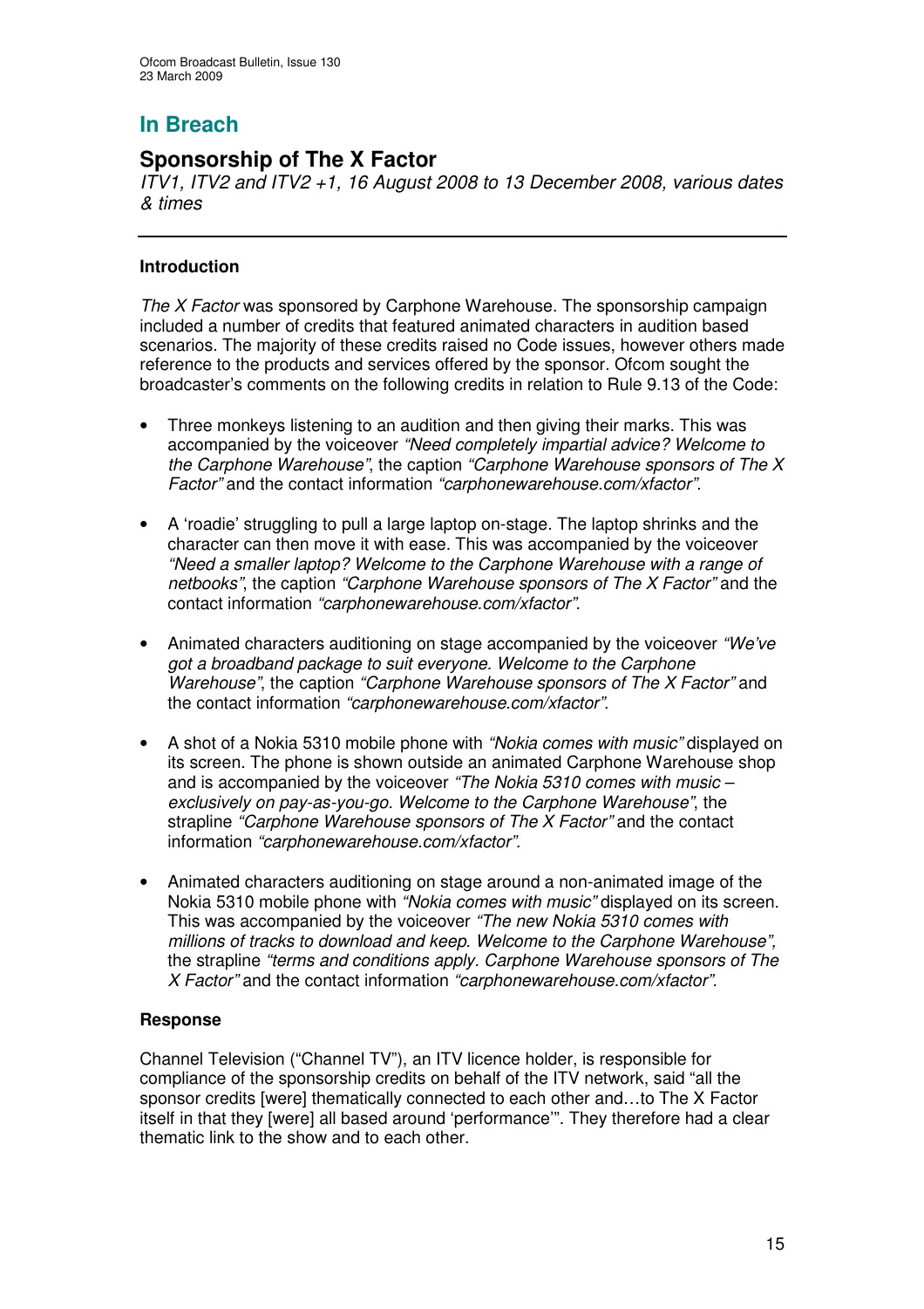# In Breach

## Sponsorship of The X Factor

*ITV1, ITV2 and ITV2 +1, 16 August 2008 to 13 December 2008, various dates & times*

---

### Introduction

*The X Factor* was sponsored by Carphone Warehouse. The sponsorship campaign included a number of credits that featured animated characters in audition based scenarios. The majority of these credits raised no Code issues, however others made reference to the products and services offered by the sponsor. Ofcom sought the broadcaster's comments on the following credits in relation to Rule 9.13 of the Code:

- Three monkeys listening to an audition and then giving their marks. This was accompanied by the voiceover *"Need completely impartial advice? Welcome to the Carphone Warehouse"*, the caption *"Carphone Warehouse sponsors of The X Factor"* and the contact information *"carphonewarehouse.com/xfactor".*
- A 'roadie' struggling to pull a large laptop on-stage. The laptop shrinks and the character can then move it with ease. This was accompanied by the voiceover *"Need a smaller laptop? Welcome to the Carphone Warehouse with a range of netbooks"*, the caption *"Carphone Warehouse sponsors of The X Factor"* and the contact information *"carphonewarehouse.com/xfactor"*.
- Animated characters auditioning on stage accompanied by the voiceover *"We've got a broadband package to suit everyone. Welcome to the Carphone Warehouse"*, the caption *"Carphone Warehouse sponsors of The X Factor"* and the contact information *"carphonewarehouse.com/xfactor"*.
- A shot of a Nokia 5310 mobile phone with *"Nokia comes with music"* displayed on its screen. The phone is shown outside an animated Carphone Warehouse shop and is accompanied by the voiceover *"The Nokia 5310 comes with music – exclusively on pay-as-you-go. Welcome to the Carphone Warehouse"*, the strapline *"Carphone Warehouse sponsors of The X Factor"* and the contact information *"carphonewarehouse.com/xfactor".*
- Animated characters auditioning on stage around a non-animated image of the Nokia 5310 mobile phone with *"Nokia comes with music"* displayed on its screen. This was accompanied by the voiceover *"The new Nokia 5310 comes with millions of tracks to download and keep. Welcome to the Carphone Warehouse",* the strapline *"terms and conditions apply. Carphone Warehouse sponsors of The X Factor"* and the contact information *"carphonewarehouse.com/xfactor".*

### Response

Channel Television ("Channel TV"), an ITV licence holder, is responsible for compliance of the sponsorship credits on behalf of the ITV network, said "all the sponsor credits [were] thematically connected to each other and…to The X Factor itself in that they [were] all based around 'performance'". They therefore had a clear thematic link to the show and to each other.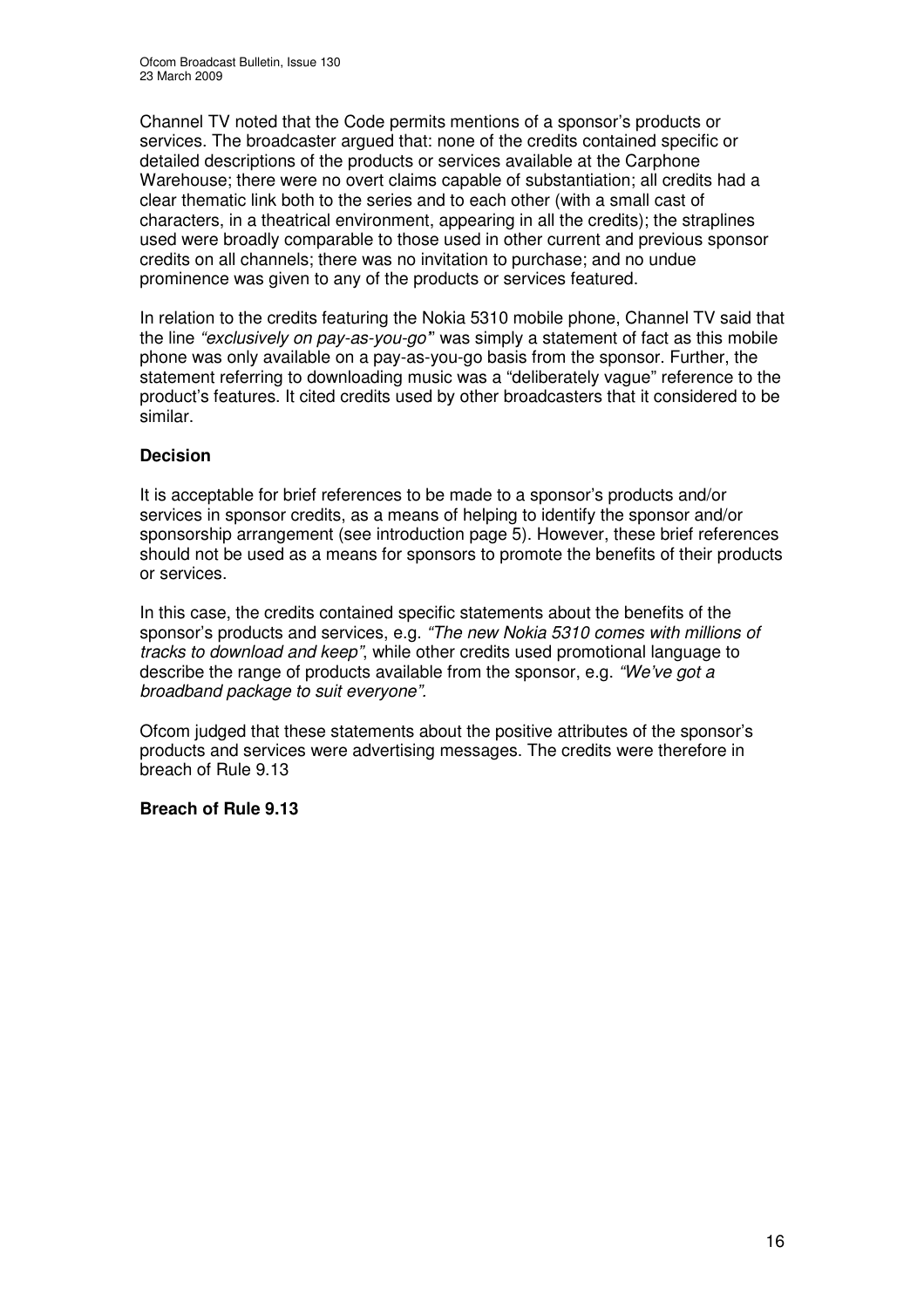Channel TV noted that the Code permits mentions of a sponsor's products or services. The broadcaster argued that: none of the credits contained specific or detailed descriptions of the products or services available at the Carphone Warehouse; there were no overt claims capable of substantiation; all credits had a clear thematic link both to the series and to each other (with a small cast of characters, in a theatrical environment, appearing in all the credits); the straplines used were broadly comparable to those used in other current and previous sponsor credits on all channels; there was no invitation to purchase; and no undue prominence was given to any of the products or services featured.

In relation to the credits featuring the Nokia 5310 mobile phone, Channel TV said that the line *"exclusively on pay-as-you-go"* was simply a statement of fact as this mobile phone was only available on a pay-as-you-go basis from the sponsor. Further, the statement referring to downloading music was a "deliberately vague" reference to the product's features. It cited credits used by other broadcasters that it considered to be similar.

**Decision**

It is acceptable for brief references to be made to a sponsor's products and/or services in sponsor credits, as a means of helping to identify the sponsor and/or sponsorship arrangement (see introduction page 5). However, these brief references should not be used as a means for sponsors to promote the benefits of their products or services.

In this case, the credits contained specific statements about the benefits of the sponsor's products and services, e.g. *"The new Nokia 5310 comes with millions of tracks to download and keep"*, while other credits used promotional language to describe the range of products available from the sponsor, e.g. *"We've got a broadband package to suit everyone"*.

Ofcom judged that these statements about the positive attributes of the sponsor's products and services were advertising messages. The credits were therefore in breach of Rule 9.13

**Breach of Rule 9.13**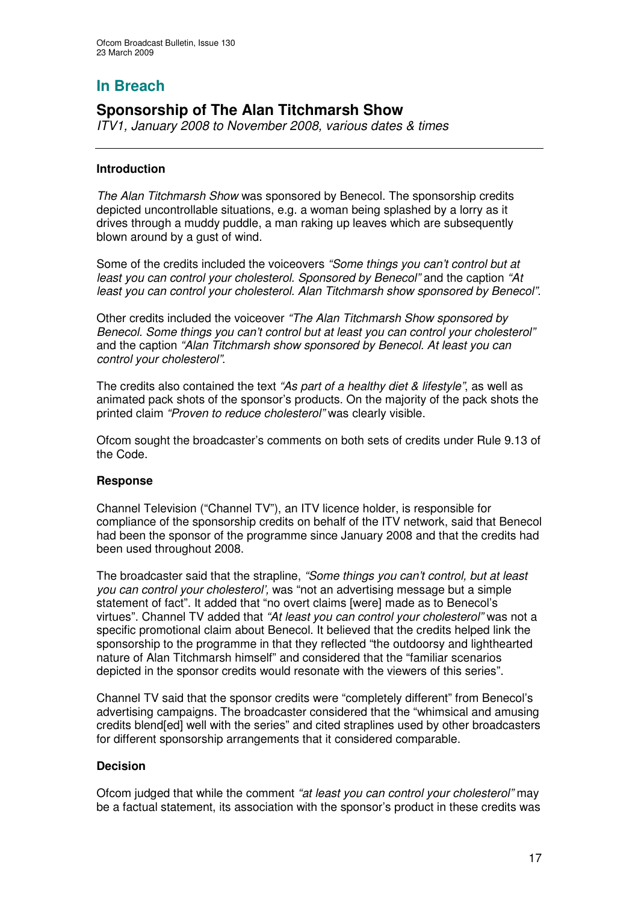## In Breach

## Sponsorship of The Alan Titchmarsh Show

*ITV1, January 2008 to November 2008, various dates & times*

---

### Introduction

*The Alan Titchmarsh Show* was sponsored by Benecol. The sponsorship credits depicted uncontrollable situations, e.g. a woman being splashed by a lorry as it drives through a muddy puddle, a man raking up leaves which are subsequently blown around by a gust of wind.

Some of the credits included the voiceovers *"Some things you can't control but at least you can control your cholesterol. Sponsored by Benecol"* and the caption *"At least you can control your cholesterol. Alan Titchmarsh show sponsored by Benecol".*

Other credits included the voiceover *"The Alan Titchmarsh Show sponsored by Benecol. Some things you can't control but at least you can control your cholesterol"* and the caption *"Alan Titchmarsh show sponsored by Benecol. At least you can control your cholesterol"*.

The credits also contained the text *"As part of a healthy diet & lifestyle"*, as well as animated pack shots of the sponsor's products. On the majority of the pack shots the printed claim *"Proven to reduce cholesterol"* was clearly visible.

Ofcom sought the broadcaster's comments on both sets of credits under Rule 9.13 of the Code.

### Response

Channel Television ("Channel TV"), an ITV licence holder, is responsible for compliance of the sponsorship credits on behalf of the ITV network, said that Benecol had been the sponsor of the programme since January 2008 and that the credits had been used throughout 2008.

The broadcaster said that the strapline, *"Some things you can't control, but at least you can control your cholesterol',* was "not an advertising message but a simple statement of fact". It added that "no overt claims [were] made as to Benecol's virtues". Channel TV added that *"At least you can control your cholesterol"* was not a specific promotional claim about Benecol. It believed that the credits helped link the sponsorship to the programme in that they reflected "the outdoorsy and lighthearted nature of Alan Titchmarsh himself" and considered that the "familiar scenarios depicted in the sponsor credits would resonate with the viewers of this series".

Channel TV said that the sponsor credits were "completely different" from Benecol's advertising campaigns. The broadcaster considered that the "whimsical and amusing credits blend[ed] well with the series" and cited straplines used by other broadcasters for different sponsorship arrangements that it considered comparable.

### Decision

Ofcom judged that while the comment *"at least you can control your cholesterol"* may be a factual statement, its association with the sponsor's product in these credits was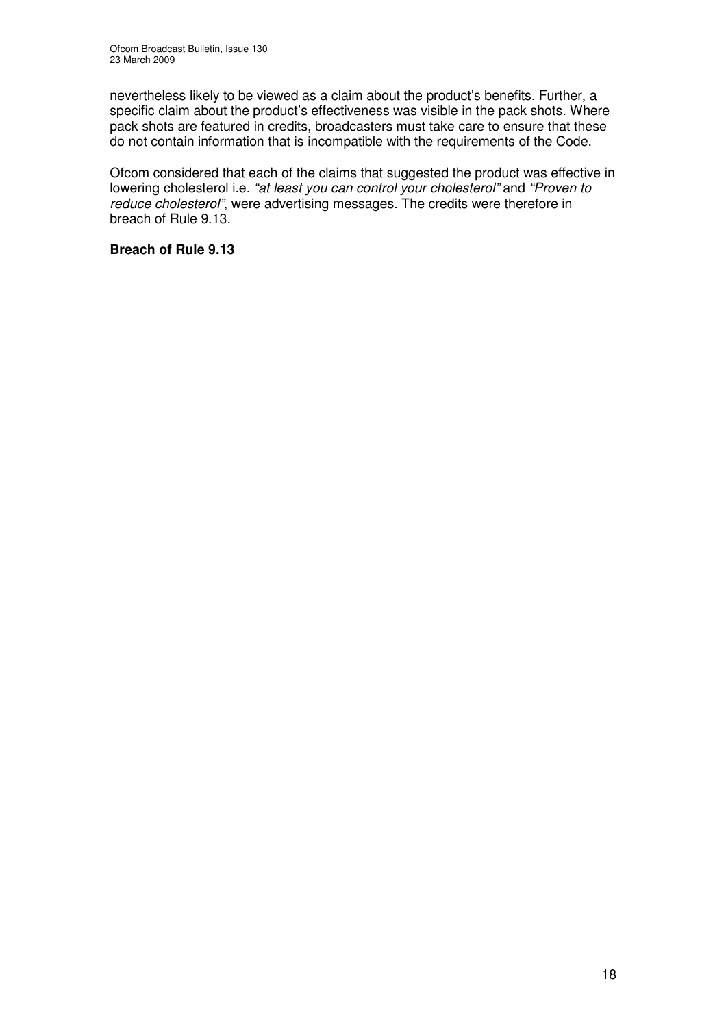nevertheless likely to be viewed as a claim about the product's benefits. Further, a specific claim about the product's effectiveness was visible in the pack shots. Where pack shots are featured in credits, broadcasters must take care to ensure that these do not contain information that is incompatible with the requirements of the Code.

Ofcom considered that each of the claims that suggested the product was effective in lowering cholesterol i.e. *"at least you can control your cholesterol"* and *"Proven to reduce cholesterol"*, were advertising messages. The credits were therefore in breach of Rule 9.13.

**Breach of Rule 9.13**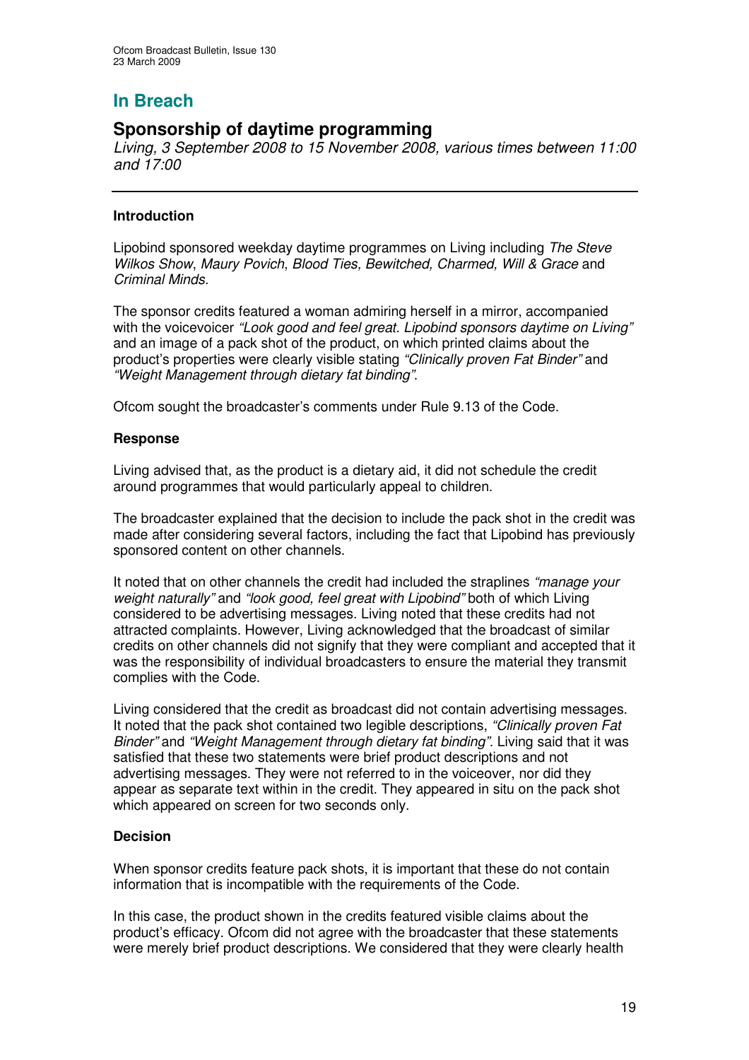## In Breach

### Sponsorship of daytime programming

*Living, 3 September 2008 to 15 November 2008, various times between 11:00 and 17:00*

---

**Introduction**

Lipobind sponsored weekday daytime programmes on Living including *The Steve Wilkos Show*, *Maury Povich*, *Blood Ties, Bewitched, Charmed, Will & Grace* and *Criminal Minds.*

The sponsor credits featured a woman admiring herself in a mirror, accompanied with the voicevoicer *"Look good and feel great. Lipobind sponsors daytime on Living"* and an image of a pack shot of the product, on which printed claims about the product's properties were clearly visible stating *"Clinically proven Fat Binder"* and *"Weight Management through dietary fat binding"*.

Ofcom sought the broadcaster's comments under Rule 9.13 of the Code.

**Response**

Living advised that, as the product is a dietary aid, it did not schedule the credit around programmes that would particularly appeal to children.

The broadcaster explained that the decision to include the pack shot in the credit was made after considering several factors, including the fact that Lipobind has previously sponsored content on other channels.

It noted that on other channels the credit had included the straplines *"manage your weight naturally"* and *"look good, feel great with Lipobind"* both of which Living considered to be advertising messages. Living noted that these credits had not attracted complaints. However, Living acknowledged that the broadcast of similar credits on other channels did not signify that they were compliant and accepted that it was the responsibility of individual broadcasters to ensure the material they transmit complies with the Code.

Living considered that the credit as broadcast did not contain advertising messages. It noted that the pack shot contained two legible descriptions, *"Clinically proven Fat Binder"* and *"Weight Management through dietary fat binding"*. Living said that it was satisfied that these two statements were brief product descriptions and not advertising messages. They were not referred to in the voiceover, nor did they appear as separate text within in the credit. They appeared in situ on the pack shot which appeared on screen for two seconds only.

**Decision**

When sponsor credits feature pack shots, it is important that these do not contain information that is incompatible with the requirements of the Code.

In this case, the product shown in the credits featured visible claims about the product's efficacy. Ofcom did not agree with the broadcaster that these statements were merely brief product descriptions. We considered that they were clearly health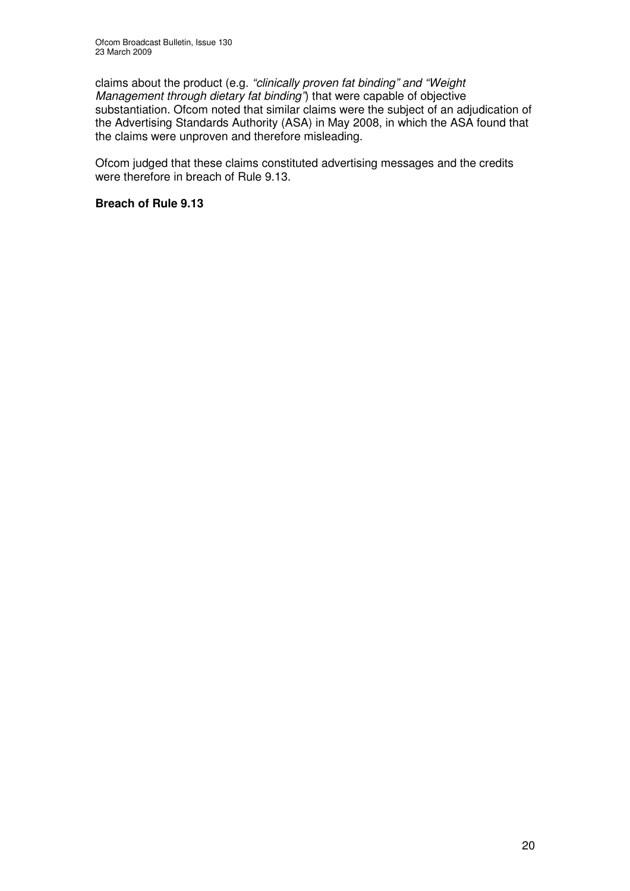claims about the product (e.g. *"clinically proven fat binding" and "Weight Management through dietary fat binding"*) that were capable of objective substantiation. Ofcom noted that similar claims were the subject of an adjudication of the Advertising Standards Authority (ASA) in May 2008, in which the ASA found that the claims were unproven and therefore misleading.

Ofcom judged that these claims constituted advertising messages and the credits were therefore in breach of Rule 9.13.

**Breach of Rule 9.13**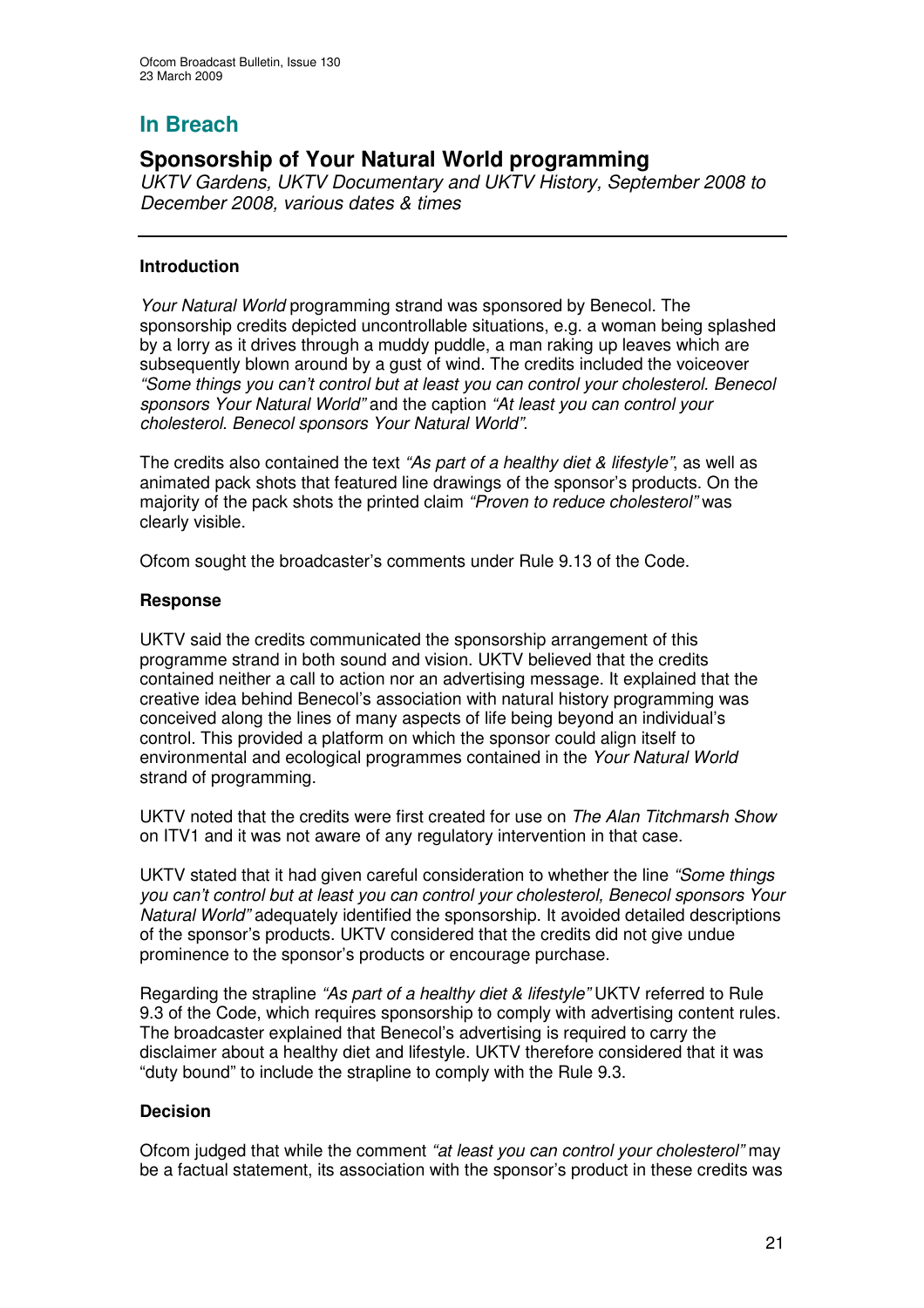# In Breach

## Sponsorship of Your Natural World programming

*UKTV Gardens, UKTV Documentary and UKTV History, September 2008 to December 2008, various dates & times*

---

### Introduction

*Your Natural World* programming strand was sponsored by Benecol. The sponsorship credits depicted uncontrollable situations, e.g. a woman being splashed by a lorry as it drives through a muddy puddle, a man raking up leaves which are subsequently blown around by a gust of wind. The credits included the voiceover *"Some things you can't control but at least you can control your cholesterol. Benecol sponsors Your Natural World"* and the caption *"At least you can control your cholesterol. Benecol sponsors Your Natural World".*

The credits also contained the text *"As part of a healthy diet & lifestyle"*, as well as animated pack shots that featured line drawings of the sponsor's products. On the majority of the pack shots the printed claim *"Proven to reduce cholesterol"* was clearly visible.

Ofcom sought the broadcaster's comments under Rule 9.13 of the Code.

### Response

UKTV said the credits communicated the sponsorship arrangement of this programme strand in both sound and vision. UKTV believed that the credits contained neither a call to action nor an advertising message. It explained that the creative idea behind Benecol's association with natural history programming was conceived along the lines of many aspects of life being beyond an individual's control. This provided a platform on which the sponsor could align itself to environmental and ecological programmes contained in the *Your Natural World* strand of programming.

UKTV noted that the credits were first created for use on *The Alan Titchmarsh Show* on ITV1 and it was not aware of any regulatory intervention in that case.

UKTV stated that it had given careful consideration to whether the line *"Some things you can't control but at least you can control your cholesterol, Benecol sponsors Your Natural World"* adequately identified the sponsorship. It avoided detailed descriptions of the sponsor's products. UKTV considered that the credits did not give undue prominence to the sponsor's products or encourage purchase.

Regarding the strapline *"As part of a healthy diet & lifestyle"* UKTV referred to Rule 9.3 of the Code, which requires sponsorship to comply with advertising content rules. The broadcaster explained that Benecol's advertising is required to carry the disclaimer about a healthy diet and lifestyle. UKTV therefore considered that it was "duty bound" to include the strapline to comply with the Rule 9.3.

### Decision

Ofcom judged that while the comment *"at least you can control your cholesterol"* may be a factual statement, its association with the sponsor's product in these credits was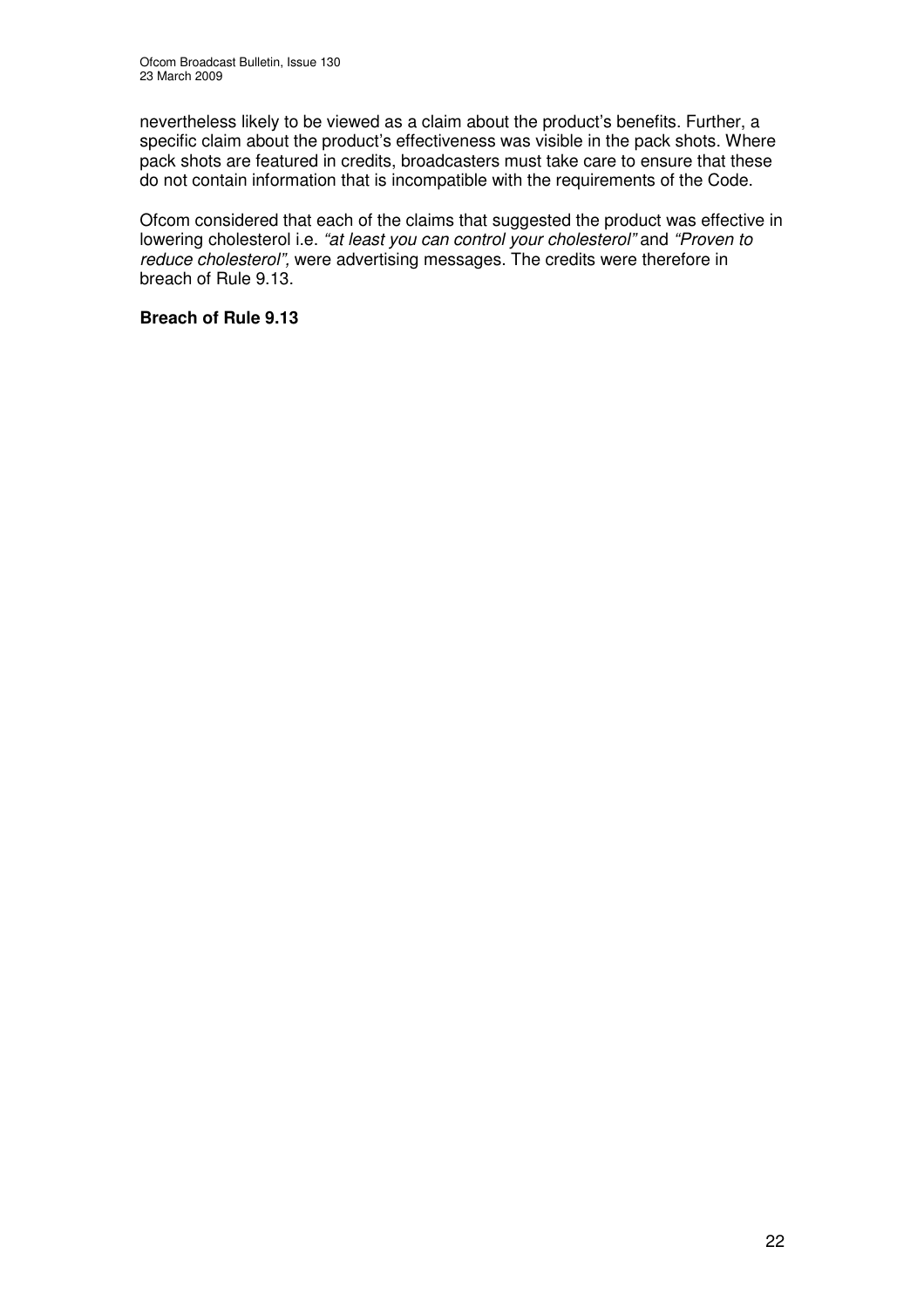nevertheless likely to be viewed as a claim about the product's benefits. Further, a specific claim about the product's effectiveness was visible in the pack shots. Where pack shots are featured in credits, broadcasters must take care to ensure that these do not contain information that is incompatible with the requirements of the Code.

Ofcom considered that each of the claims that suggested the product was effective in lowering cholesterol i.e. *"at least you can control your cholesterol"* and *"Proven to reduce cholesterol",* were advertising messages. The credits were therefore in breach of Rule 9.13.

**Breach of Rule 9.13**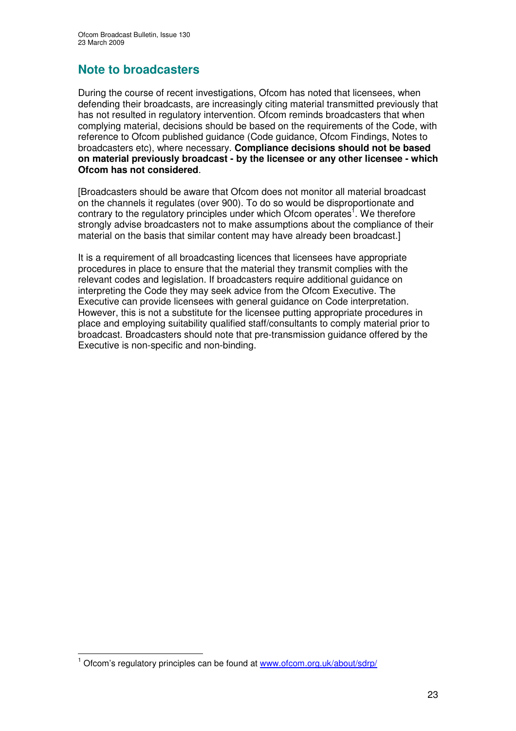## Note to broadcasters

During the course of recent investigations, Ofcom has noted that licensees, when defending their broadcasts, are increasingly citing material transmitted previously that has not resulted in regulatory intervention. Ofcom reminds broadcasters that when complying material, decisions should be based on the requirements of the Code, with reference to Ofcom published guidance (Code guidance, Ofcom Findings, Notes to broadcasters etc), where necessary. **Compliance decisions should not be based on material previously broadcast - by the licensee or any other licensee - which Ofcom has not considered**.

[Broadcasters should be aware that Ofcom does not monitor all material broadcast on the channels it regulates (over 900). To do so would be disproportionate and contrary to the regulatory principles under which Ofcom operates[1]. We therefore strongly advise broadcasters not to make assumptions about the compliance of their material on the basis that similar content may have already been broadcast.]

It is a requirement of all broadcasting licences that licensees have appropriate procedures in place to ensure that the material they transmit complies with the relevant codes and legislation. If broadcasters require additional guidance on interpreting the Code they may seek advice from the Ofcom Executive. The Executive can provide licensees with general guidance on Code interpretation. However, this is not a substitute for the licensee putting appropriate procedures in place and employing suitability qualified staff/consultants to comply material prior to broadcast. Broadcasters should note that pre-transmission guidance offered by the Executive is non-specific and non-binding.

---

[1] Ofcom's regulatory principles can be found at www.ofcom.org.uk/about/sdrp/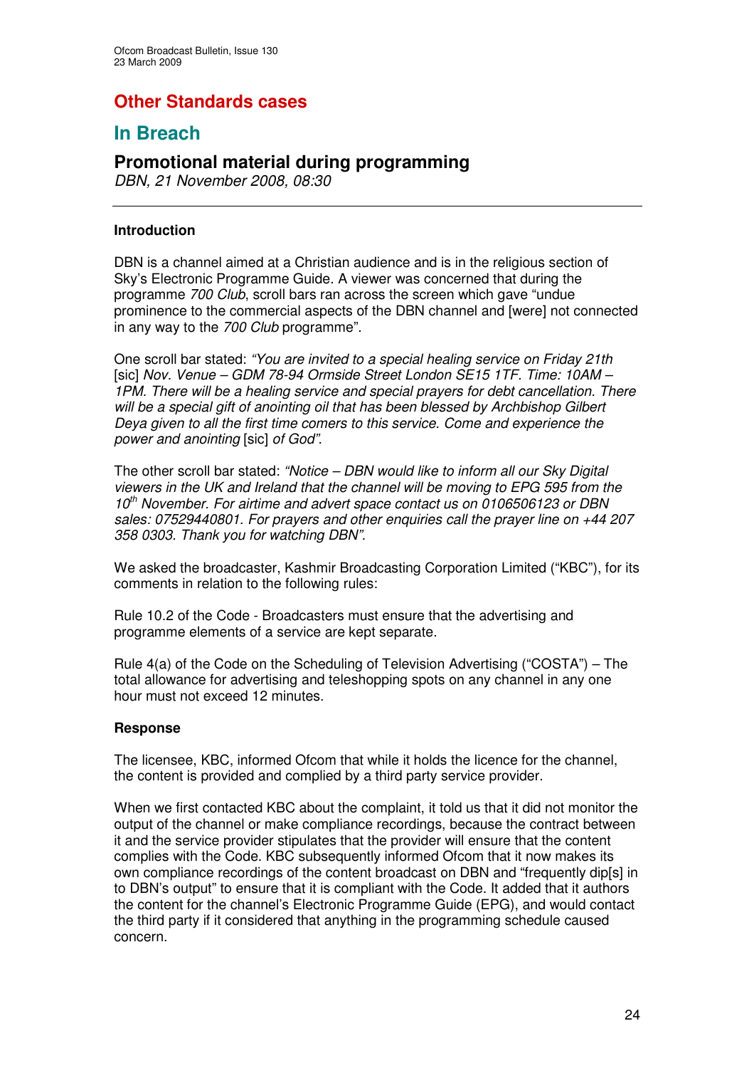# Other Standards cases

## In Breach

### Promotional material during programming

*DBN, 21 November 2008, 08:30*

---

#### Introduction

DBN is a channel aimed at a Christian audience and is in the religious section of Sky's Electronic Programme Guide. A viewer was concerned that during the programme *700 Club*, scroll bars ran across the screen which gave "undue prominence to the commercial aspects of the DBN channel and [were] not connected in any way to the *700 Club* programme".

One scroll bar stated: *"You are invited to a special healing service on Friday 21th* [sic] *Nov. Venue – GDM 78-94 Ormside Street London SE15 1TF. Time: 10AM – 1PM. There will be a healing service and special prayers for debt cancellation. There will be a special gift of anointing oil that has been blessed by Archbishop Gilbert Deya given to all the first time comers to this service. Come and experience the power and anointing* [sic] *of God"*.

The other scroll bar stated: *"Notice – DBN would like to inform all our Sky Digital viewers in the UK and Ireland that the channel will be moving to EPG 595 from the 10th November. For airtime and advert space contact us on 0106506123 or DBN sales: 07529440801. For prayers and other enquiries call the prayer line on +44 207 358 0303. Thank you for watching DBN".*

We asked the broadcaster, Kashmir Broadcasting Corporation Limited ("KBC"), for its comments in relation to the following rules:

Rule 10.2 of the Code - Broadcasters must ensure that the advertising and programme elements of a service are kept separate.

Rule 4(a) of the Code on the Scheduling of Television Advertising ("COSTA") – The total allowance for advertising and teleshopping spots on any channel in any one hour must not exceed 12 minutes.

#### Response

The licensee, KBC, informed Ofcom that while it holds the licence for the channel, the content is provided and complied by a third party service provider.

When we first contacted KBC about the complaint, it told us that it did not monitor the output of the channel or make compliance recordings, because the contract between it and the service provider stipulates that the provider will ensure that the content complies with the Code. KBC subsequently informed Ofcom that it now makes its own compliance recordings of the content broadcast on DBN and "frequently dip[s] in to DBN's output" to ensure that it is compliant with the Code. It added that it authors the content for the channel's Electronic Programme Guide (EPG), and would contact the third party if it considered that anything in the programming schedule caused concern.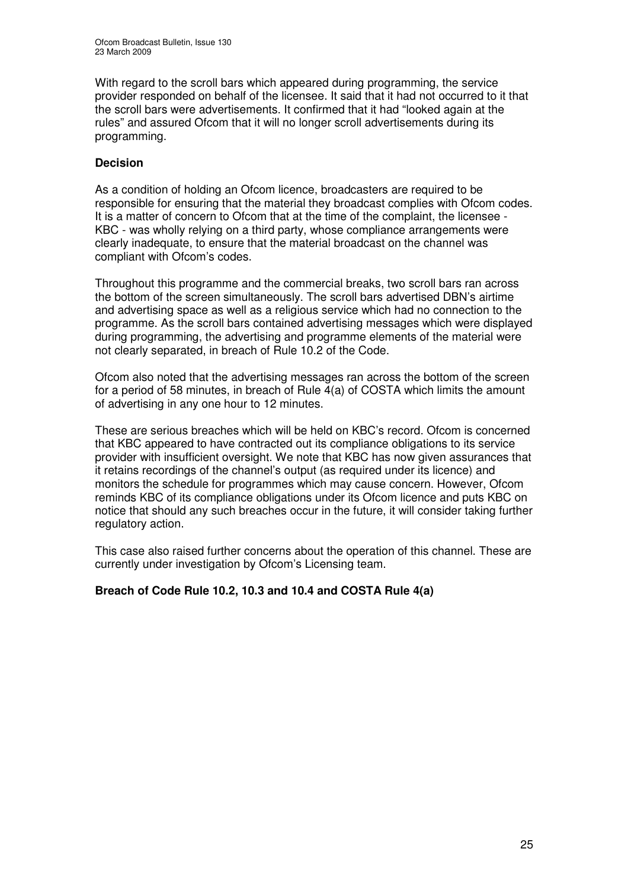With regard to the scroll bars which appeared during programming, the service provider responded on behalf of the licensee. It said that it had not occurred to it that the scroll bars were advertisements. It confirmed that it had "looked again at the rules" and assured Ofcom that it will no longer scroll advertisements during its programming.

**Decision**

As a condition of holding an Ofcom licence, broadcasters are required to be responsible for ensuring that the material they broadcast complies with Ofcom codes. It is a matter of concern to Ofcom that at the time of the complaint, the licensee - KBC - was wholly relying on a third party, whose compliance arrangements were clearly inadequate, to ensure that the material broadcast on the channel was compliant with Ofcom's codes.

Throughout this programme and the commercial breaks, two scroll bars ran across the bottom of the screen simultaneously. The scroll bars advertised DBN's airtime and advertising space as well as a religious service which had no connection to the programme. As the scroll bars contained advertising messages which were displayed during programming, the advertising and programme elements of the material were not clearly separated, in breach of Rule 10.2 of the Code.

Ofcom also noted that the advertising messages ran across the bottom of the screen for a period of 58 minutes, in breach of Rule 4(a) of COSTA which limits the amount of advertising in any one hour to 12 minutes.

These are serious breaches which will be held on KBC's record. Ofcom is concerned that KBC appeared to have contracted out its compliance obligations to its service provider with insufficient oversight. We note that KBC has now given assurances that it retains recordings of the channel's output (as required under its licence) and monitors the schedule for programmes which may cause concern. However, Ofcom reminds KBC of its compliance obligations under its Ofcom licence and puts KBC on notice that should any such breaches occur in the future, it will consider taking further regulatory action.

This case also raised further concerns about the operation of this channel. These are currently under investigation by Ofcom's Licensing team.

**Breach of Code Rule 10.2, 10.3 and 10.4 and COSTA Rule 4(a)**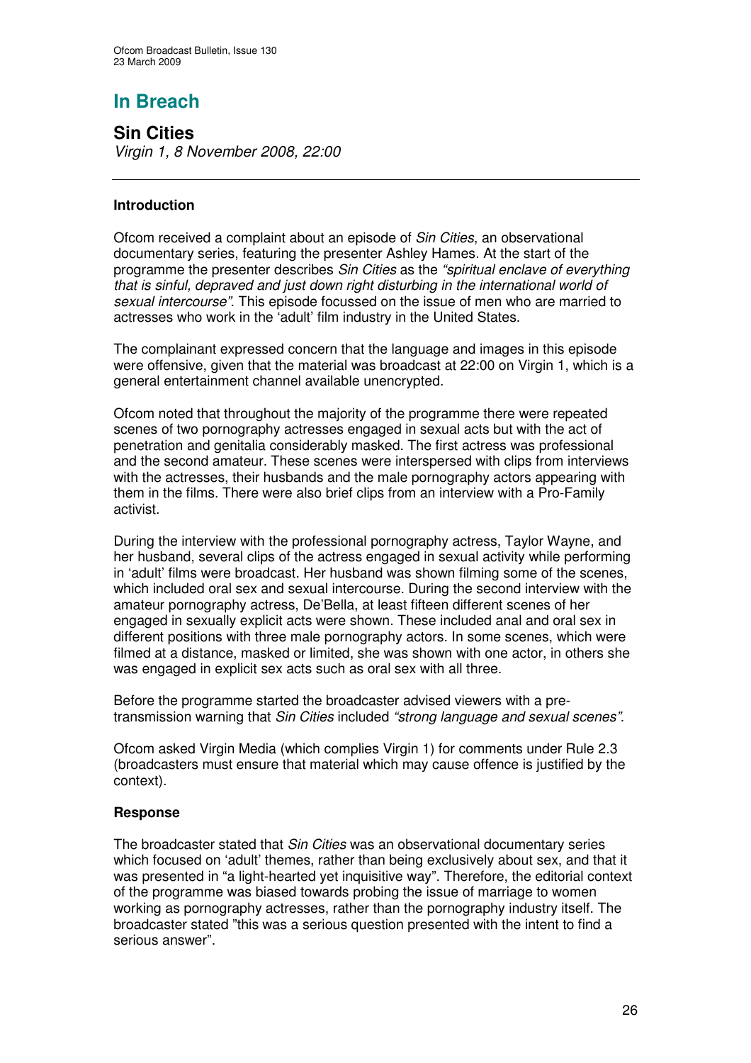# In Breach

## Sin Cities

*Virgin 1, 8 November 2008, 22:00*

---

### Introduction

Ofcom received a complaint about an episode of *Sin Cities*, an observational documentary series, featuring the presenter Ashley Hames. At the start of the programme the presenter describes *Sin Cities* as the *"spiritual enclave of everything that is sinful, depraved and just down right disturbing in the international world of sexual intercourse"*. This episode focussed on the issue of men who are married to actresses who work in the 'adult' film industry in the United States.

The complainant expressed concern that the language and images in this episode were offensive, given that the material was broadcast at 22:00 on Virgin 1, which is a general entertainment channel available unencrypted.

Ofcom noted that throughout the majority of the programme there were repeated scenes of two pornography actresses engaged in sexual acts but with the act of penetration and genitalia considerably masked. The first actress was professional and the second amateur. These scenes were interspersed with clips from interviews with the actresses, their husbands and the male pornography actors appearing with them in the films. There were also brief clips from an interview with a Pro-Family activist.

During the interview with the professional pornography actress, Taylor Wayne, and her husband, several clips of the actress engaged in sexual activity while performing in 'adult' films were broadcast. Her husband was shown filming some of the scenes, which included oral sex and sexual intercourse. During the second interview with the amateur pornography actress, De'Bella, at least fifteen different scenes of her engaged in sexually explicit acts were shown. These included anal and oral sex in different positions with three male pornography actors. In some scenes, which were filmed at a distance, masked or limited, she was shown with one actor, in others she was engaged in explicit sex acts such as oral sex with all three.

Before the programme started the broadcaster advised viewers with a pre-transmission warning that *Sin Cities* included *"strong language and sexual scenes"*.

Ofcom asked Virgin Media (which complies Virgin 1) for comments under Rule 2.3 (broadcasters must ensure that material which may cause offence is justified by the context).

### Response

The broadcaster stated that *Sin Cities* was an observational documentary series which focused on 'adult' themes, rather than being exclusively about sex, and that it was presented in "a light-hearted yet inquisitive way". Therefore, the editorial context of the programme was biased towards probing the issue of marriage to women working as pornography actresses, rather than the pornography industry itself. The broadcaster stated "this was a serious question presented with the intent to find a serious answer".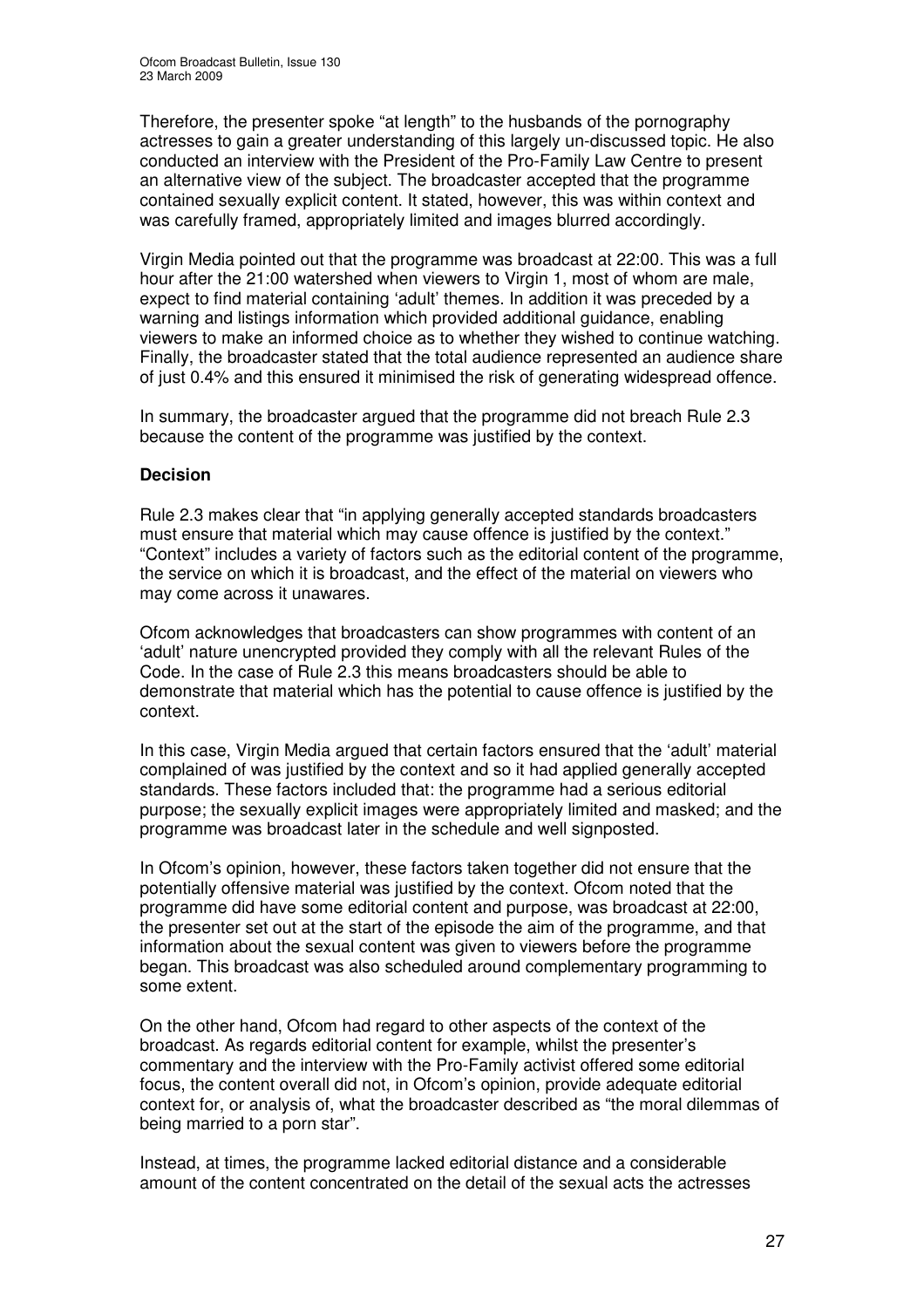Therefore, the presenter spoke "at length" to the husbands of the pornography actresses to gain a greater understanding of this largely un-discussed topic. He also conducted an interview with the President of the Pro-Family Law Centre to present an alternative view of the subject. The broadcaster accepted that the programme contained sexually explicit content. It stated, however, this was within context and was carefully framed, appropriately limited and images blurred accordingly.

Virgin Media pointed out that the programme was broadcast at 22:00. This was a full hour after the 21:00 watershed when viewers to Virgin 1, most of whom are male, expect to find material containing 'adult' themes. In addition it was preceded by a warning and listings information which provided additional guidance, enabling viewers to make an informed choice as to whether they wished to continue watching. Finally, the broadcaster stated that the total audience represented an audience share of just 0.4% and this ensured it minimised the risk of generating widespread offence.

In summary, the broadcaster argued that the programme did not breach Rule 2.3 because the content of the programme was justified by the context.

**Decision**

Rule 2.3 makes clear that "in applying generally accepted standards broadcasters must ensure that material which may cause offence is justified by the context." "Context" includes a variety of factors such as the editorial content of the programme, the service on which it is broadcast, and the effect of the material on viewers who may come across it unawares.

Ofcom acknowledges that broadcasters can show programmes with content of an 'adult' nature unencrypted provided they comply with all the relevant Rules of the Code. In the case of Rule 2.3 this means broadcasters should be able to demonstrate that material which has the potential to cause offence is justified by the context.

In this case, Virgin Media argued that certain factors ensured that the 'adult' material complained of was justified by the context and so it had applied generally accepted standards. These factors included that: the programme had a serious editorial purpose; the sexually explicit images were appropriately limited and masked; and the programme was broadcast later in the schedule and well signposted.

In Ofcom's opinion, however, these factors taken together did not ensure that the potentially offensive material was justified by the context. Ofcom noted that the programme did have some editorial content and purpose, was broadcast at 22:00, the presenter set out at the start of the episode the aim of the programme, and that information about the sexual content was given to viewers before the programme began. This broadcast was also scheduled around complementary programming to some extent.

On the other hand, Ofcom had regard to other aspects of the context of the broadcast. As regards editorial content for example, whilst the presenter's commentary and the interview with the Pro-Family activist offered some editorial focus, the content overall did not, in Ofcom's opinion, provide adequate editorial context for, or analysis of, what the broadcaster described as "the moral dilemmas of being married to a porn star".

Instead, at times, the programme lacked editorial distance and a considerable amount of the content concentrated on the detail of the sexual acts the actresses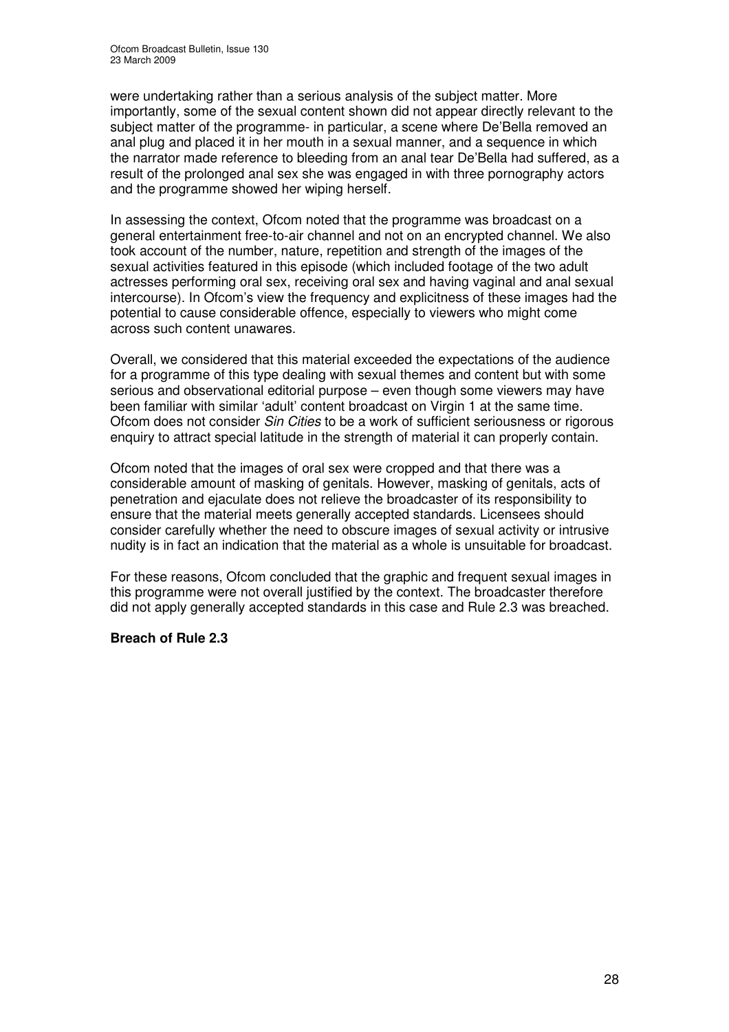were undertaking rather than a serious analysis of the subject matter. More importantly, some of the sexual content shown did not appear directly relevant to the subject matter of the programme- in particular, a scene where De'Bella removed an anal plug and placed it in her mouth in a sexual manner, and a sequence in which the narrator made reference to bleeding from an anal tear De'Bella had suffered, as a result of the prolonged anal sex she was engaged in with three pornography actors and the programme showed her wiping herself.

In assessing the context, Ofcom noted that the programme was broadcast on a general entertainment free-to-air channel and not on an encrypted channel. We also took account of the number, nature, repetition and strength of the images of the sexual activities featured in this episode (which included footage of the two adult actresses performing oral sex, receiving oral sex and having vaginal and anal sexual intercourse). In Ofcom's view the frequency and explicitness of these images had the potential to cause considerable offence, especially to viewers who might come across such content unawares.

Overall, we considered that this material exceeded the expectations of the audience for a programme of this type dealing with sexual themes and content but with some serious and observational editorial purpose – even though some viewers may have been familiar with similar 'adult' content broadcast on Virgin 1 at the same time. Ofcom does not consider *Sin Cities* to be a work of sufficient seriousness or rigorous enquiry to attract special latitude in the strength of material it can properly contain.

Ofcom noted that the images of oral sex were cropped and that there was a considerable amount of masking of genitals. However, masking of genitals, acts of penetration and ejaculate does not relieve the broadcaster of its responsibility to ensure that the material meets generally accepted standards. Licensees should consider carefully whether the need to obscure images of sexual activity or intrusive nudity is in fact an indication that the material as a whole is unsuitable for broadcast.

For these reasons, Ofcom concluded that the graphic and frequent sexual images in this programme were not overall justified by the context. The broadcaster therefore did not apply generally accepted standards in this case and Rule 2.3 was breached.

**Breach of Rule 2.3**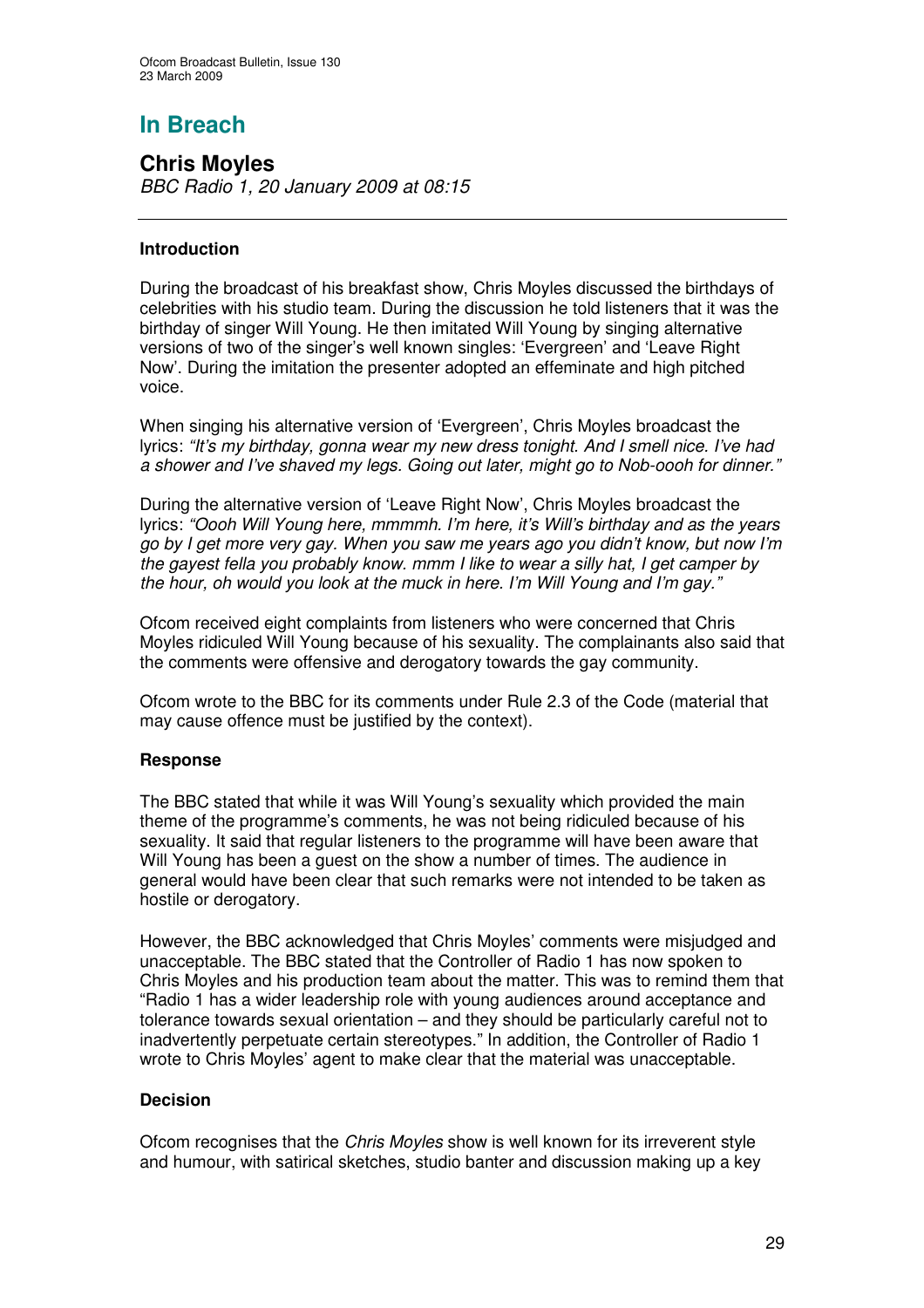# In Breach

## Chris Moyles

*BBC Radio 1, 20 January 2009 at 08:15*

### Introduction

During the broadcast of his breakfast show, Chris Moyles discussed the birthdays of celebrities with his studio team. During the discussion he told listeners that it was the birthday of singer Will Young. He then imitated Will Young by singing alternative versions of two of the singer's well known singles: 'Evergreen' and 'Leave Right Now'. During the imitation the presenter adopted an effeminate and high pitched voice.

When singing his alternative version of 'Evergreen', Chris Moyles broadcast the lyrics: *"It's my birthday, gonna wear my new dress tonight. And I smell nice. I've had a shower and I've shaved my legs. Going out later, might go to Nob-oooh for dinner."*

During the alternative version of 'Leave Right Now', Chris Moyles broadcast the lyrics: *"Oooh Will Young here, mmmmh. I'm here, it's Will's birthday and as the years go by I get more very gay. When you saw me years ago you didn't know, but now I'm the gayest fella you probably know. mmm I like to wear a silly hat, I get camper by the hour, oh would you look at the muck in here. I'm Will Young and I'm gay."*

Ofcom received eight complaints from listeners who were concerned that Chris Moyles ridiculed Will Young because of his sexuality. The complainants also said that the comments were offensive and derogatory towards the gay community.

Ofcom wrote to the BBC for its comments under Rule 2.3 of the Code (material that may cause offence must be justified by the context).

### Response

The BBC stated that while it was Will Young's sexuality which provided the main theme of the programme's comments, he was not being ridiculed because of his sexuality. It said that regular listeners to the programme will have been aware that Will Young has been a guest on the show a number of times. The audience in general would have been clear that such remarks were not intended to be taken as hostile or derogatory.

However, the BBC acknowledged that Chris Moyles' comments were misjudged and unacceptable. The BBC stated that the Controller of Radio 1 has now spoken to Chris Moyles and his production team about the matter. This was to remind them that "Radio 1 has a wider leadership role with young audiences around acceptance and tolerance towards sexual orientation – and they should be particularly careful not to inadvertently perpetuate certain stereotypes." In addition, the Controller of Radio 1 wrote to Chris Moyles' agent to make clear that the material was unacceptable.

### Decision

Ofcom recognises that the *Chris Moyles* show is well known for its irreverent style and humour, with satirical sketches, studio banter and discussion making up a key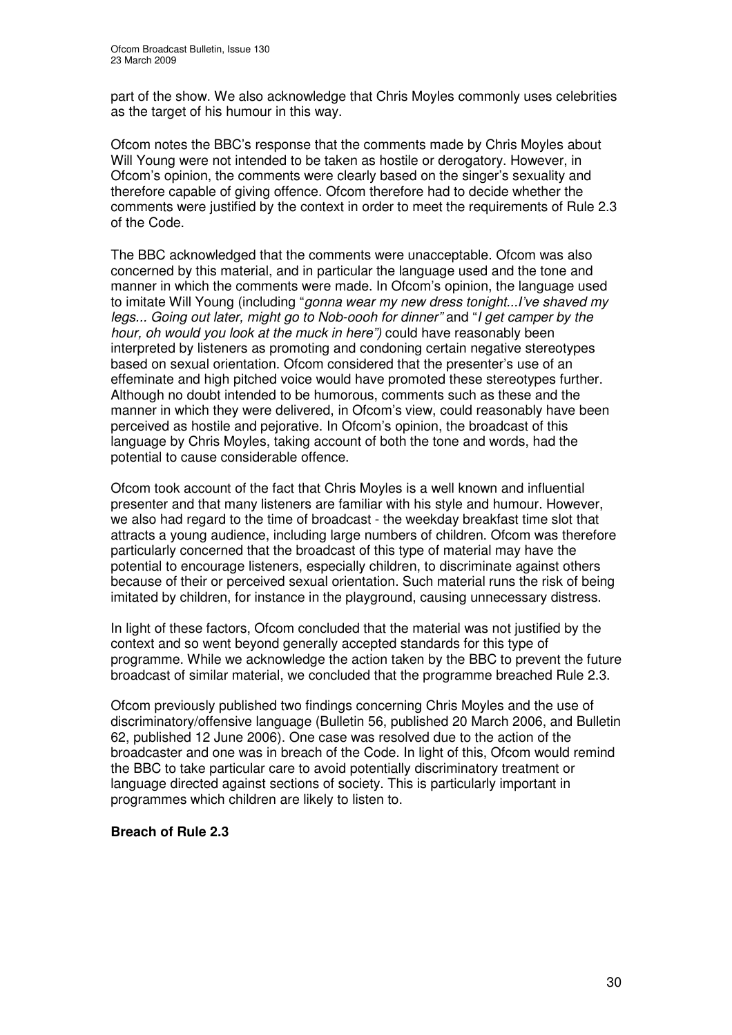part of the show. We also acknowledge that Chris Moyles commonly uses celebrities as the target of his humour in this way.

Ofcom notes the BBC's response that the comments made by Chris Moyles about Will Young were not intended to be taken as hostile or derogatory. However, in Ofcom's opinion, the comments were clearly based on the singer's sexuality and therefore capable of giving offence. Ofcom therefore had to decide whether the comments were justified by the context in order to meet the requirements of Rule 2.3 of the Code.

The BBC acknowledged that the comments were unacceptable. Ofcom was also concerned by this material, and in particular the language used and the tone and manner in which the comments were made. In Ofcom's opinion, the language used to imitate Will Young (including "*gonna wear my new dress tonight...I've shaved my legs... Going out later, might go to Nob-oooh for dinner"* and "*I get camper by the hour, oh would you look at the muck in here")* could have reasonably been interpreted by listeners as promoting and condoning certain negative stereotypes based on sexual orientation. Ofcom considered that the presenter's use of an effeminate and high pitched voice would have promoted these stereotypes further. Although no doubt intended to be humorous, comments such as these and the manner in which they were delivered, in Ofcom's view, could reasonably have been perceived as hostile and pejorative. In Ofcom's opinion, the broadcast of this language by Chris Moyles, taking account of both the tone and words, had the potential to cause considerable offence.

Ofcom took account of the fact that Chris Moyles is a well known and influential presenter and that many listeners are familiar with his style and humour. However, we also had regard to the time of broadcast - the weekday breakfast time slot that attracts a young audience, including large numbers of children. Ofcom was therefore particularly concerned that the broadcast of this type of material may have the potential to encourage listeners, especially children, to discriminate against others because of their or perceived sexual orientation. Such material runs the risk of being imitated by children, for instance in the playground, causing unnecessary distress.

In light of these factors, Ofcom concluded that the material was not justified by the context and so went beyond generally accepted standards for this type of programme. While we acknowledge the action taken by the BBC to prevent the future broadcast of similar material, we concluded that the programme breached Rule 2.3.

Ofcom previously published two findings concerning Chris Moyles and the use of discriminatory/offensive language (Bulletin 56, published 20 March 2006, and Bulletin 62, published 12 June 2006). One case was resolved due to the action of the broadcaster and one was in breach of the Code. In light of this, Ofcom would remind the BBC to take particular care to avoid potentially discriminatory treatment or language directed against sections of society. This is particularly important in programmes which children are likely to listen to.

**Breach of Rule 2.3**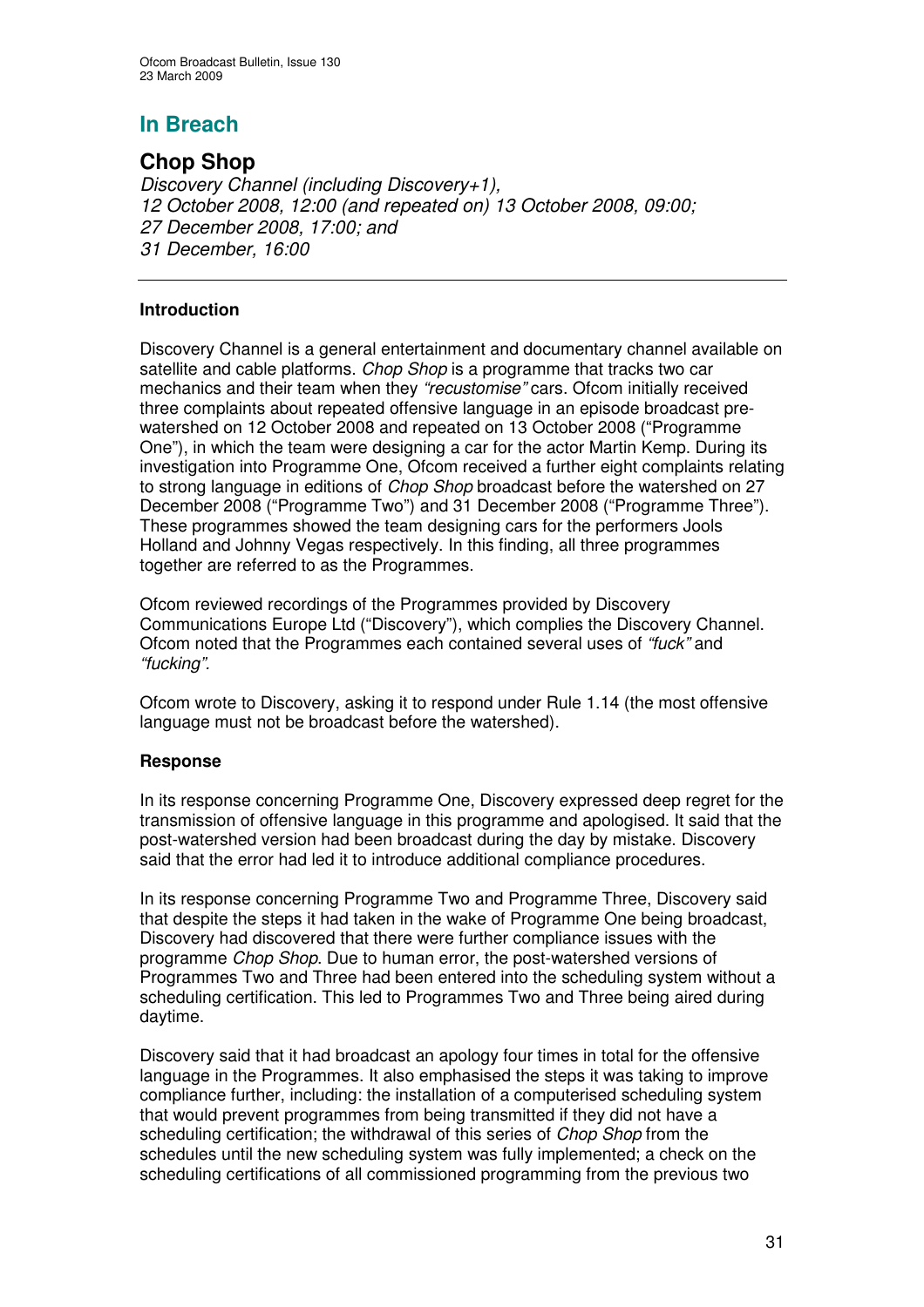## In Breach

## Chop Shop

*Discovery Channel (including Discovery+1),*
*12 October 2008, 12:00 (and repeated on) 13 October 2008, 09:00;*
*27 December 2008, 17:00; and*
*31 December, 16:00*

---

**Introduction**

Discovery Channel is a general entertainment and documentary channel available on satellite and cable platforms. *Chop Shop* is a programme that tracks two car mechanics and their team when they *"recustomise"* cars. Ofcom initially received three complaints about repeated offensive language in an episode broadcast pre-watershed on 12 October 2008 and repeated on 13 October 2008 ("Programme One"), in which the team were designing a car for the actor Martin Kemp. During its investigation into Programme One, Ofcom received a further eight complaints relating to strong language in editions of *Chop Shop* broadcast before the watershed on 27 December 2008 ("Programme Two") and 31 December 2008 ("Programme Three"). These programmes showed the team designing cars for the performers Jools Holland and Johnny Vegas respectively. In this finding, all three programmes together are referred to as the Programmes.

Ofcom reviewed recordings of the Programmes provided by Discovery Communications Europe Ltd ("Discovery"), which complies the Discovery Channel. Ofcom noted that the Programmes each contained several uses of *"fuck"* and *"fucking".*

Ofcom wrote to Discovery, asking it to respond under Rule 1.14 (the most offensive language must not be broadcast before the watershed).

**Response**

In its response concerning Programme One, Discovery expressed deep regret for the transmission of offensive language in this programme and apologised. It said that the post-watershed version had been broadcast during the day by mistake. Discovery said that the error had led it to introduce additional compliance procedures.

In its response concerning Programme Two and Programme Three, Discovery said that despite the steps it had taken in the wake of Programme One being broadcast, Discovery had discovered that there were further compliance issues with the programme *Chop Shop*. Due to human error, the post-watershed versions of Programmes Two and Three had been entered into the scheduling system without a scheduling certification. This led to Programmes Two and Three being aired during daytime.

Discovery said that it had broadcast an apology four times in total for the offensive language in the Programmes. It also emphasised the steps it was taking to improve compliance further, including: the installation of a computerised scheduling system that would prevent programmes from being transmitted if they did not have a scheduling certification; the withdrawal of this series of *Chop Shop* from the schedules until the new scheduling system was fully implemented; a check on the scheduling certifications of all commissioned programming from the previous two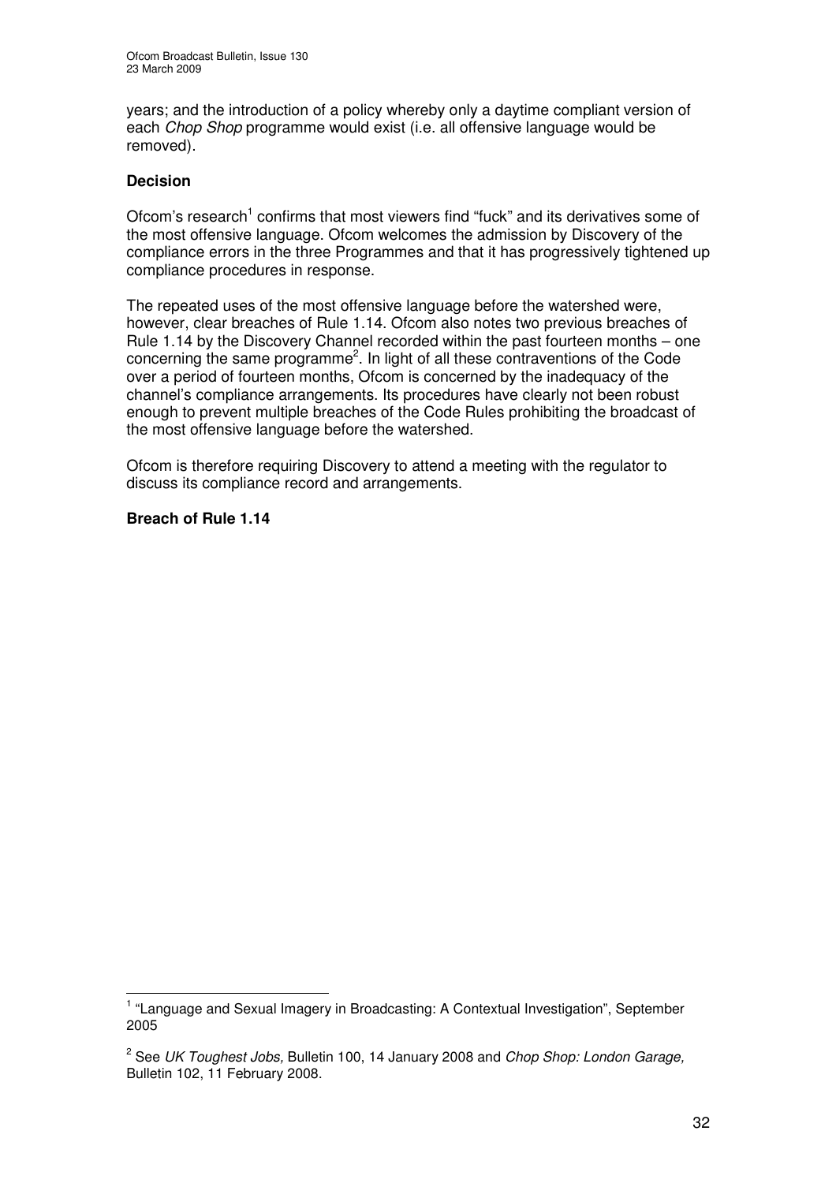years; and the introduction of a policy whereby only a daytime compliant version of each *Chop Shop* programme would exist (i.e. all offensive language would be removed).

**Decision**

Ofcom's research[1] confirms that most viewers find "fuck" and its derivatives some of the most offensive language. Ofcom welcomes the admission by Discovery of the compliance errors in the three Programmes and that it has progressively tightened up compliance procedures in response.

The repeated uses of the most offensive language before the watershed were, however, clear breaches of Rule 1.14. Ofcom also notes two previous breaches of Rule 1.14 by the Discovery Channel recorded within the past fourteen months – one concerning the same programme[2]. In light of all these contraventions of the Code over a period of fourteen months, Ofcom is concerned by the inadequacy of the channel's compliance arrangements. Its procedures have clearly not been robust enough to prevent multiple breaches of the Code Rules prohibiting the broadcast of the most offensive language before the watershed.

Ofcom is therefore requiring Discovery to attend a meeting with the regulator to discuss its compliance record and arrangements.

**Breach of Rule 1.14**

---

[1] "Language and Sexual Imagery in Broadcasting: A Contextual Investigation", September 2005

[2] See *UK Toughest Jobs,* Bulletin 100, 14 January 2008 and *Chop Shop: London Garage,* Bulletin 102, 11 February 2008.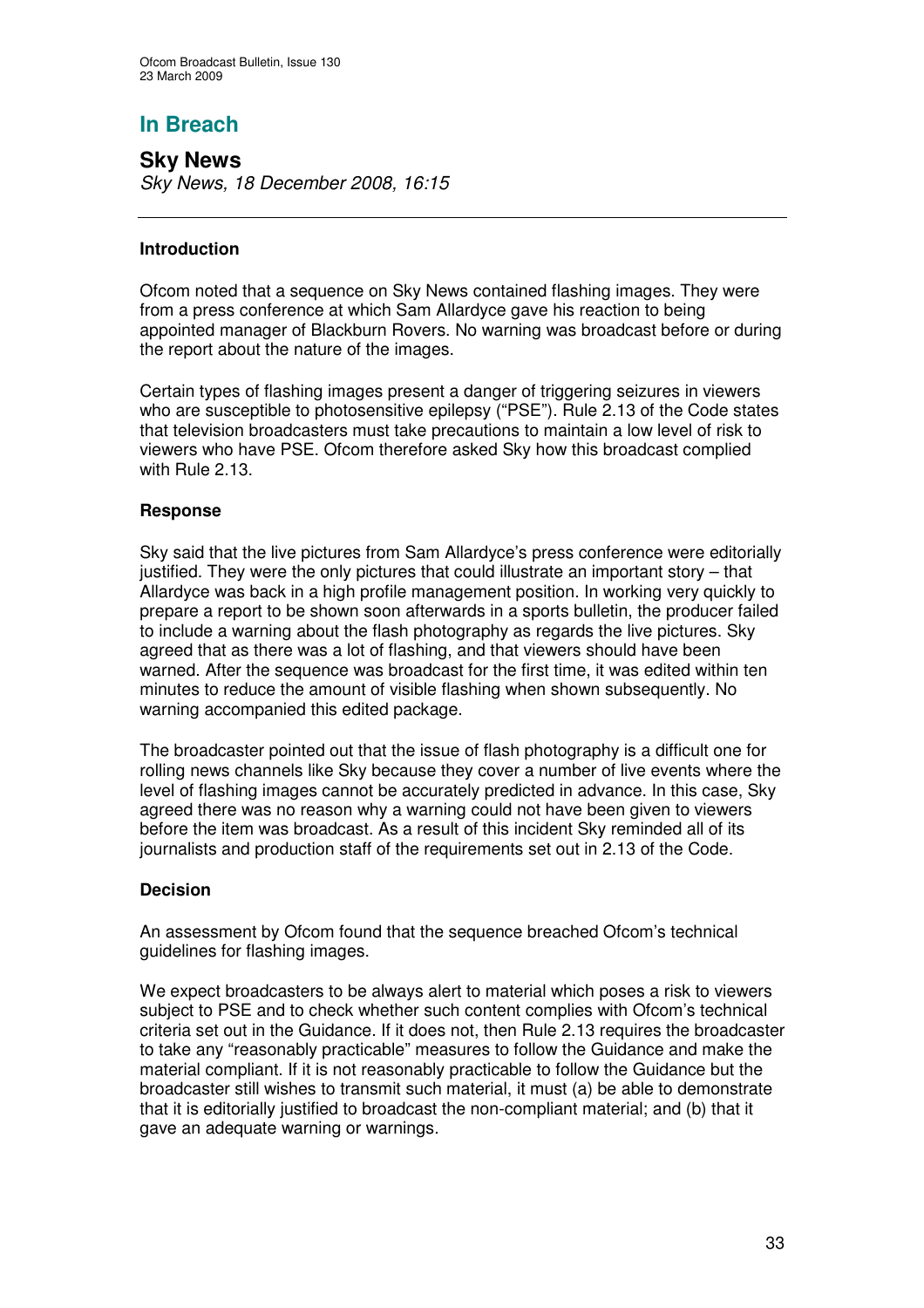## In Breach

### Sky News

*Sky News, 18 December 2008, 16:15*

---

#### Introduction

Ofcom noted that a sequence on Sky News contained flashing images. They were from a press conference at which Sam Allardyce gave his reaction to being appointed manager of Blackburn Rovers. No warning was broadcast before or during the report about the nature of the images.

Certain types of flashing images present a danger of triggering seizures in viewers who are susceptible to photosensitive epilepsy ("PSE"). Rule 2.13 of the Code states that television broadcasters must take precautions to maintain a low level of risk to viewers who have PSE. Ofcom therefore asked Sky how this broadcast complied with Rule 2.13.

#### Response

Sky said that the live pictures from Sam Allardyce's press conference were editorially justified. They were the only pictures that could illustrate an important story – that Allardyce was back in a high profile management position. In working very quickly to prepare a report to be shown soon afterwards in a sports bulletin, the producer failed to include a warning about the flash photography as regards the live pictures. Sky agreed that as there was a lot of flashing, and that viewers should have been warned. After the sequence was broadcast for the first time, it was edited within ten minutes to reduce the amount of visible flashing when shown subsequently. No warning accompanied this edited package.

The broadcaster pointed out that the issue of flash photography is a difficult one for rolling news channels like Sky because they cover a number of live events where the level of flashing images cannot be accurately predicted in advance. In this case, Sky agreed there was no reason why a warning could not have been given to viewers before the item was broadcast. As a result of this incident Sky reminded all of its journalists and production staff of the requirements set out in 2.13 of the Code.

#### Decision

An assessment by Ofcom found that the sequence breached Ofcom's technical guidelines for flashing images.

We expect broadcasters to be always alert to material which poses a risk to viewers subject to PSE and to check whether such content complies with Ofcom's technical criteria set out in the Guidance. If it does not, then Rule 2.13 requires the broadcaster to take any "reasonably practicable" measures to follow the Guidance and make the material compliant. If it is not reasonably practicable to follow the Guidance but the broadcaster still wishes to transmit such material, it must (a) be able to demonstrate that it is editorially justified to broadcast the non-compliant material; and (b) that it gave an adequate warning or warnings.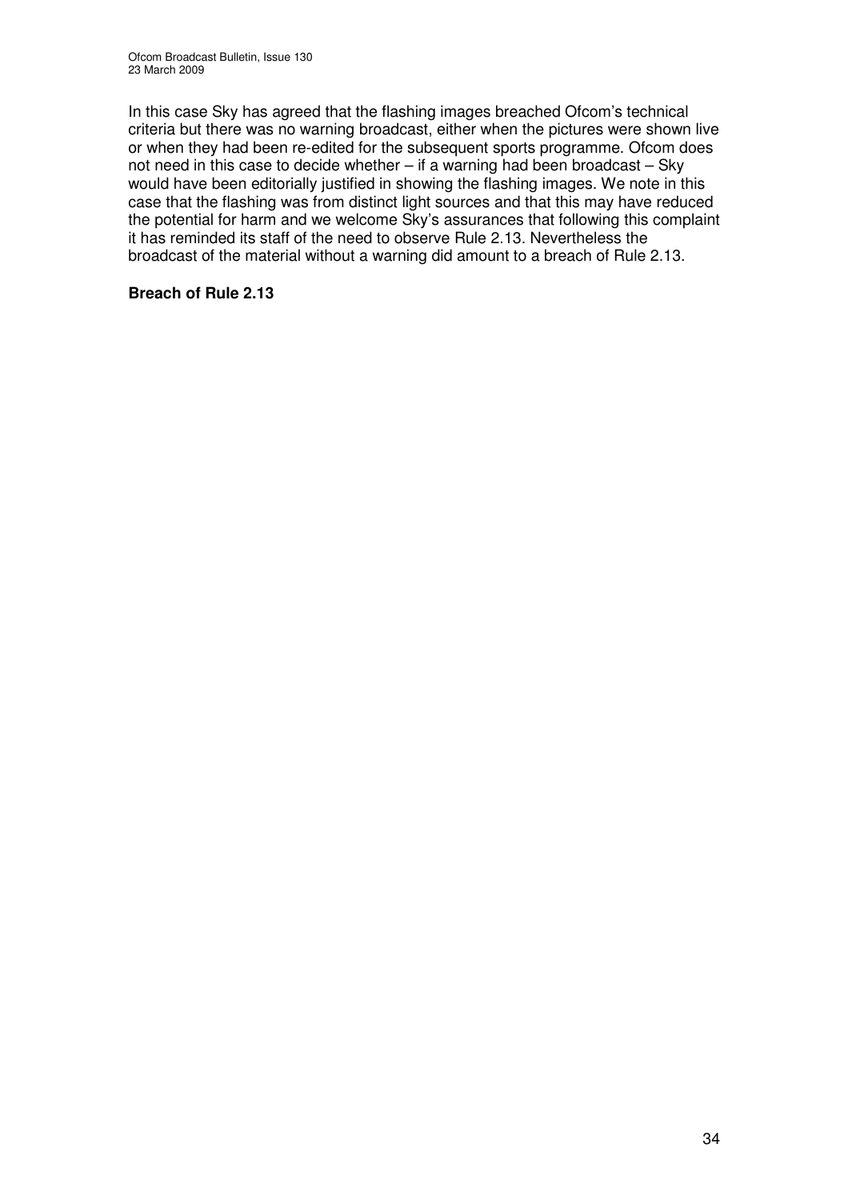In this case Sky has agreed that the flashing images breached Ofcom's technical criteria but there was no warning broadcast, either when the pictures were shown live or when they had been re-edited for the subsequent sports programme. Ofcom does not need in this case to decide whether – if a warning had been broadcast – Sky would have been editorially justified in showing the flashing images. We note in this case that the flashing was from distinct light sources and that this may have reduced the potential for harm and we welcome Sky's assurances that following this complaint it has reminded its staff of the need to observe Rule 2.13. Nevertheless the broadcast of the material without a warning did amount to a breach of Rule 2.13.

**Breach of Rule 2.13**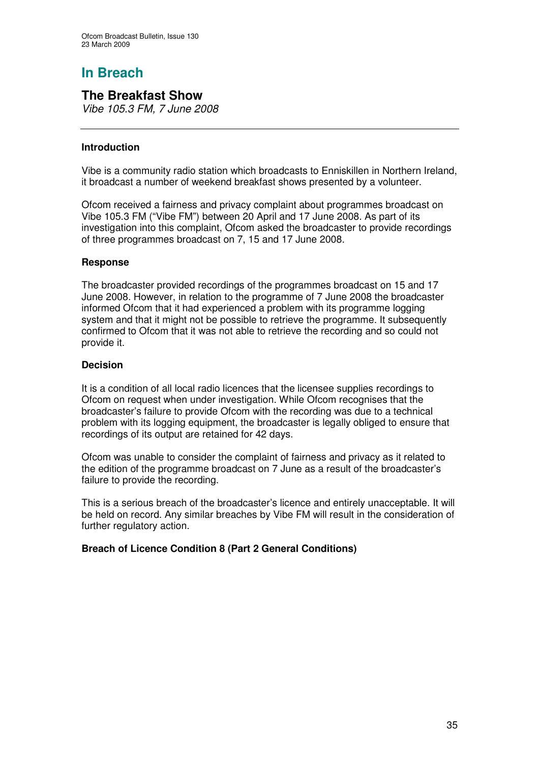# In Breach

## The Breakfast Show

*Vibe 105.3 FM, 7 June 2008*

---

### Introduction

Vibe is a community radio station which broadcasts to Enniskillen in Northern Ireland, it broadcast a number of weekend breakfast shows presented by a volunteer.

Ofcom received a fairness and privacy complaint about programmes broadcast on Vibe 105.3 FM ("Vibe FM") between 20 April and 17 June 2008. As part of its investigation into this complaint, Ofcom asked the broadcaster to provide recordings of three programmes broadcast on 7, 15 and 17 June 2008.

### Response

The broadcaster provided recordings of the programmes broadcast on 15 and 17 June 2008. However, in relation to the programme of 7 June 2008 the broadcaster informed Ofcom that it had experienced a problem with its programme logging system and that it might not be possible to retrieve the programme. It subsequently confirmed to Ofcom that it was not able to retrieve the recording and so could not provide it.

### Decision

It is a condition of all local radio licences that the licensee supplies recordings to Ofcom on request when under investigation. While Ofcom recognises that the broadcaster's failure to provide Ofcom with the recording was due to a technical problem with its logging equipment, the broadcaster is legally obliged to ensure that recordings of its output are retained for 42 days.

Ofcom was unable to consider the complaint of fairness and privacy as it related to the edition of the programme broadcast on 7 June as a result of the broadcaster's failure to provide the recording.

This is a serious breach of the broadcaster's licence and entirely unacceptable. It will be held on record. Any similar breaches by Vibe FM will result in the consideration of further regulatory action.

**Breach of Licence Condition 8 (Part 2 General Conditions)**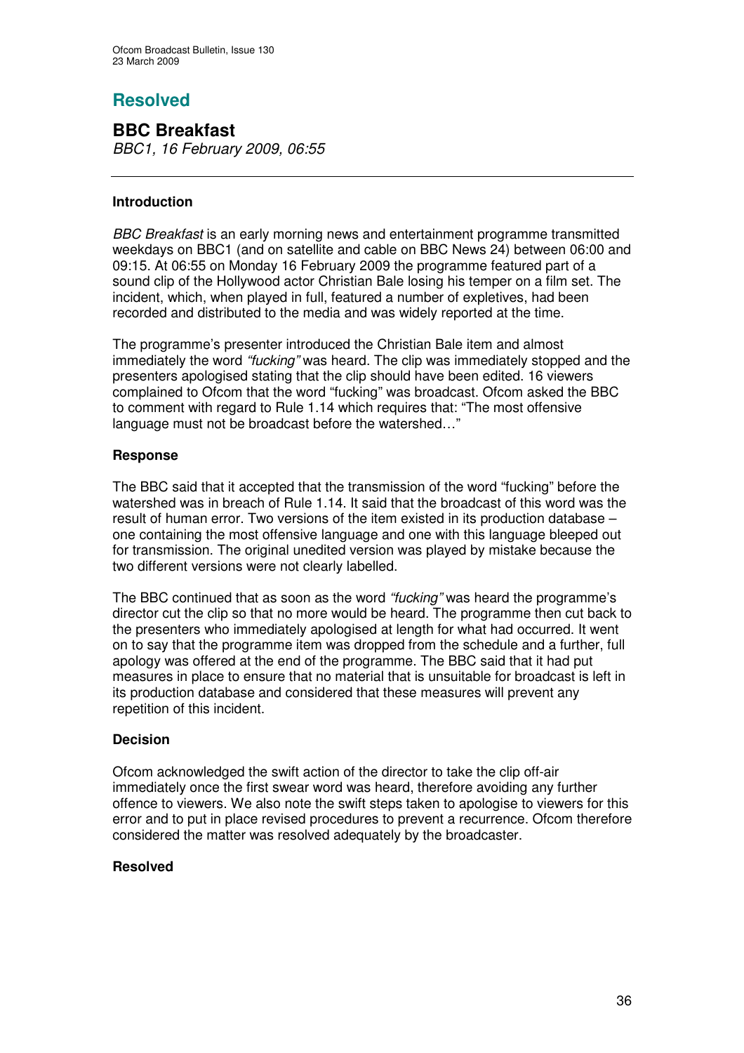## Resolved

### BBC Breakfast

*BBC1, 16 February 2009, 06:55*

---

**Introduction**

*BBC Breakfast* is an early morning news and entertainment programme transmitted weekdays on BBC1 (and on satellite and cable on BBC News 24) between 06:00 and 09:15. At 06:55 on Monday 16 February 2009 the programme featured part of a sound clip of the Hollywood actor Christian Bale losing his temper on a film set. The incident, which, when played in full, featured a number of expletives, had been recorded and distributed to the media and was widely reported at the time.

The programme's presenter introduced the Christian Bale item and almost immediately the word *"fucking"* was heard. The clip was immediately stopped and the presenters apologised stating that the clip should have been edited. 16 viewers complained to Ofcom that the word "fucking" was broadcast. Ofcom asked the BBC to comment with regard to Rule 1.14 which requires that: "The most offensive language must not be broadcast before the watershed…"

**Response**

The BBC said that it accepted that the transmission of the word "fucking" before the watershed was in breach of Rule 1.14. It said that the broadcast of this word was the result of human error. Two versions of the item existed in its production database – one containing the most offensive language and one with this language bleeped out for transmission. The original unedited version was played by mistake because the two different versions were not clearly labelled.

The BBC continued that as soon as the word *"fucking"* was heard the programme's director cut the clip so that no more would be heard. The programme then cut back to the presenters who immediately apologised at length for what had occurred. It went on to say that the programme item was dropped from the schedule and a further, full apology was offered at the end of the programme. The BBC said that it had put measures in place to ensure that no material that is unsuitable for broadcast is left in its production database and considered that these measures will prevent any repetition of this incident.

**Decision**

Ofcom acknowledged the swift action of the director to take the clip off-air immediately once the first swear word was heard, therefore avoiding any further offence to viewers. We also note the swift steps taken to apologise to viewers for this error and to put in place revised procedures to prevent a recurrence. Ofcom therefore considered the matter was resolved adequately by the broadcaster.

**Resolved**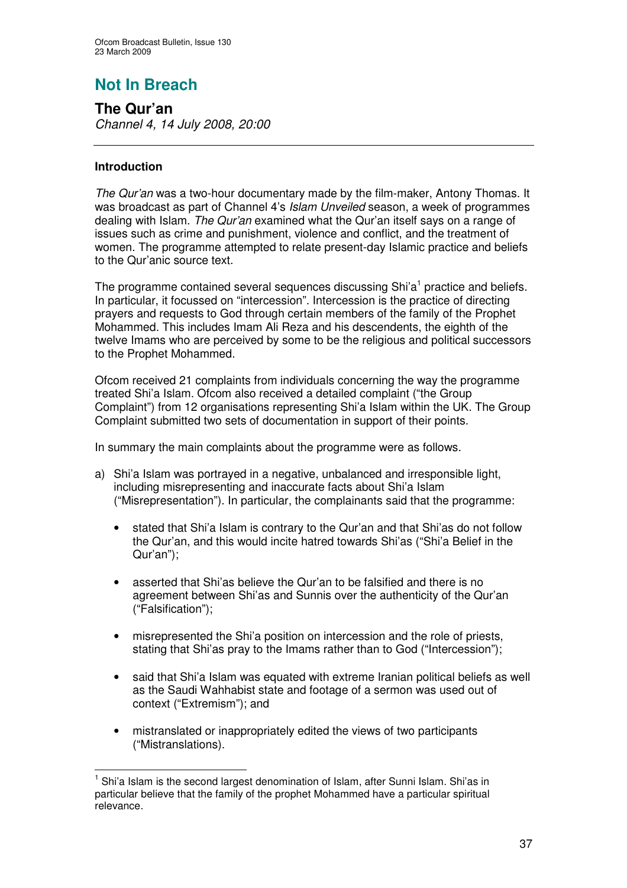# Not In Breach

## The Qur'an

*Channel 4, 14 July 2008, 20:00*

---

### Introduction

*The Qur'an* was a two-hour documentary made by the film-maker, Antony Thomas. It was broadcast as part of Channel 4's *Islam Unveiled* season, a week of programmes dealing with Islam. *The Qur'an* examined what the Qur'an itself says on a range of issues such as crime and punishment, violence and conflict, and the treatment of women. The programme attempted to relate present-day Islamic practice and beliefs to the Qur'anic source text.

The programme contained several sequences discussing Shi'a[1] practice and beliefs. In particular, it focussed on "intercession". Intercession is the practice of directing prayers and requests to God through certain members of the family of the Prophet Mohammed. This includes Imam Ali Reza and his descendents, the eighth of the twelve Imams who are perceived by some to be the religious and political successors to the Prophet Mohammed.

Ofcom received 21 complaints from individuals concerning the way the programme treated Shi'a Islam. Ofcom also received a detailed complaint ("the Group Complaint") from 12 organisations representing Shi'a Islam within the UK. The Group Complaint submitted two sets of documentation in support of their points.

In summary the main complaints about the programme were as follows.

a) Shi'a Islam was portrayed in a negative, unbalanced and irresponsible light, including misrepresenting and inaccurate facts about Shi'a Islam ("Misrepresentation"). In particular, the complainants said that the programme:

   - stated that Shi'a Islam is contrary to the Qur'an and that Shi'as do not follow the Qur'an, and this would incite hatred towards Shi'as ("Shi'a Belief in the Qur'an");

   - asserted that Shi'as believe the Qur'an to be falsified and there is no agreement between Shi'as and Sunnis over the authenticity of the Qur'an ("Falsification");

   - misrepresented the Shi'a position on intercession and the role of priests, stating that Shi'as pray to the Imams rather than to God ("Intercession");

   - said that Shi'a Islam was equated with extreme Iranian political beliefs as well as the Saudi Wahhabist state and footage of a sermon was used out of context ("Extremism"); and

   - mistranslated or inappropriately edited the views of two participants ("Mistranslations).

---

[1] Shi'a Islam is the second largest denomination of Islam, after Sunni Islam. Shi'as in particular believe that the family of the prophet Mohammed have a particular spiritual relevance.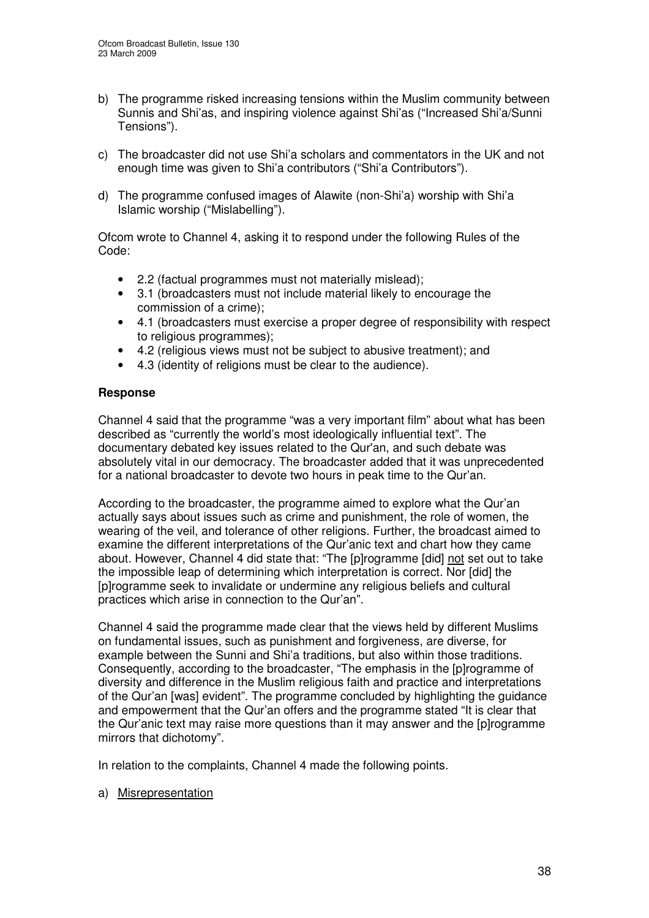b) The programme risked increasing tensions within the Muslim community between Sunnis and Shi'as, and inspiring violence against Shi'as ("Increased Shi'a/Sunni Tensions").

c) The broadcaster did not use Shi'a scholars and commentators in the UK and not enough time was given to Shi'a contributors ("Shi'a Contributors").

d) The programme confused images of Alawite (non-Shi'a) worship with Shi'a Islamic worship ("Mislabelling").

Ofcom wrote to Channel 4, asking it to respond under the following Rules of the Code:

- 2.2 (factual programmes must not materially mislead);
- 3.1 (broadcasters must not include material likely to encourage the commission of a crime);
- 4.1 (broadcasters must exercise a proper degree of responsibility with respect to religious programmes);
- 4.2 (religious views must not be subject to abusive treatment); and
- 4.3 (identity of religions must be clear to the audience).

**Response**

Channel 4 said that the programme "was a very important film" about what has been described as "currently the world's most ideologically influential text". The documentary debated key issues related to the Qur'an, and such debate was absolutely vital in our democracy. The broadcaster added that it was unprecedented for a national broadcaster to devote two hours in peak time to the Qur'an.

According to the broadcaster, the programme aimed to explore what the Qur'an actually says about issues such as crime and punishment, the role of women, the wearing of the veil, and tolerance of other religions. Further, the broadcast aimed to examine the different interpretations of the Qur'anic text and chart how they came about. However, Channel 4 did state that: "The [p]rogramme [did] not set out to take the impossible leap of determining which interpretation is correct. Nor [did] the [p]rogramme seek to invalidate or undermine any religious beliefs and cultural practices which arise in connection to the Qur'an".

Channel 4 said the programme made clear that the views held by different Muslims on fundamental issues, such as punishment and forgiveness, are diverse, for example between the Sunni and Shi'a traditions, but also within those traditions. Consequently, according to the broadcaster, "The emphasis in the [p]rogramme of diversity and difference in the Muslim religious faith and practice and interpretations of the Qur'an [was] evident". The programme concluded by highlighting the guidance and empowerment that the Qur'an offers and the programme stated "It is clear that the Qur'anic text may raise more questions than it may answer and the [p]rogramme mirrors that dichotomy".

In relation to the complaints, Channel 4 made the following points.

a) Misrepresentation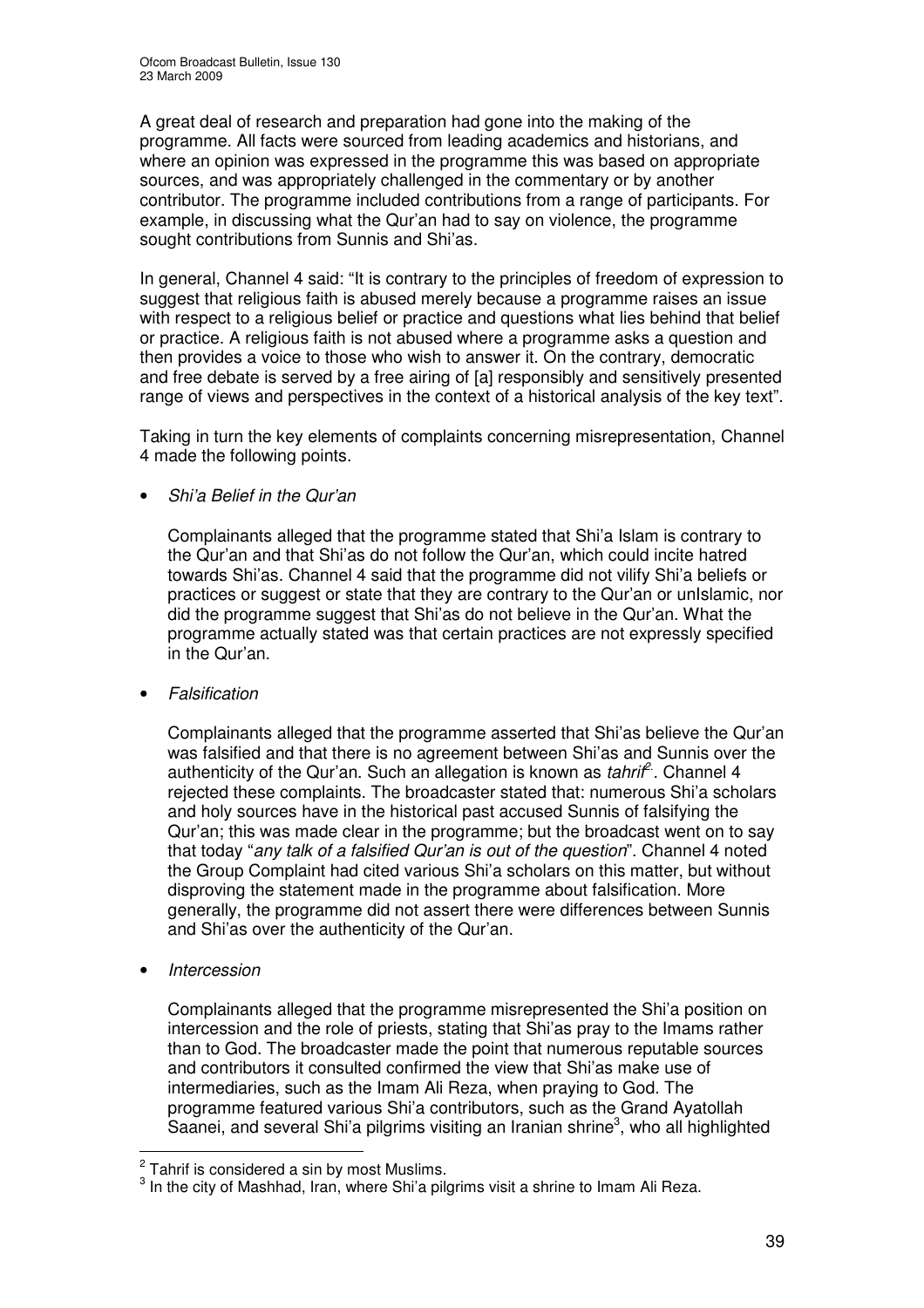A great deal of research and preparation had gone into the making of the programme. All facts were sourced from leading academics and historians, and where an opinion was expressed in the programme this was based on appropriate sources, and was appropriately challenged in the commentary or by another contributor. The programme included contributions from a range of participants. For example, in discussing what the Qur'an had to say on violence, the programme sought contributions from Sunnis and Shi'as.

In general, Channel 4 said: "It is contrary to the principles of freedom of expression to suggest that religious faith is abused merely because a programme raises an issue with respect to a religious belief or practice and questions what lies behind that belief or practice. A religious faith is not abused where a programme asks a question and then provides a voice to those who wish to answer it. On the contrary, democratic and free debate is served by a free airing of [a] responsibly and sensitively presented range of views and perspectives in the context of a historical analysis of the key text".

Taking in turn the key elements of complaints concerning misrepresentation, Channel 4 made the following points.

- *Shi'a Belief in the Qur'an*

  Complainants alleged that the programme stated that Shi'a Islam is contrary to the Qur'an and that Shi'as do not follow the Qur'an, which could incite hatred towards Shi'as. Channel 4 said that the programme did not vilify Shi'a beliefs or practices or suggest or state that they are contrary to the Qur'an or unIslamic, nor did the programme suggest that Shi'as do not believe in the Qur'an. What the programme actually stated was that certain practices are not expressly specified in the Qur'an.

- *Falsification*

  Complainants alleged that the programme asserted that Shi'as believe the Qur'an was falsified and that there is no agreement between Shi'as and Sunnis over the authenticity of the Qur'an. Such an allegation is known as *tahrif*[2]. Channel 4 rejected these complaints. The broadcaster stated that: numerous Shi'a scholars and holy sources have in the historical past accused Sunnis of falsifying the Qur'an; this was made clear in the programme; but the broadcast went on to say that today "*any talk of a falsified Qur'an is out of the question*". Channel 4 noted the Group Complaint had cited various Shi'a scholars on this matter, but without disproving the statement made in the programme about falsification. More generally, the programme did not assert there were differences between Sunnis and Shi'as over the authenticity of the Qur'an.

- *Intercession*

  Complainants alleged that the programme misrepresented the Shi'a position on intercession and the role of priests, stating that Shi'as pray to the Imams rather than to God. The broadcaster made the point that numerous reputable sources and contributors it consulted confirmed the view that Shi'as make use of intermediaries, such as the Imam Ali Reza, when praying to God. The programme featured various Shi'a contributors, such as the Grand Ayatollah Saanei, and several Shi'a pilgrims visiting an Iranian shrine[3], who all highlighted

---

[2] Tahrif is considered a sin by most Muslims.

[3] In the city of Mashhad, Iran, where Shi'a pilgrims visit a shrine to Imam Ali Reza.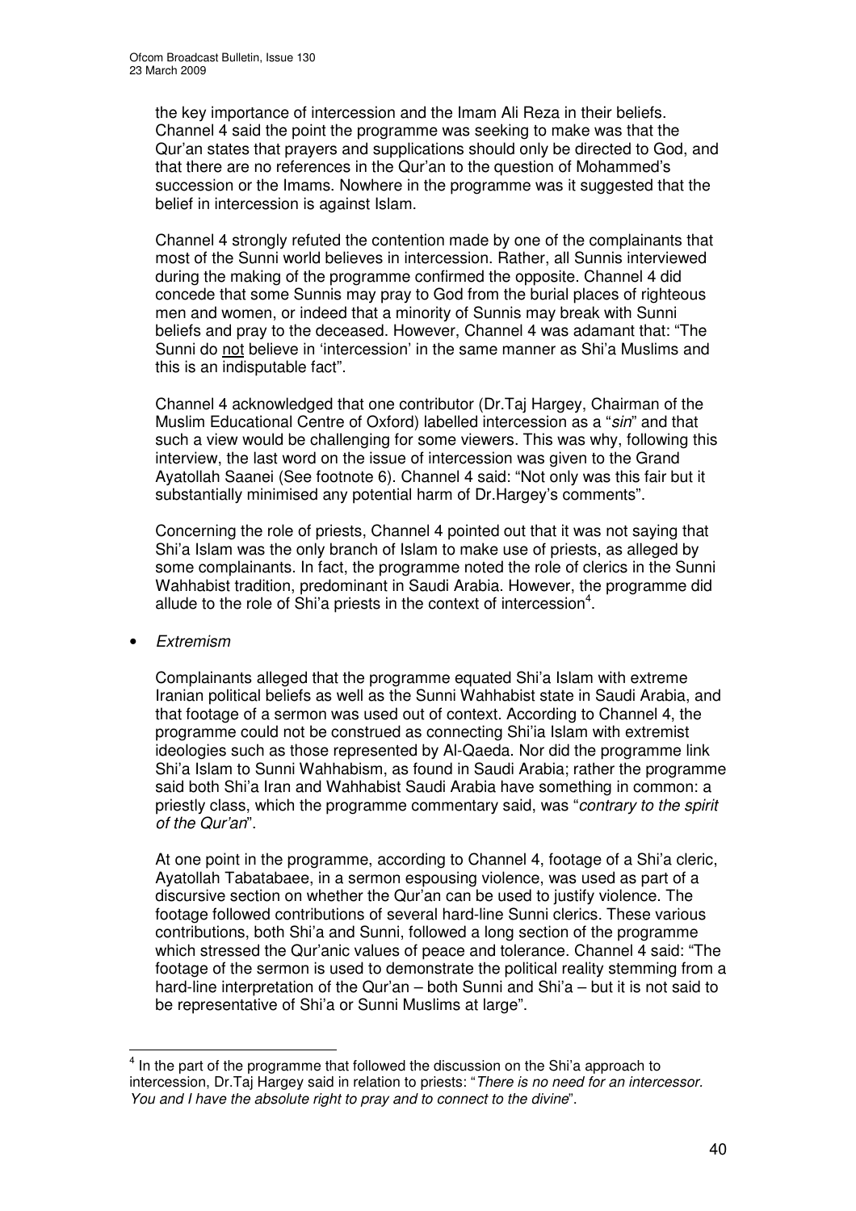the key importance of intercession and the Imam Ali Reza in their beliefs. Channel 4 said the point the programme was seeking to make was that the Qur'an states that prayers and supplications should only be directed to God, and that there are no references in the Qur'an to the question of Mohammed's succession or the Imams. Nowhere in the programme was it suggested that the belief in intercession is against Islam.

Channel 4 strongly refuted the contention made by one of the complainants that most of the Sunni world believes in intercession. Rather, all Sunnis interviewed during the making of the programme confirmed the opposite. Channel 4 did concede that some Sunnis may pray to God from the burial places of righteous men and women, or indeed that a minority of Sunnis may break with Sunni beliefs and pray to the deceased. However, Channel 4 was adamant that: "The Sunni do not believe in 'intercession' in the same manner as Shi'a Muslims and this is an indisputable fact".

Channel 4 acknowledged that one contributor (Dr.Taj Hargey, Chairman of the Muslim Educational Centre of Oxford) labelled intercession as a "*sin*" and that such a view would be challenging for some viewers. This was why, following this interview, the last word on the issue of intercession was given to the Grand Ayatollah Saanei (See footnote 6). Channel 4 said: "Not only was this fair but it substantially minimised any potential harm of Dr.Hargey's comments".

Concerning the role of priests, Channel 4 pointed out that it was not saying that Shi'a Islam was the only branch of Islam to make use of priests, as alleged by some complainants. In fact, the programme noted the role of clerics in the Sunni Wahhabist tradition, predominant in Saudi Arabia. However, the programme did allude to the role of Shi'a priests in the context of intercession[4].

- *Extremism*

Complainants alleged that the programme equated Shi'a Islam with extreme Iranian political beliefs as well as the Sunni Wahhabist state in Saudi Arabia, and that footage of a sermon was used out of context. According to Channel 4, the programme could not be construed as connecting Shi'ia Islam with extremist ideologies such as those represented by Al-Qaeda. Nor did the programme link Shi'a Islam to Sunni Wahhabism, as found in Saudi Arabia; rather the programme said both Shi'a Iran and Wahhabist Saudi Arabia have something in common: a priestly class, which the programme commentary said, was "*contrary to the spirit of the Qur'an*".

At one point in the programme, according to Channel 4, footage of a Shi'a cleric, Ayatollah Tabatabaee, in a sermon espousing violence, was used as part of a discursive section on whether the Qur'an can be used to justify violence. The footage followed contributions of several hard-line Sunni clerics. These various contributions, both Shi'a and Sunni, followed a long section of the programme which stressed the Qur'anic values of peace and tolerance. Channel 4 said: "The footage of the sermon is used to demonstrate the political reality stemming from a hard-line interpretation of the Qur'an – both Sunni and Shi'a – but it is not said to be representative of Shi'a or Sunni Muslims at large".

[4] In the part of the programme that followed the discussion on the Shi'a approach to intercession, Dr.Taj Hargey said in relation to priests: "*There is no need for an intercessor. You and I have the absolute right to pray and to connect to the divine*".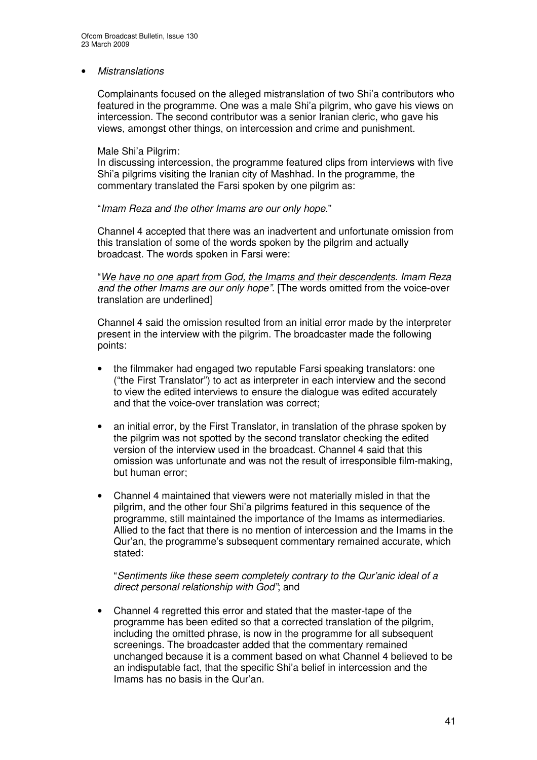- *Mistranslations*

Complainants focused on the alleged mistranslation of two Shi'a contributors who featured in the programme. One was a male Shi'a pilgrim, who gave his views on intercession. The second contributor was a senior Iranian cleric, who gave his views, amongst other things, on intercession and crime and punishment.

Male Shi'a Pilgrim:
In discussing intercession, the programme featured clips from interviews with five Shi'a pilgrims visiting the Iranian city of Mashhad. In the programme, the commentary translated the Farsi spoken by one pilgrim as:

"*Imam Reza and the other Imams are our only hope*."

Channel 4 accepted that there was an inadvertent and unfortunate omission from this translation of some of the words spoken by the pilgrim and actually broadcast. The words spoken in Farsi were:

"<u>*We have no one apart from God, the Imams and their descendents*</u>*. Imam Reza and the other Imams are our only hope"*. [The words omitted from the voice-over translation are underlined]

Channel 4 said the omission resulted from an initial error made by the interpreter present in the interview with the pilgrim. The broadcaster made the following points:

- the filmmaker had engaged two reputable Farsi speaking translators: one ("the First Translator") to act as interpreter in each interview and the second to view the edited interviews to ensure the dialogue was edited accurately and that the voice-over translation was correct;

- an initial error, by the First Translator, in translation of the phrase spoken by the pilgrim was not spotted by the second translator checking the edited version of the interview used in the broadcast. Channel 4 said that this omission was unfortunate and was not the result of irresponsible film-making, but human error;

- Channel 4 maintained that viewers were not materially misled in that the pilgrim, and the other four Shi'a pilgrims featured in this sequence of the programme, still maintained the importance of the Imams as intermediaries. Allied to the fact that there is no mention of intercession and the Imams in the Qur'an, the programme's subsequent commentary remained accurate, which stated:

  "*Sentiments like these seem completely contrary to the Qur'anic ideal of a direct personal relationship with God"*; and

- Channel 4 regretted this error and stated that the master-tape of the programme has been edited so that a corrected translation of the pilgrim, including the omitted phrase, is now in the programme for all subsequent screenings. The broadcaster added that the commentary remained unchanged because it is a comment based on what Channel 4 believed to be an indisputable fact, that the specific Shi'a belief in intercession and the Imams has no basis in the Qur'an.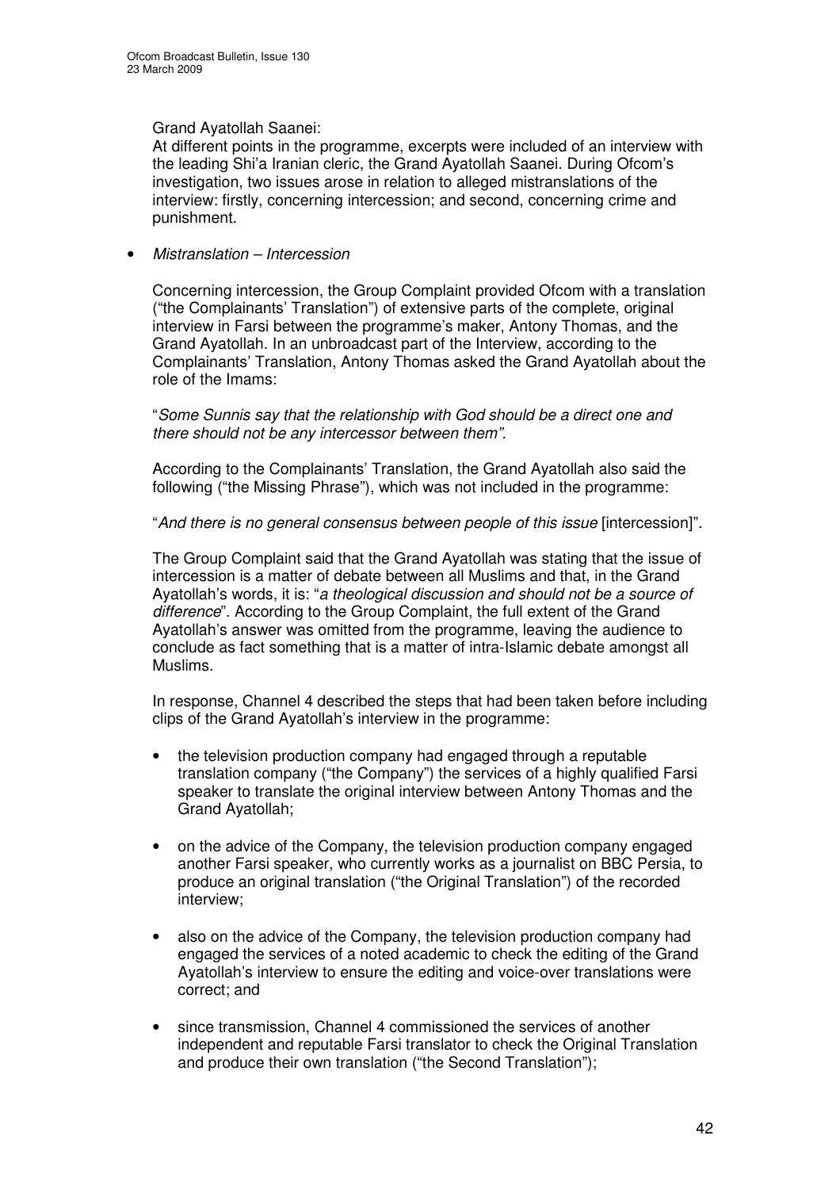Grand Ayatollah Saanei:

At different points in the programme, excerpts were included of an interview with the leading Shi'a Iranian cleric, the Grand Ayatollah Saanei. During Ofcom's investigation, two issues arose in relation to alleged mistranslations of the interview: firstly, concerning intercession; and second, concerning crime and punishment.

- *Mistranslation – Intercession*

  Concerning intercession, the Group Complaint provided Ofcom with a translation ("the Complainants' Translation") of extensive parts of the complete, original interview in Farsi between the programme's maker, Antony Thomas, and the Grand Ayatollah. In an unbroadcast part of the Interview, according to the Complainants' Translation, Antony Thomas asked the Grand Ayatollah about the role of the Imams:

  "*Some Sunnis say that the relationship with God should be a direct one and there should not be any intercessor between them".*

  According to the Complainants' Translation, the Grand Ayatollah also said the following ("the Missing Phrase"), which was not included in the programme:

  "*And there is no general consensus between people of this issue* [intercession]".

  The Group Complaint said that the Grand Ayatollah was stating that the issue of intercession is a matter of debate between all Muslims and that, in the Grand Ayatollah's words, it is: "*a theological discussion and should not be a source of difference*". According to the Group Complaint, the full extent of the Grand Ayatollah's answer was omitted from the programme, leaving the audience to conclude as fact something that is a matter of intra-Islamic debate amongst all Muslims.

  In response, Channel 4 described the steps that had been taken before including clips of the Grand Ayatollah's interview in the programme:

  - the television production company had engaged through a reputable translation company ("the Company") the services of a highly qualified Farsi speaker to translate the original interview between Antony Thomas and the Grand Ayatollah;

  - on the advice of the Company, the television production company engaged another Farsi speaker, who currently works as a journalist on BBC Persia, to produce an original translation ("the Original Translation") of the recorded interview;

  - also on the advice of the Company, the television production company had engaged the services of a noted academic to check the editing of the Grand Ayatollah's interview to ensure the editing and voice-over translations were correct; and

  - since transmission, Channel 4 commissioned the services of another independent and reputable Farsi translator to check the Original Translation and produce their own translation ("the Second Translation");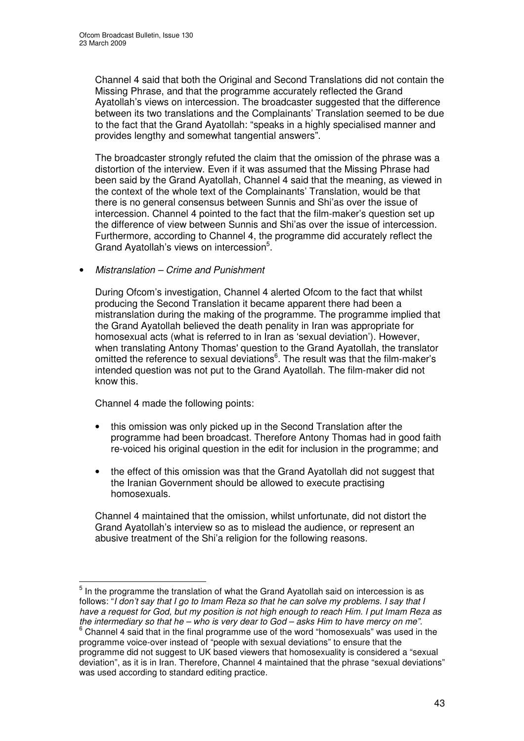Channel 4 said that both the Original and Second Translations did not contain the Missing Phrase, and that the programme accurately reflected the Grand Ayatollah's views on intercession. The broadcaster suggested that the difference between its two translations and the Complainants' Translation seemed to be due to the fact that the Grand Ayatollah: "speaks in a highly specialised manner and provides lengthy and somewhat tangential answers".

The broadcaster strongly refuted the claim that the omission of the phrase was a distortion of the interview. Even if it was assumed that the Missing Phrase had been said by the Grand Ayatollah, Channel 4 said that the meaning, as viewed in the context of the whole text of the Complainants' Translation, would be that there is no general consensus between Sunnis and Shi'as over the issue of intercession. Channel 4 pointed to the fact that the film-maker's question set up the difference of view between Sunnis and Shi'as over the issue of intercession. Furthermore, according to Channel 4, the programme did accurately reflect the Grand Ayatollah's views on intercession[5].

- *Mistranslation – Crime and Punishment*

  During Ofcom's investigation, Channel 4 alerted Ofcom to the fact that whilst producing the Second Translation it became apparent there had been a mistranslation during the making of the programme. The programme implied that the Grand Ayatollah believed the death penality in Iran was appropriate for homosexual acts (what is referred to in Iran as 'sexual deviation'). However, when translating Antony Thomas' question to the Grand Ayatollah, the translator omitted the reference to sexual deviations[6]. The result was that the film-maker's intended question was not put to the Grand Ayatollah. The film-maker did not know this.

  Channel 4 made the following points:

  - this omission was only picked up in the Second Translation after the programme had been broadcast. Therefore Antony Thomas had in good faith re-voiced his original question in the edit for inclusion in the programme; and
  - the effect of this omission was that the Grand Ayatollah did not suggest that the Iranian Government should be allowed to execute practising homosexuals.

  Channel 4 maintained that the omission, whilst unfortunate, did not distort the Grand Ayatollah's interview so as to mislead the audience, or represent an abusive treatment of the Shi'a religion for the following reasons.

---

[5] In the programme the translation of what the Grand Ayatollah said on intercession is as follows: "*I don't say that I go to Imam Reza so that he can solve my problems. I say that I have a request for God, but my position is not high enough to reach Him. I put Imam Reza as the intermediary so that he – who is very dear to God – asks Him to have mercy on me".*

[6] Channel 4 said that in the final programme use of the word "homosexuals" was used in the programme voice-over instead of "people with sexual deviations" to ensure that the programme did not suggest to UK based viewers that homosexuality is considered a "sexual deviation", as it is in Iran. Therefore, Channel 4 maintained that the phrase "sexual deviations" was used according to standard editing practice.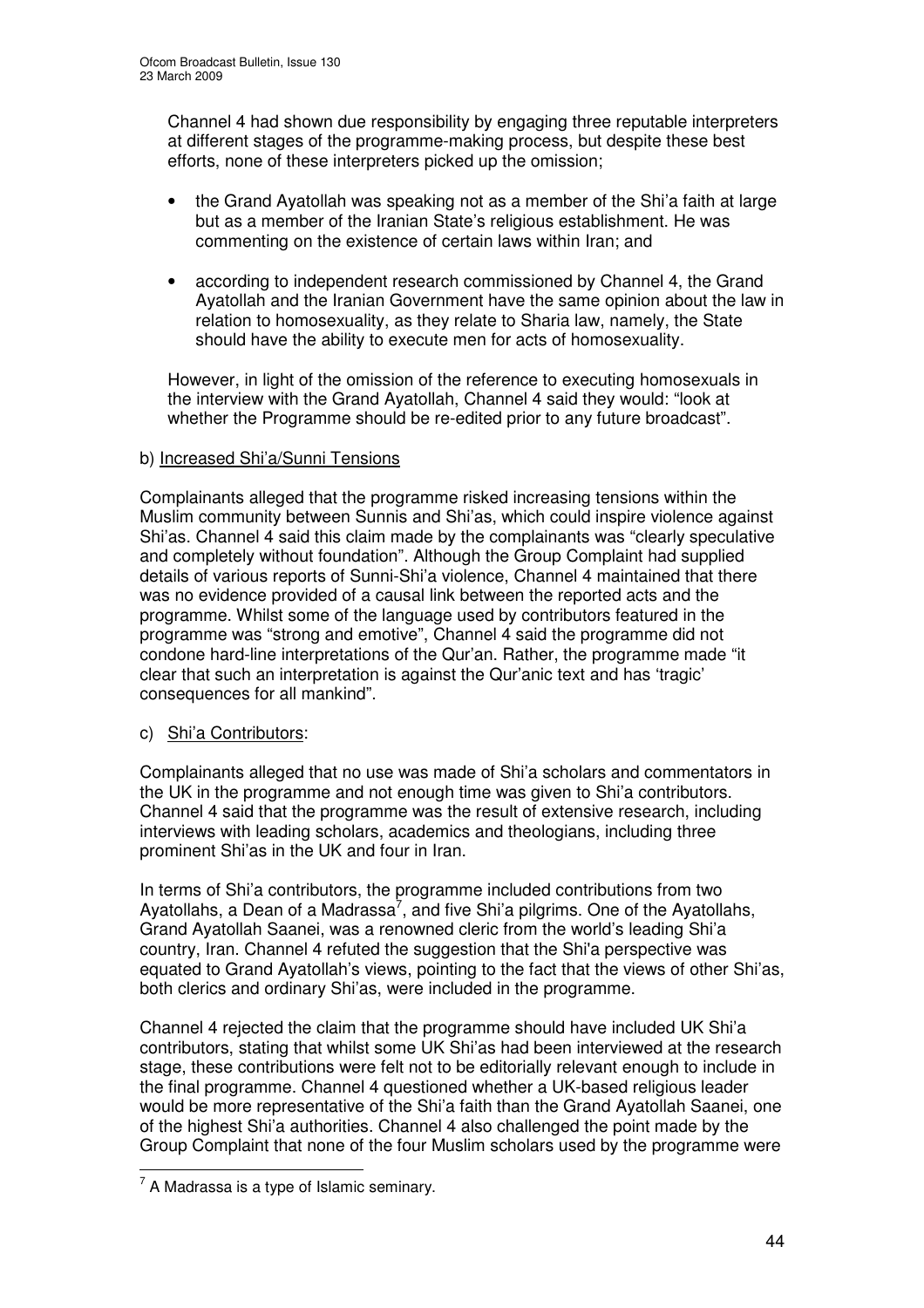Channel 4 had shown due responsibility by engaging three reputable interpreters at different stages of the programme-making process, but despite these best efforts, none of these interpreters picked up the omission;

- the Grand Ayatollah was speaking not as a member of the Shi'a faith at large but as a member of the Iranian State's religious establishment. He was commenting on the existence of certain laws within Iran; and
- according to independent research commissioned by Channel 4, the Grand Ayatollah and the Iranian Government have the same opinion about the law in relation to homosexuality, as they relate to Sharia law, namely, the State should have the ability to execute men for acts of homosexuality.

However, in light of the omission of the reference to executing homosexuals in the interview with the Grand Ayatollah, Channel 4 said they would: "look at whether the Programme should be re-edited prior to any future broadcast".

b) Increased Shi'a/Sunni Tensions

Complainants alleged that the programme risked increasing tensions within the Muslim community between Sunnis and Shi'as, which could inspire violence against Shi'as. Channel 4 said this claim made by the complainants was "clearly speculative and completely without foundation". Although the Group Complaint had supplied details of various reports of Sunni-Shi'a violence, Channel 4 maintained that there was no evidence provided of a causal link between the reported acts and the programme. Whilst some of the language used by contributors featured in the programme was "strong and emotive", Channel 4 said the programme did not condone hard-line interpretations of the Qur'an. Rather, the programme made "it clear that such an interpretation is against the Qur'anic text and has 'tragic' consequences for all mankind".

c) Shi'a Contributors:

Complainants alleged that no use was made of Shi'a scholars and commentators in the UK in the programme and not enough time was given to Shi'a contributors. Channel 4 said that the programme was the result of extensive research, including interviews with leading scholars, academics and theologians, including three prominent Shi'as in the UK and four in Iran.

In terms of Shi'a contributors, the programme included contributions from two Ayatollahs, a Dean of a Madrassa[7], and five Shi'a pilgrims. One of the Ayatollahs, Grand Ayatollah Saanei, was a renowned cleric from the world's leading Shi'a country, Iran. Channel 4 refuted the suggestion that the Shi'a perspective was equated to Grand Ayatollah's views, pointing to the fact that the views of other Shi'as, both clerics and ordinary Shi'as, were included in the programme.

Channel 4 rejected the claim that the programme should have included UK Shi'a contributors, stating that whilst some UK Shi'as had been interviewed at the research stage, these contributions were felt not to be editorially relevant enough to include in the final programme. Channel 4 questioned whether a UK-based religious leader would be more representative of the Shi'a faith than the Grand Ayatollah Saanei, one of the highest Shi'a authorities. Channel 4 also challenged the point made by the Group Complaint that none of the four Muslim scholars used by the programme were

[7] A Madrassa is a type of Islamic seminary.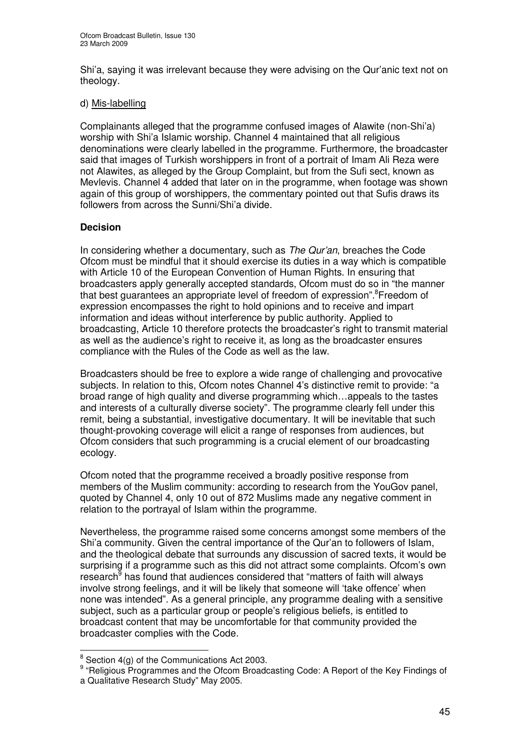Shi'a, saying it was irrelevant because they were advising on the Qur'anic text not on theology.

d) Mis-labelling

Complainants alleged that the programme confused images of Alawite (non-Shi'a) worship with Shi'a Islamic worship. Channel 4 maintained that all religious denominations were clearly labelled in the programme. Furthermore, the broadcaster said that images of Turkish worshippers in front of a portrait of Imam Ali Reza were not Alawites, as alleged by the Group Complaint, but from the Sufi sect, known as Mevlevis. Channel 4 added that later on in the programme, when footage was shown again of this group of worshippers, the commentary pointed out that Sufis draws its followers from across the Sunni/Shi'a divide.

**Decision**

In considering whether a documentary, such as *The Qur'an*, breaches the Code Ofcom must be mindful that it should exercise its duties in a way which is compatible with Article 10 of the European Convention of Human Rights. In ensuring that broadcasters apply generally accepted standards, Ofcom must do so in "the manner that best guarantees an appropriate level of freedom of expression".[8] Freedom of expression encompasses the right to hold opinions and to receive and impart information and ideas without interference by public authority. Applied to broadcasting, Article 10 therefore protects the broadcaster's right to transmit material as well as the audience's right to receive it, as long as the broadcaster ensures compliance with the Rules of the Code as well as the law.

Broadcasters should be free to explore a wide range of challenging and provocative subjects. In relation to this, Ofcom notes Channel 4's distinctive remit to provide: "a broad range of high quality and diverse programming which…appeals to the tastes and interests of a culturally diverse society". The programme clearly fell under this remit, being a substantial, investigative documentary. It will be inevitable that such thought-provoking coverage will elicit a range of responses from audiences, but Ofcom considers that such programming is a crucial element of our broadcasting ecology.

Ofcom noted that the programme received a broadly positive response from members of the Muslim community: according to research from the YouGov panel, quoted by Channel 4, only 10 out of 872 Muslims made any negative comment in relation to the portrayal of Islam within the programme.

Nevertheless, the programme raised some concerns amongst some members of the Shi'a community. Given the central importance of the Qur'an to followers of Islam, and the theological debate that surrounds any discussion of sacred texts, it would be surprising if a programme such as this did not attract some complaints. Ofcom's own research[9] has found that audiences considered that "matters of faith will always involve strong feelings, and it will be likely that someone will 'take offence' when none was intended". As a general principle, any programme dealing with a sensitive subject, such as a particular group or people's religious beliefs, is entitled to broadcast content that may be uncomfortable for that community provided the broadcaster complies with the Code.

---

[8] Section 4(g) of the Communications Act 2003.

[9] "Religious Programmes and the Ofcom Broadcasting Code: A Report of the Key Findings of a Qualitative Research Study" May 2005.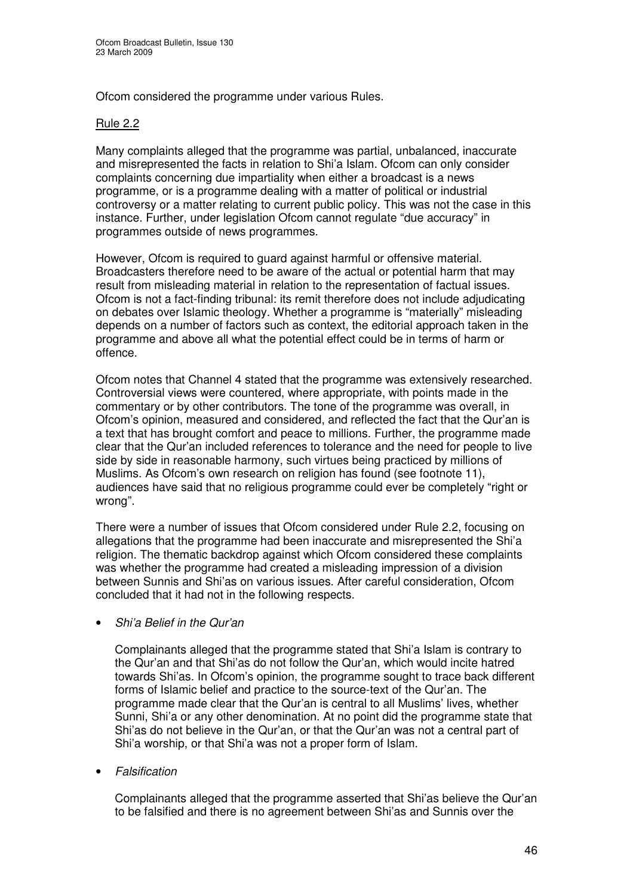Ofcom considered the programme under various Rules.

Rule 2.2

Many complaints alleged that the programme was partial, unbalanced, inaccurate and misrepresented the facts in relation to Shi'a Islam. Ofcom can only consider complaints concerning due impartiality when either a broadcast is a news programme, or is a programme dealing with a matter of political or industrial controversy or a matter relating to current public policy. This was not the case in this instance. Further, under legislation Ofcom cannot regulate "due accuracy" in programmes outside of news programmes.

However, Ofcom is required to guard against harmful or offensive material. Broadcasters therefore need to be aware of the actual or potential harm that may result from misleading material in relation to the representation of factual issues. Ofcom is not a fact-finding tribunal: its remit therefore does not include adjudicating on debates over Islamic theology. Whether a programme is "materially" misleading depends on a number of factors such as context, the editorial approach taken in the programme and above all what the potential effect could be in terms of harm or offence.

Ofcom notes that Channel 4 stated that the programme was extensively researched. Controversial views were countered, where appropriate, with points made in the commentary or by other contributors. The tone of the programme was overall, in Ofcom's opinion, measured and considered, and reflected the fact that the Qur'an is a text that has brought comfort and peace to millions. Further, the programme made clear that the Qur'an included references to tolerance and the need for people to live side by side in reasonable harmony, such virtues being practiced by millions of Muslims. As Ofcom's own research on religion has found (see footnote 11), audiences have said that no religious programme could ever be completely "right or wrong".

There were a number of issues that Ofcom considered under Rule 2.2, focusing on allegations that the programme had been inaccurate and misrepresented the Shi'a religion. The thematic backdrop against which Ofcom considered these complaints was whether the programme had created a misleading impression of a division between Sunnis and Shi'as on various issues. After careful consideration, Ofcom concluded that it had not in the following respects.

- *Shi'a Belief in the Qur'an*

  Complainants alleged that the programme stated that Shi'a Islam is contrary to the Qur'an and that Shi'as do not follow the Qur'an, which would incite hatred towards Shi'as. In Ofcom's opinion, the programme sought to trace back different forms of Islamic belief and practice to the source-text of the Qur'an. The programme made clear that the Qur'an is central to all Muslims' lives, whether Sunni, Shi'a or any other denomination. At no point did the programme state that Shi'as do not believe in the Qur'an, or that the Qur'an was not a central part of Shi'a worship, or that Shi'a was not a proper form of Islam.

- *Falsification*

  Complainants alleged that the programme asserted that Shi'as believe the Qur'an to be falsified and there is no agreement between Shi'as and Sunnis over the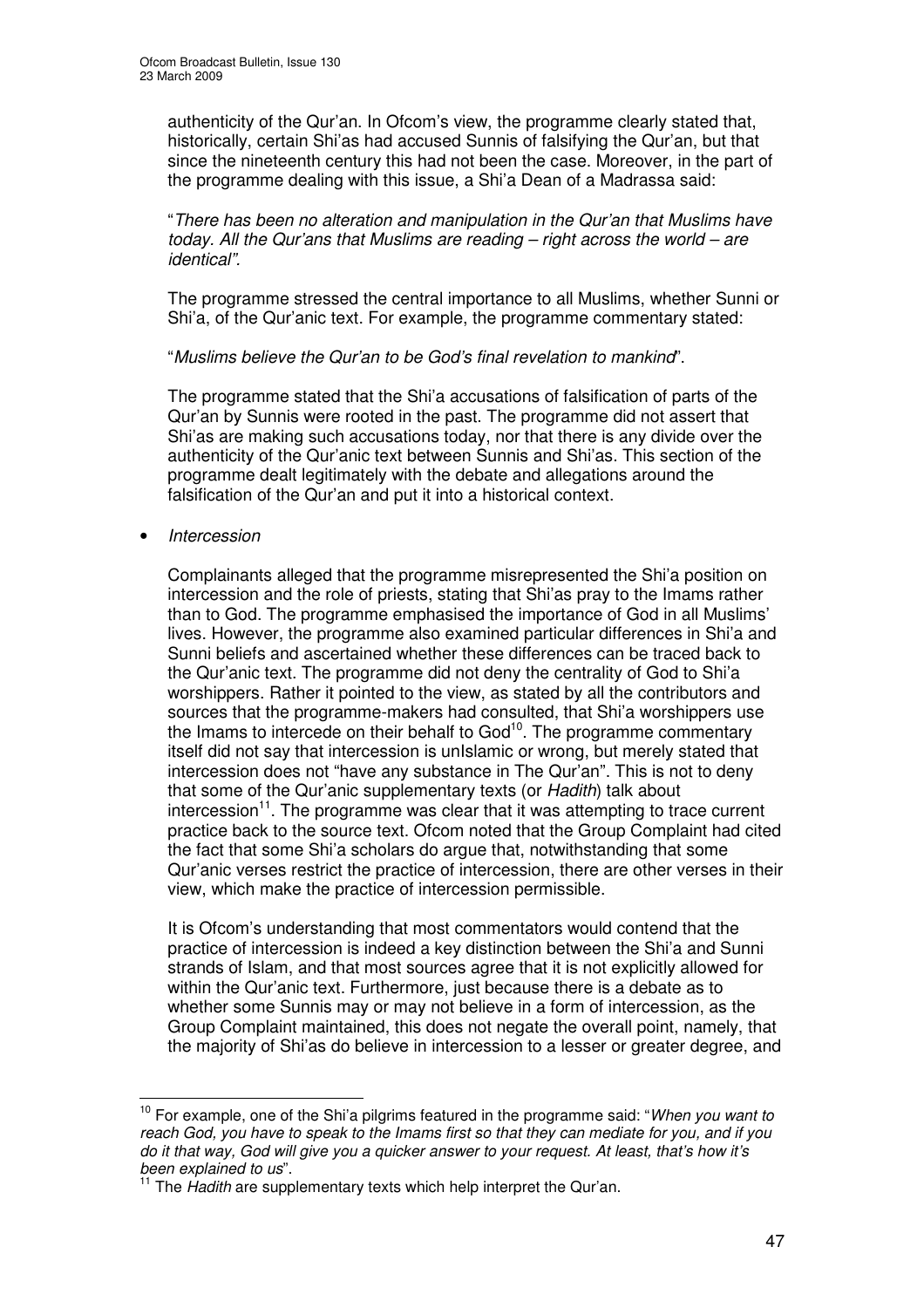authenticity of the Qur'an. In Ofcom's view, the programme clearly stated that, historically, certain Shi'as had accused Sunnis of falsifying the Qur'an, but that since the nineteenth century this had not been the case. Moreover, in the part of the programme dealing with this issue, a Shi'a Dean of a Madrassa said:

"*There has been no alteration and manipulation in the Qur'an that Muslims have today. All the Qur'ans that Muslims are reading – right across the world – are identical".*

The programme stressed the central importance to all Muslims, whether Sunni or Shi'a, of the Qur'anic text. For example, the programme commentary stated:

"*Muslims believe the Qur'an to be God's final revelation to mankind*".

The programme stated that the Shi'a accusations of falsification of parts of the Qur'an by Sunnis were rooted in the past. The programme did not assert that Shi'as are making such accusations today, nor that there is any divide over the authenticity of the Qur'anic text between Sunnis and Shi'as. This section of the programme dealt legitimately with the debate and allegations around the falsification of the Qur'an and put it into a historical context.

- *Intercession*

  Complainants alleged that the programme misrepresented the Shi'a position on intercession and the role of priests, stating that Shi'as pray to the Imams rather than to God. The programme emphasised the importance of God in all Muslims' lives. However, the programme also examined particular differences in Shi'a and Sunni beliefs and ascertained whether these differences can be traced back to the Qur'anic text. The programme did not deny the centrality of God to Shi'a worshippers. Rather it pointed to the view, as stated by all the contributors and sources that the programme-makers had consulted, that Shi'a worshippers use the Imams to intercede on their behalf to God[10]. The programme commentary itself did not say that intercession is unIslamic or wrong, but merely stated that intercession does not "have any substance in The Qur'an". This is not to deny that some of the Qur'anic supplementary texts (or *Hadith*) talk about intercession[11]. The programme was clear that it was attempting to trace current practice back to the source text. Ofcom noted that the Group Complaint had cited the fact that some Shi'a scholars do argue that, notwithstanding that some Qur'anic verses restrict the practice of intercession, there are other verses in their view, which make the practice of intercession permissible.

  It is Ofcom's understanding that most commentators would contend that the practice of intercession is indeed a key distinction between the Shi'a and Sunni strands of Islam, and that most sources agree that it is not explicitly allowed for within the Qur'anic text. Furthermore, just because there is a debate as to whether some Sunnis may or may not believe in a form of intercession, as the Group Complaint maintained, this does not negate the overall point, namely, that the majority of Shi'as do believe in intercession to a lesser or greater degree, and

---

[10] For example, one of the Shi'a pilgrims featured in the programme said: "*When you want to reach God, you have to speak to the Imams first so that they can mediate for you, and if you do it that way, God will give you a quicker answer to your request. At least, that's how it's been explained to us*".

[11] The *Hadith* are supplementary texts which help interpret the Qur'an.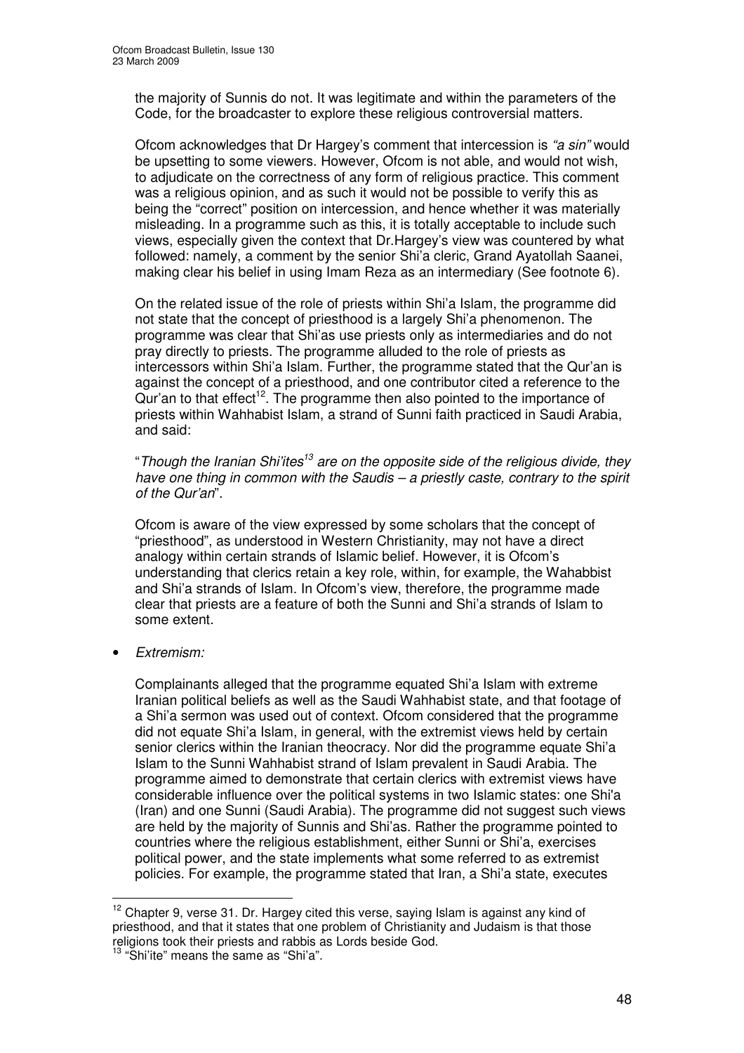the majority of Sunnis do not. It was legitimate and within the parameters of the Code, for the broadcaster to explore these religious controversial matters.

Ofcom acknowledges that Dr Hargey's comment that intercession is *"a sin"* would be upsetting to some viewers. However, Ofcom is not able, and would not wish, to adjudicate on the correctness of any form of religious practice. This comment was a religious opinion, and as such it would not be possible to verify this as being the "correct" position on intercession, and hence whether it was materially misleading. In a programme such as this, it is totally acceptable to include such views, especially given the context that Dr.Hargey's view was countered by what followed: namely, a comment by the senior Shi'a cleric, Grand Ayatollah Saanei, making clear his belief in using Imam Reza as an intermediary (See footnote 6).

On the related issue of the role of priests within Shi'a Islam, the programme did not state that the concept of priesthood is a largely Shi'a phenomenon. The programme was clear that Shi'as use priests only as intermediaries and do not pray directly to priests. The programme alluded to the role of priests as intercessors within Shi'a Islam. Further, the programme stated that the Qur'an is against the concept of a priesthood, and one contributor cited a reference to the Qur'an to that effect[12]. The programme then also pointed to the importance of priests within Wahhabist Islam, a strand of Sunni faith practiced in Saudi Arabia, and said:

"*Though the Iranian Shi'ites*[13] *are on the opposite side of the religious divide, they have one thing in common with the Saudis – a priestly caste, contrary to the spirit of the Qur'an*".

Ofcom is aware of the view expressed by some scholars that the concept of "priesthood", as understood in Western Christianity, may not have a direct analogy within certain strands of Islamic belief. However, it is Ofcom's understanding that clerics retain a key role, within, for example, the Wahabbist and Shi'a strands of Islam. In Ofcom's view, therefore, the programme made clear that priests are a feature of both the Sunni and Shi'a strands of Islam to some extent.

- *Extremism:*

  Complainants alleged that the programme equated Shi'a Islam with extreme Iranian political beliefs as well as the Saudi Wahhabist state, and that footage of a Shi'a sermon was used out of context. Ofcom considered that the programme did not equate Shi'a Islam, in general, with the extremist views held by certain senior clerics within the Iranian theocracy. Nor did the programme equate Shi'a Islam to the Sunni Wahhabist strand of Islam prevalent in Saudi Arabia. The programme aimed to demonstrate that certain clerics with extremist views have considerable influence over the political systems in two Islamic states: one Shi'a (Iran) and one Sunni (Saudi Arabia). The programme did not suggest such views are held by the majority of Sunnis and Shi'as. Rather the programme pointed to countries where the religious establishment, either Sunni or Shi'a, exercises political power, and the state implements what some referred to as extremist policies. For example, the programme stated that Iran, a Shi'a state, executes

---

[12] Chapter 9, verse 31. Dr. Hargey cited this verse, saying Islam is against any kind of priesthood, and that it states that one problem of Christianity and Judaism is that those religions took their priests and rabbis as Lords beside God.

[13] "Shi'ite" means the same as "Shi'a".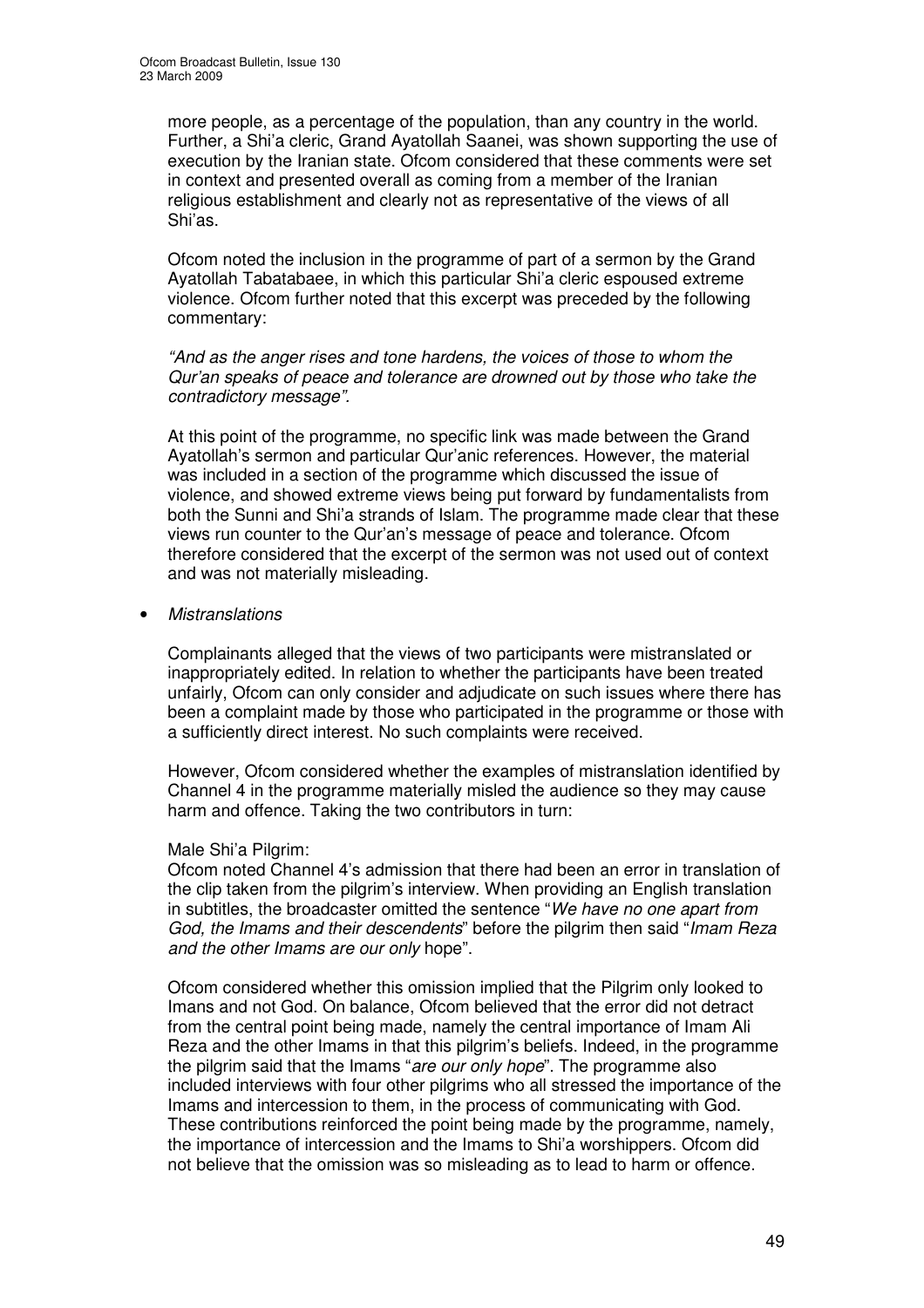more people, as a percentage of the population, than any country in the world. Further, a Shi'a cleric, Grand Ayatollah Saanei, was shown supporting the use of execution by the Iranian state. Ofcom considered that these comments were set in context and presented overall as coming from a member of the Iranian religious establishment and clearly not as representative of the views of all Shi'as.

Ofcom noted the inclusion in the programme of part of a sermon by the Grand Ayatollah Tabatabaee, in which this particular Shi'a cleric espoused extreme violence. Ofcom further noted that this excerpt was preceded by the following commentary:

*"And as the anger rises and tone hardens, the voices of those to whom the Qur'an speaks of peace and tolerance are drowned out by those who take the contradictory message".*

At this point of the programme, no specific link was made between the Grand Ayatollah's sermon and particular Qur'anic references. However, the material was included in a section of the programme which discussed the issue of violence, and showed extreme views being put forward by fundamentalists from both the Sunni and Shi'a strands of Islam. The programme made clear that these views run counter to the Qur'an's message of peace and tolerance. Ofcom therefore considered that the excerpt of the sermon was not used out of context and was not materially misleading.

- *Mistranslations*

Complainants alleged that the views of two participants were mistranslated or inappropriately edited. In relation to whether the participants have been treated unfairly, Ofcom can only consider and adjudicate on such issues where there has been a complaint made by those who participated in the programme or those with a sufficiently direct interest. No such complaints were received.

However, Ofcom considered whether the examples of mistranslation identified by Channel 4 in the programme materially misled the audience so they may cause harm and offence. Taking the two contributors in turn:

Male Shi'a Pilgrim:
Ofcom noted Channel 4's admission that there had been an error in translation of the clip taken from the pilgrim's interview. When providing an English translation in subtitles, the broadcaster omitted the sentence "*We have no one apart from God, the Imams and their descendents*" before the pilgrim then said "*Imam Reza and the other Imams are our only* hope".

Ofcom considered whether this omission implied that the Pilgrim only looked to Imans and not God. On balance, Ofcom believed that the error did not detract from the central point being made, namely the central importance of Imam Ali Reza and the other Imams in that this pilgrim's beliefs. Indeed, in the programme the pilgrim said that the Imams "*are our only hope*". The programme also included interviews with four other pilgrims who all stressed the importance of the Imams and intercession to them, in the process of communicating with God. These contributions reinforced the point being made by the programme, namely, the importance of intercession and the Imams to Shi'a worshippers. Ofcom did not believe that the omission was so misleading as to lead to harm or offence.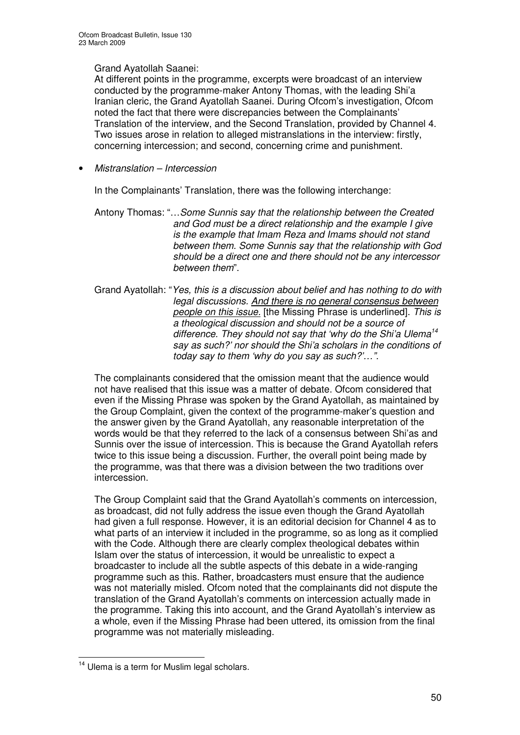Grand Ayatollah Saanei:

At different points in the programme, excerpts were broadcast of an interview conducted by the programme-maker Antony Thomas, with the leading Shi'a Iranian cleric, the Grand Ayatollah Saanei. During Ofcom's investigation, Ofcom noted the fact that there were discrepancies between the Complainants' Translation of the interview, and the Second Translation, provided by Channel 4. Two issues arose in relation to alleged mistranslations in the interview: firstly, concerning intercession; and second, concerning crime and punishment.

- *Mistranslation – Intercession*

In the Complainants' Translation, there was the following interchange:

Antony Thomas: "…*Some Sunnis say that the relationship between the Created and God must be a direct relationship and the example I give is the example that Imam Reza and Imams should not stand between them. Some Sunnis say that the relationship with God should be a direct one and there should not be any intercessor between them*".

Grand Ayatollah: "*Yes, this is a discussion about belief and has nothing to do with legal discussions. <u>And there is no general consensus between people on this issue.</u>* [the Missing Phrase is underlined]. *This is a theological discussion and should not be a source of difference. They should not say that 'why do the Shi'a Ulema*[14] *say as such?' nor should the Shi'a scholars in the conditions of today say to them 'why do you say as such?'…"*.

The complainants considered that the omission meant that the audience would not have realised that this issue was a matter of debate. Ofcom considered that even if the Missing Phrase was spoken by the Grand Ayatollah, as maintained by the Group Complaint, given the context of the programme-maker's question and the answer given by the Grand Ayatollah, any reasonable interpretation of the words would be that they referred to the lack of a consensus between Shi'as and Sunnis over the issue of intercession. This is because the Grand Ayatollah refers twice to this issue being a discussion. Further, the overall point being made by the programme, was that there was a division between the two traditions over intercession.

The Group Complaint said that the Grand Ayatollah's comments on intercession, as broadcast, did not fully address the issue even though the Grand Ayatollah had given a full response. However, it is an editorial decision for Channel 4 as to what parts of an interview it included in the programme, so as long as it complied with the Code. Although there are clearly complex theological debates within Islam over the status of intercession, it would be unrealistic to expect a broadcaster to include all the subtle aspects of this debate in a wide-ranging programme such as this. Rather, broadcasters must ensure that the audience was not materially misled. Ofcom noted that the complainants did not dispute the translation of the Grand Ayatollah's comments on intercession actually made in the programme. Taking this into account, and the Grand Ayatollah's interview as a whole, even if the Missing Phrase had been uttered, its omission from the final programme was not materially misleading.

---

[14] Ulema is a term for Muslim legal scholars.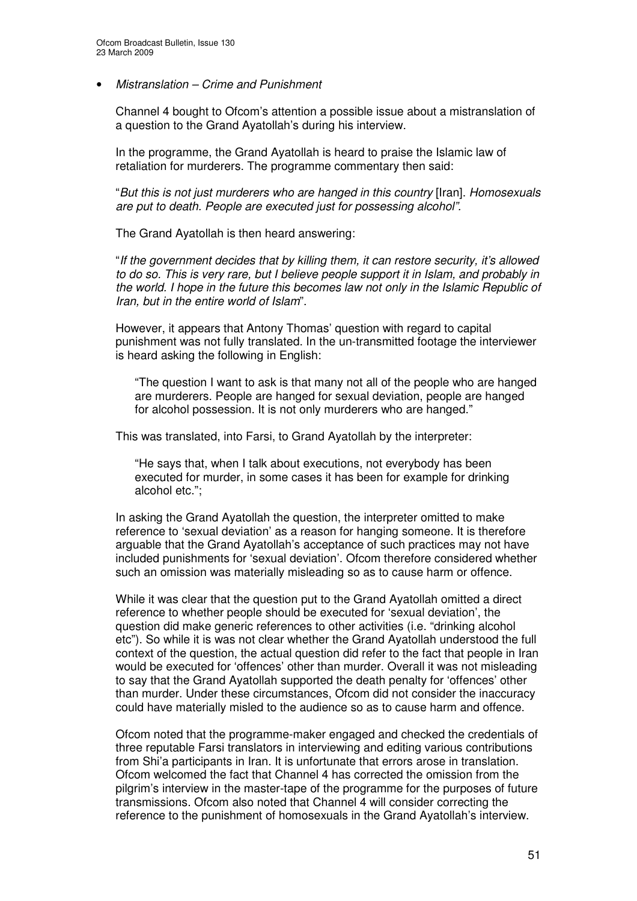- *Mistranslation – Crime and Punishment*

Channel 4 bought to Ofcom's attention a possible issue about a mistranslation of a question to the Grand Ayatollah's during his interview.

In the programme, the Grand Ayatollah is heard to praise the Islamic law of retaliation for murderers. The programme commentary then said:

"*But this is not just murderers who are hanged in this country* [Iran]. *Homosexuals are put to death. People are executed just for possessing alcohol".*

The Grand Ayatollah is then heard answering:

"*If the government decides that by killing them, it can restore security, it's allowed to do so. This is very rare, but I believe people support it in Islam, and probably in the world. I hope in the future this becomes law not only in the Islamic Republic of Iran, but in the entire world of Islam*".

However, it appears that Antony Thomas' question with regard to capital punishment was not fully translated. In the un-transmitted footage the interviewer is heard asking the following in English:

> "The question I want to ask is that many not all of the people who are hanged are murderers. People are hanged for sexual deviation, people are hanged for alcohol possession. It is not only murderers who are hanged."

This was translated, into Farsi, to Grand Ayatollah by the interpreter:

> "He says that, when I talk about executions, not everybody has been executed for murder, in some cases it has been for example for drinking alcohol etc.";

In asking the Grand Ayatollah the question, the interpreter omitted to make reference to 'sexual deviation' as a reason for hanging someone. It is therefore arguable that the Grand Ayatollah's acceptance of such practices may not have included punishments for 'sexual deviation'. Ofcom therefore considered whether such an omission was materially misleading so as to cause harm or offence.

While it was clear that the question put to the Grand Ayatollah omitted a direct reference to whether people should be executed for 'sexual deviation', the question did make generic references to other activities (i.e. "drinking alcohol etc"). So while it is was not clear whether the Grand Ayatollah understood the full context of the question, the actual question did refer to the fact that people in Iran would be executed for 'offences' other than murder. Overall it was not misleading to say that the Grand Ayatollah supported the death penalty for 'offences' other than murder. Under these circumstances, Ofcom did not consider the inaccuracy could have materially misled to the audience so as to cause harm and offence.

Ofcom noted that the programme-maker engaged and checked the credentials of three reputable Farsi translators in interviewing and editing various contributions from Shi'a participants in Iran. It is unfortunate that errors arose in translation. Ofcom welcomed the fact that Channel 4 has corrected the omission from the pilgrim's interview in the master-tape of the programme for the purposes of future transmissions. Ofcom also noted that Channel 4 will consider correcting the reference to the punishment of homosexuals in the Grand Ayatollah's interview.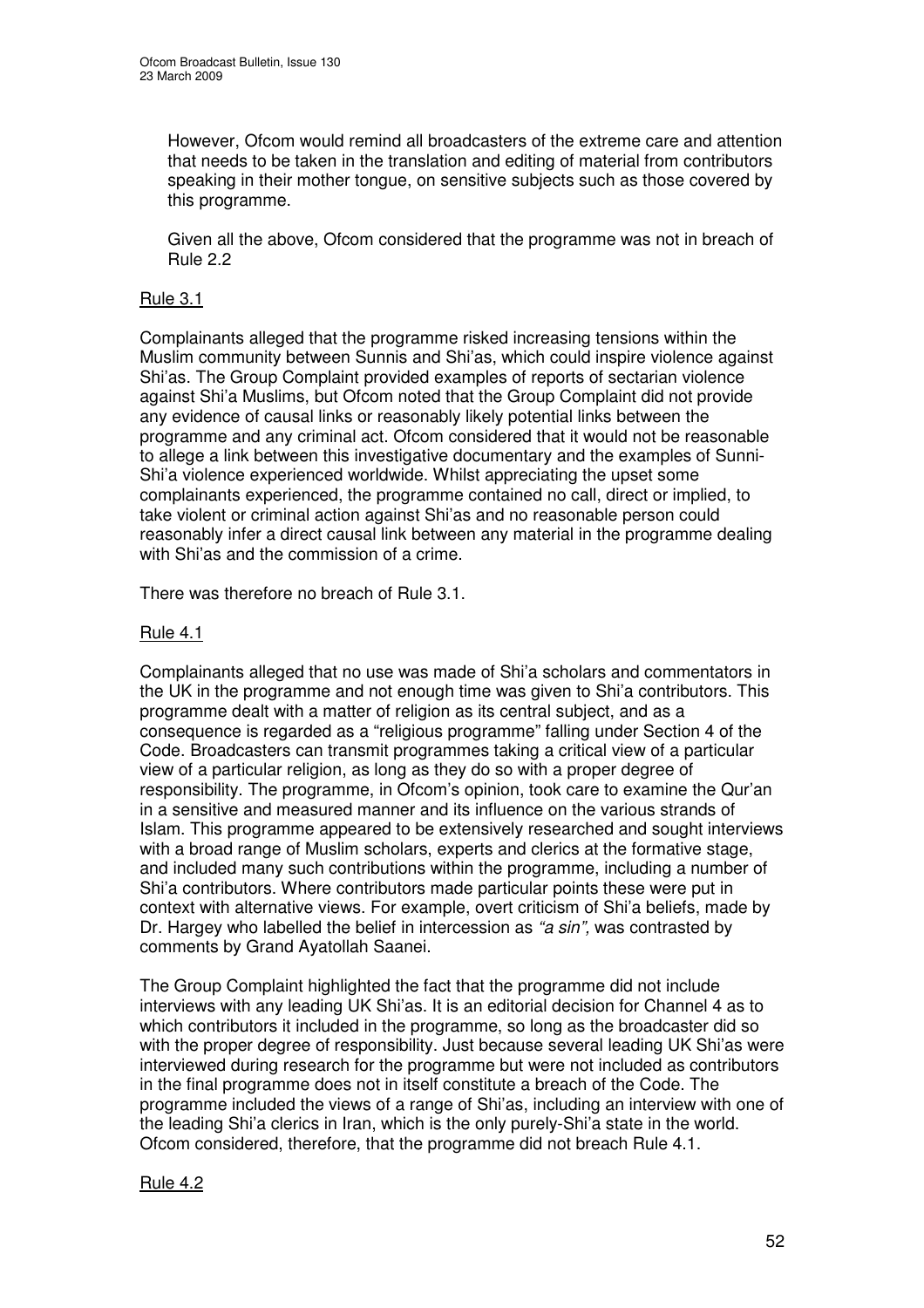However, Ofcom would remind all broadcasters of the extreme care and attention that needs to be taken in the translation and editing of material from contributors speaking in their mother tongue, on sensitive subjects such as those covered by this programme.

Given all the above, Ofcom considered that the programme was not in breach of Rule 2.2

Rule 3.1

Complainants alleged that the programme risked increasing tensions within the Muslim community between Sunnis and Shi'as, which could inspire violence against Shi'as. The Group Complaint provided examples of reports of sectarian violence against Shi'a Muslims, but Ofcom noted that the Group Complaint did not provide any evidence of causal links or reasonably likely potential links between the programme and any criminal act. Ofcom considered that it would not be reasonable to allege a link between this investigative documentary and the examples of Sunni-Shi'a violence experienced worldwide. Whilst appreciating the upset some complainants experienced, the programme contained no call, direct or implied, to take violent or criminal action against Shi'as and no reasonable person could reasonably infer a direct causal link between any material in the programme dealing with Shi'as and the commission of a crime.

There was therefore no breach of Rule 3.1.

Rule 4.1

Complainants alleged that no use was made of Shi'a scholars and commentators in the UK in the programme and not enough time was given to Shi'a contributors. This programme dealt with a matter of religion as its central subject, and as a consequence is regarded as a "religious programme" falling under Section 4 of the Code. Broadcasters can transmit programmes taking a critical view of a particular view of a particular religion, as long as they do so with a proper degree of responsibility. The programme, in Ofcom's opinion, took care to examine the Qur'an in a sensitive and measured manner and its influence on the various strands of Islam. This programme appeared to be extensively researched and sought interviews with a broad range of Muslim scholars, experts and clerics at the formative stage, and included many such contributions within the programme, including a number of Shi'a contributors. Where contributors made particular points these were put in context with alternative views. For example, overt criticism of Shi'a beliefs, made by Dr. Hargey who labelled the belief in intercession as *"a sin",* was contrasted by comments by Grand Ayatollah Saanei.

The Group Complaint highlighted the fact that the programme did not include interviews with any leading UK Shi'as. It is an editorial decision for Channel 4 as to which contributors it included in the programme, so long as the broadcaster did so with the proper degree of responsibility. Just because several leading UK Shi'as were interviewed during research for the programme but were not included as contributors in the final programme does not in itself constitute a breach of the Code. The programme included the views of a range of Shi'as, including an interview with one of the leading Shi'a clerics in Iran, which is the only purely-Shi'a state in the world. Ofcom considered, therefore, that the programme did not breach Rule 4.1.

Rule 4.2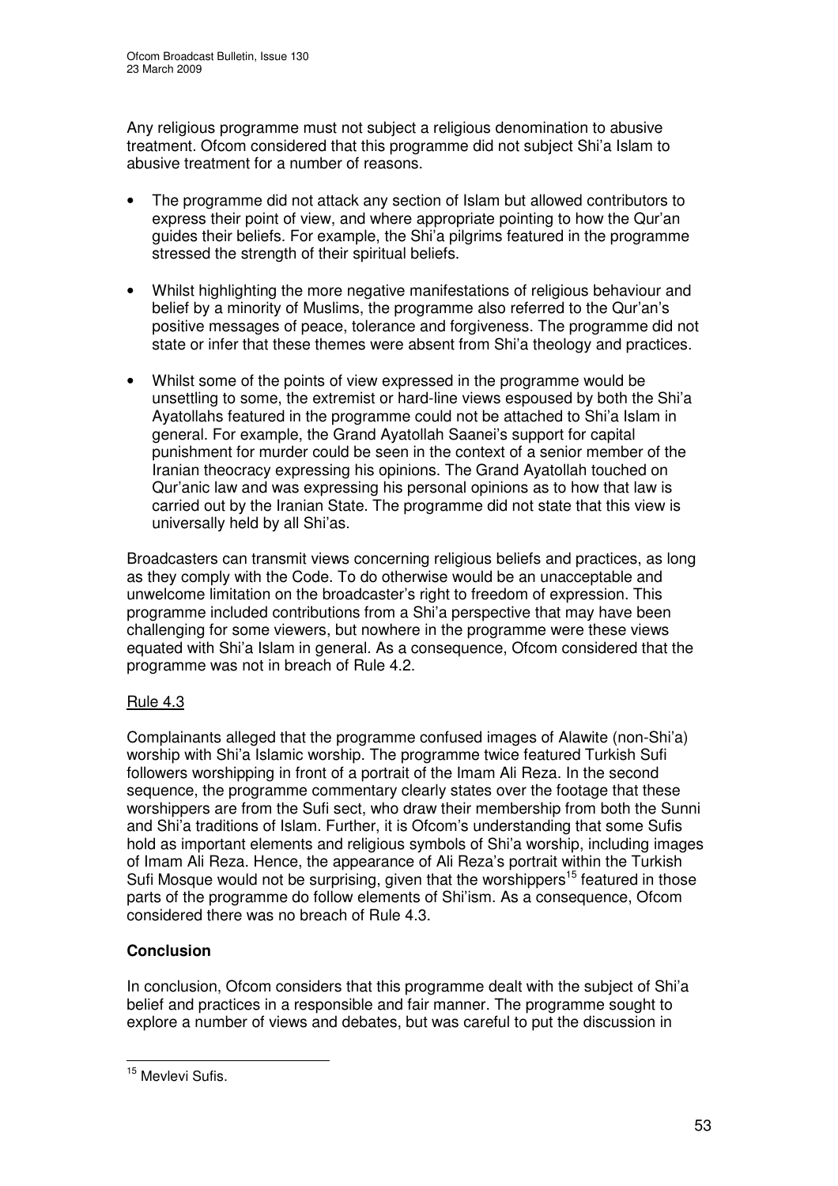Any religious programme must not subject a religious denomination to abusive treatment. Ofcom considered that this programme did not subject Shi'a Islam to abusive treatment for a number of reasons.

- The programme did not attack any section of Islam but allowed contributors to express their point of view, and where appropriate pointing to how the Qur'an guides their beliefs. For example, the Shi'a pilgrims featured in the programme stressed the strength of their spiritual beliefs.

- Whilst highlighting the more negative manifestations of religious behaviour and belief by a minority of Muslims, the programme also referred to the Qur'an's positive messages of peace, tolerance and forgiveness. The programme did not state or infer that these themes were absent from Shi'a theology and practices.

- Whilst some of the points of view expressed in the programme would be unsettling to some, the extremist or hard-line views espoused by both the Shi'a Ayatollahs featured in the programme could not be attached to Shi'a Islam in general. For example, the Grand Ayatollah Saanei's support for capital punishment for murder could be seen in the context of a senior member of the Iranian theocracy expressing his opinions. The Grand Ayatollah touched on Qur'anic law and was expressing his personal opinions as to how that law is carried out by the Iranian State. The programme did not state that this view is universally held by all Shi'as.

Broadcasters can transmit views concerning religious beliefs and practices, as long as they comply with the Code. To do otherwise would be an unacceptable and unwelcome limitation on the broadcaster's right to freedom of expression. This programme included contributions from a Shi'a perspective that may have been challenging for some viewers, but nowhere in the programme were these views equated with Shi'a Islam in general. As a consequence, Ofcom considered that the programme was not in breach of Rule 4.2.

Rule 4.3

Complainants alleged that the programme confused images of Alawite (non-Shi'a) worship with Shi'a Islamic worship. The programme twice featured Turkish Sufi followers worshipping in front of a portrait of the Imam Ali Reza. In the second sequence, the programme commentary clearly states over the footage that these worshippers are from the Sufi sect, who draw their membership from both the Sunni and Shi'a traditions of Islam. Further, it is Ofcom's understanding that some Sufis hold as important elements and religious symbols of Shi'a worship, including images of Imam Ali Reza. Hence, the appearance of Ali Reza's portrait within the Turkish Sufi Mosque would not be surprising, given that the worshippers[15] featured in those parts of the programme do follow elements of Shi'ism. As a consequence, Ofcom considered there was no breach of Rule 4.3.

**Conclusion**

In conclusion, Ofcom considers that this programme dealt with the subject of Shi'a belief and practices in a responsible and fair manner. The programme sought to explore a number of views and debates, but was careful to put the discussion in

[15] Mevlevi Sufis.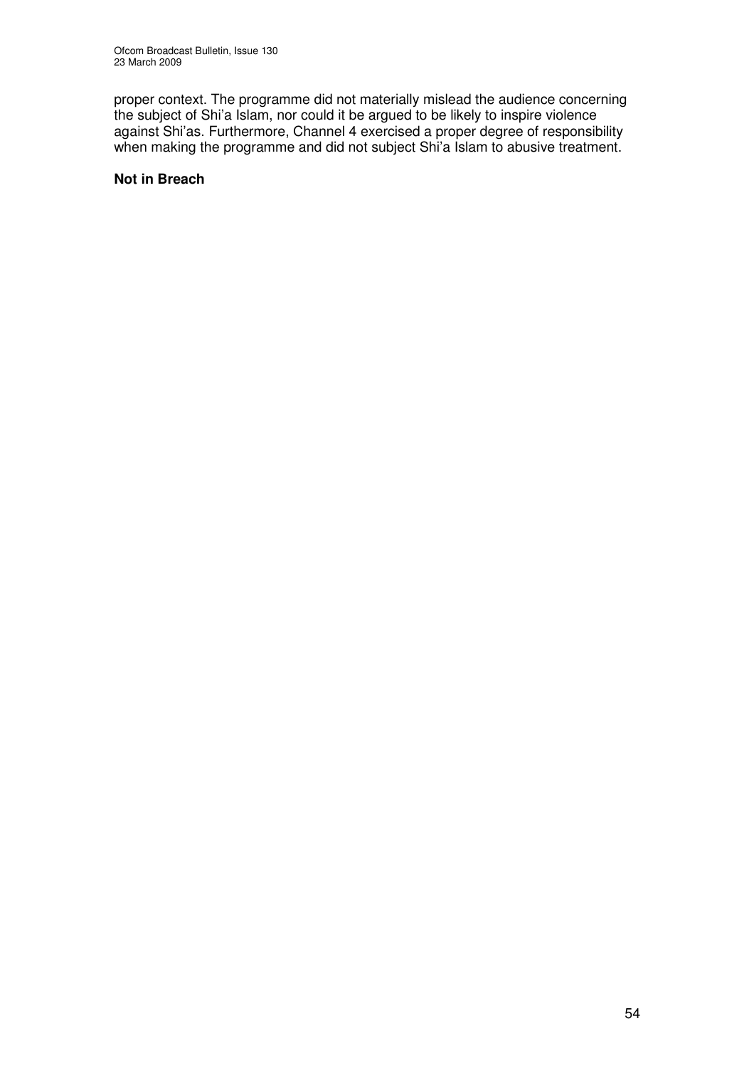proper context. The programme did not materially mislead the audience concerning the subject of Shi'a Islam, nor could it be argued to be likely to inspire violence against Shi'as. Furthermore, Channel 4 exercised a proper degree of responsibility when making the programme and did not subject Shi'a Islam to abusive treatment.

**Not in Breach**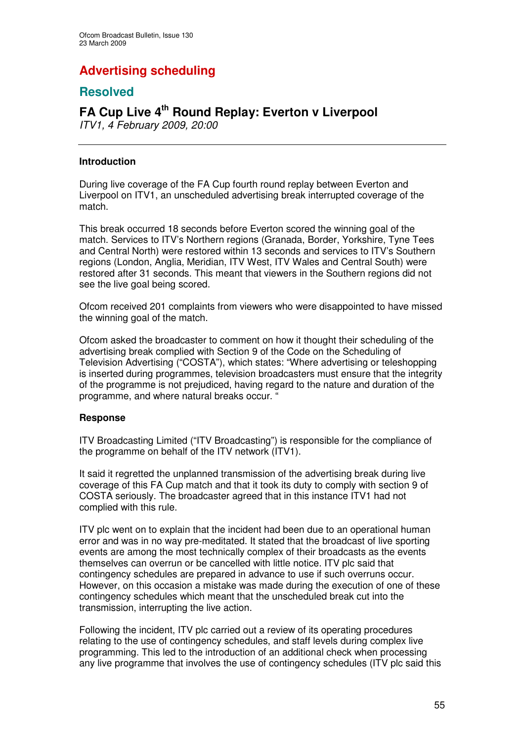# Advertising scheduling

## Resolved

### FA Cup Live 4th Round Replay: Everton v Liverpool

*ITV1, 4 February 2009, 20:00*

---

**Introduction**

During live coverage of the FA Cup fourth round replay between Everton and Liverpool on ITV1, an unscheduled advertising break interrupted coverage of the match.

This break occurred 18 seconds before Everton scored the winning goal of the match. Services to ITV's Northern regions (Granada, Border, Yorkshire, Tyne Tees and Central North) were restored within 13 seconds and services to ITV's Southern regions (London, Anglia, Meridian, ITV West, ITV Wales and Central South) were restored after 31 seconds. This meant that viewers in the Southern regions did not see the live goal being scored.

Ofcom received 201 complaints from viewers who were disappointed to have missed the winning goal of the match.

Ofcom asked the broadcaster to comment on how it thought their scheduling of the advertising break complied with Section 9 of the Code on the Scheduling of Television Advertising ("COSTA"), which states: "Where advertising or teleshopping is inserted during programmes, television broadcasters must ensure that the integrity of the programme is not prejudiced, having regard to the nature and duration of the programme, and where natural breaks occur. "

**Response**

ITV Broadcasting Limited ("ITV Broadcasting") is responsible for the compliance of the programme on behalf of the ITV network (ITV1).

It said it regretted the unplanned transmission of the advertising break during live coverage of this FA Cup match and that it took its duty to comply with section 9 of COSTA seriously. The broadcaster agreed that in this instance ITV1 had not complied with this rule.

ITV plc went on to explain that the incident had been due to an operational human error and was in no way pre-meditated. It stated that the broadcast of live sporting events are among the most technically complex of their broadcasts as the events themselves can overrun or be cancelled with little notice. ITV plc said that contingency schedules are prepared in advance to use if such overruns occur. However, on this occasion a mistake was made during the execution of one of these contingency schedules which meant that the unscheduled break cut into the transmission, interrupting the live action.

Following the incident, ITV plc carried out a review of its operating procedures relating to the use of contingency schedules, and staff levels during complex live programming. This led to the introduction of an additional check when processing any live programme that involves the use of contingency schedules (ITV plc said this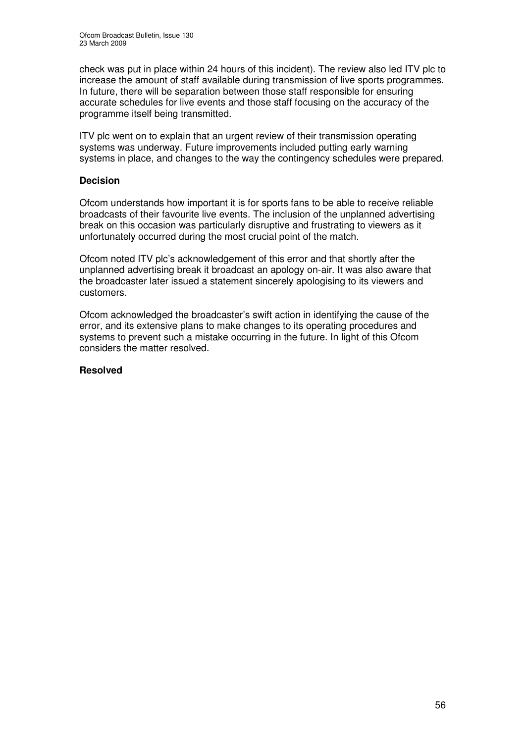check was put in place within 24 hours of this incident). The review also led ITV plc to increase the amount of staff available during transmission of live sports programmes. In future, there will be separation between those staff responsible for ensuring accurate schedules for live events and those staff focusing on the accuracy of the programme itself being transmitted.

ITV plc went on to explain that an urgent review of their transmission operating systems was underway. Future improvements included putting early warning systems in place, and changes to the way the contingency schedules were prepared.

**Decision**

Ofcom understands how important it is for sports fans to be able to receive reliable broadcasts of their favourite live events. The inclusion of the unplanned advertising break on this occasion was particularly disruptive and frustrating to viewers as it unfortunately occurred during the most crucial point of the match.

Ofcom noted ITV plc's acknowledgement of this error and that shortly after the unplanned advertising break it broadcast an apology on-air. It was also aware that the broadcaster later issued a statement sincerely apologising to its viewers and customers.

Ofcom acknowledged the broadcaster's swift action in identifying the cause of the error, and its extensive plans to make changes to its operating procedures and systems to prevent such a mistake occurring in the future. In light of this Ofcom considers the matter resolved.

**Resolved**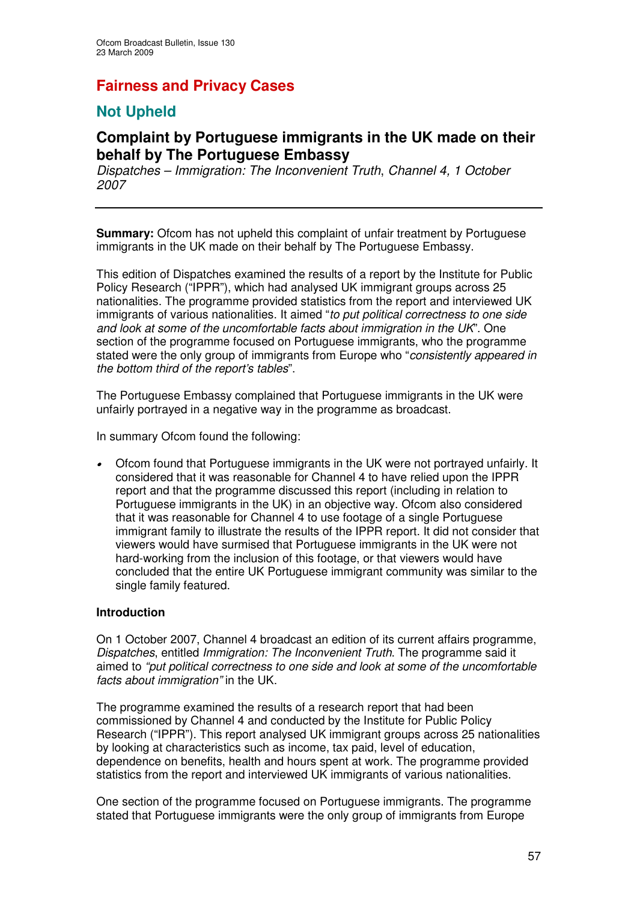## Fairness and Privacy Cases

## Not Upheld

### Complaint by Portuguese immigrants in the UK made on their behalf by The Portuguese Embassy

*Dispatches – Immigration: The Inconvenient Truth*, *Channel 4, 1 October 2007*

---

**Summary:** Ofcom has not upheld this complaint of unfair treatment by Portuguese immigrants in the UK made on their behalf by The Portuguese Embassy.

This edition of Dispatches examined the results of a report by the Institute for Public Policy Research ("IPPR"), which had analysed UK immigrant groups across 25 nationalities. The programme provided statistics from the report and interviewed UK immigrants of various nationalities. It aimed "*to put political correctness to one side and look at some of the uncomfortable facts about immigration in the UK*". One section of the programme focused on Portuguese immigrants, who the programme stated were the only group of immigrants from Europe who "*consistently appeared in the bottom third of the report's tables*".

The Portuguese Embassy complained that Portuguese immigrants in the UK were unfairly portrayed in a negative way in the programme as broadcast.

In summary Ofcom found the following:

- Ofcom found that Portuguese immigrants in the UK were not portrayed unfairly. It considered that it was reasonable for Channel 4 to have relied upon the IPPR report and that the programme discussed this report (including in relation to Portuguese immigrants in the UK) in an objective way. Ofcom also considered that it was reasonable for Channel 4 to use footage of a single Portuguese immigrant family to illustrate the results of the IPPR report. It did not consider that viewers would have surmised that Portuguese immigrants in the UK were not hard-working from the inclusion of this footage, or that viewers would have concluded that the entire UK Portuguese immigrant community was similar to the single family featured.

**Introduction**

On 1 October 2007, Channel 4 broadcast an edition of its current affairs programme, *Dispatches*, entitled *Immigration: The Inconvenient Truth*. The programme said it aimed to *"put political correctness to one side and look at some of the uncomfortable facts about immigration"* in the UK.

The programme examined the results of a research report that had been commissioned by Channel 4 and conducted by the Institute for Public Policy Research ("IPPR"). This report analysed UK immigrant groups across 25 nationalities by looking at characteristics such as income, tax paid, level of education, dependence on benefits, health and hours spent at work. The programme provided statistics from the report and interviewed UK immigrants of various nationalities.

One section of the programme focused on Portuguese immigrants. The programme stated that Portuguese immigrants were the only group of immigrants from Europe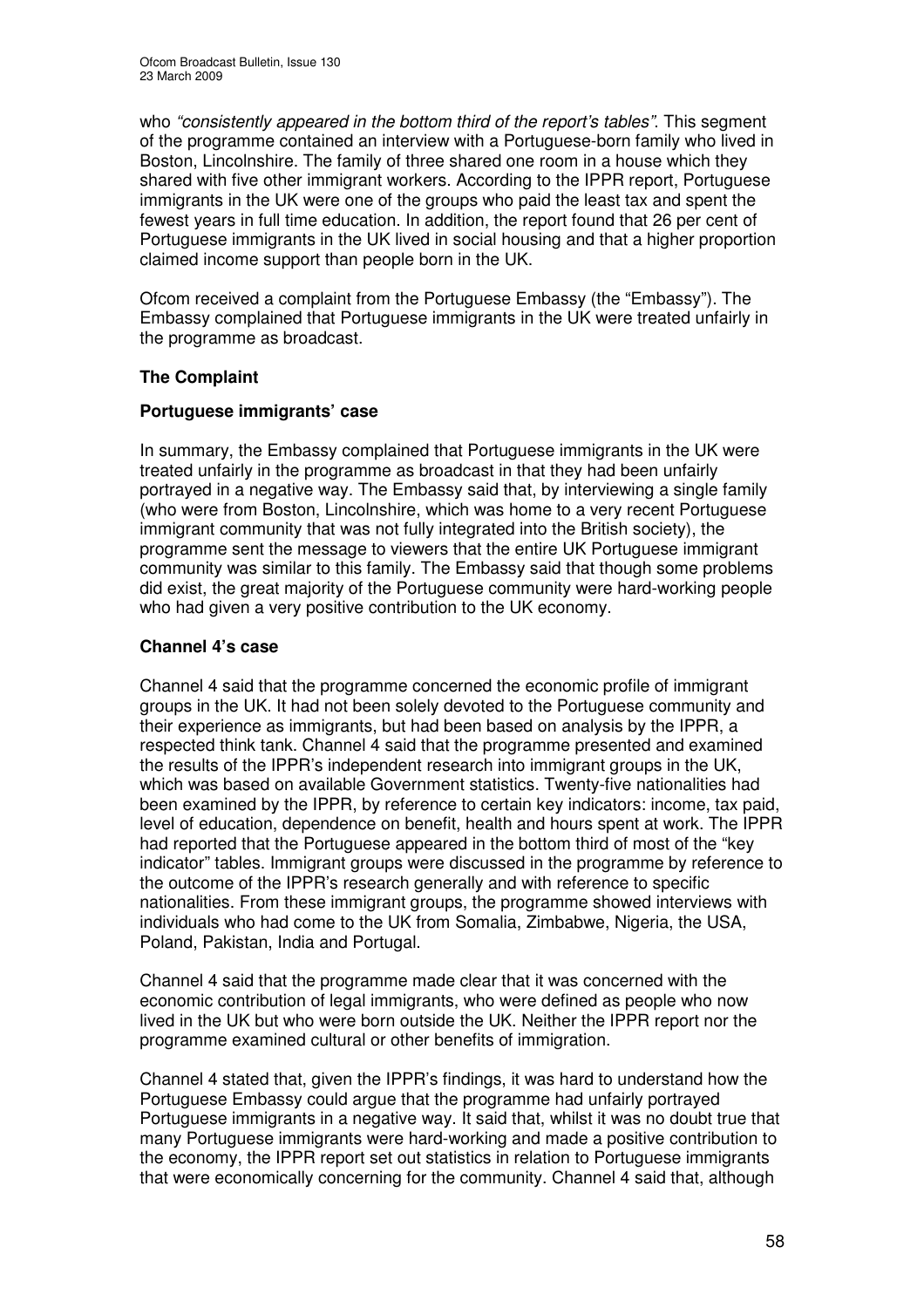who *"consistently appeared in the bottom third of the report's tables"*. This segment of the programme contained an interview with a Portuguese-born family who lived in Boston, Lincolnshire. The family of three shared one room in a house which they shared with five other immigrant workers. According to the IPPR report, Portuguese immigrants in the UK were one of the groups who paid the least tax and spent the fewest years in full time education. In addition, the report found that 26 per cent of Portuguese immigrants in the UK lived in social housing and that a higher proportion claimed income support than people born in the UK.

Ofcom received a complaint from the Portuguese Embassy (the "Embassy"). The Embassy complained that Portuguese immigrants in the UK were treated unfairly in the programme as broadcast.

**The Complaint**

**Portuguese immigrants' case**

In summary, the Embassy complained that Portuguese immigrants in the UK were treated unfairly in the programme as broadcast in that they had been unfairly portrayed in a negative way. The Embassy said that, by interviewing a single family (who were from Boston, Lincolnshire, which was home to a very recent Portuguese immigrant community that was not fully integrated into the British society), the programme sent the message to viewers that the entire UK Portuguese immigrant community was similar to this family. The Embassy said that though some problems did exist, the great majority of the Portuguese community were hard-working people who had given a very positive contribution to the UK economy.

**Channel 4's case**

Channel 4 said that the programme concerned the economic profile of immigrant groups in the UK. It had not been solely devoted to the Portuguese community and their experience as immigrants, but had been based on analysis by the IPPR, a respected think tank. Channel 4 said that the programme presented and examined the results of the IPPR's independent research into immigrant groups in the UK, which was based on available Government statistics. Twenty-five nationalities had been examined by the IPPR, by reference to certain key indicators: income, tax paid, level of education, dependence on benefit, health and hours spent at work. The IPPR had reported that the Portuguese appeared in the bottom third of most of the "key indicator" tables. Immigrant groups were discussed in the programme by reference to the outcome of the IPPR's research generally and with reference to specific nationalities. From these immigrant groups, the programme showed interviews with individuals who had come to the UK from Somalia, Zimbabwe, Nigeria, the USA, Poland, Pakistan, India and Portugal.

Channel 4 said that the programme made clear that it was concerned with the economic contribution of legal immigrants, who were defined as people who now lived in the UK but who were born outside the UK. Neither the IPPR report nor the programme examined cultural or other benefits of immigration.

Channel 4 stated that, given the IPPR's findings, it was hard to understand how the Portuguese Embassy could argue that the programme had unfairly portrayed Portuguese immigrants in a negative way. It said that, whilst it was no doubt true that many Portuguese immigrants were hard-working and made a positive contribution to the economy, the IPPR report set out statistics in relation to Portuguese immigrants that were economically concerning for the community. Channel 4 said that, although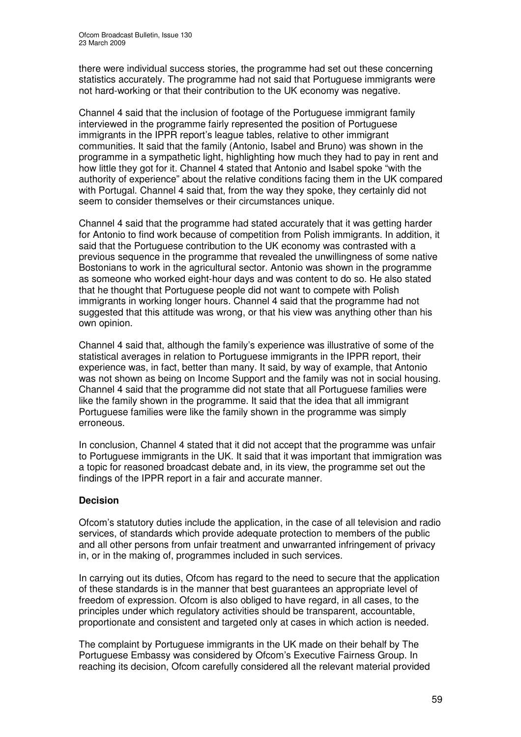there were individual success stories, the programme had set out these concerning statistics accurately. The programme had not said that Portuguese immigrants were not hard-working or that their contribution to the UK economy was negative.

Channel 4 said that the inclusion of footage of the Portuguese immigrant family interviewed in the programme fairly represented the position of Portuguese immigrants in the IPPR report's league tables, relative to other immigrant communities. It said that the family (Antonio, Isabel and Bruno) was shown in the programme in a sympathetic light, highlighting how much they had to pay in rent and how little they got for it. Channel 4 stated that Antonio and Isabel spoke "with the authority of experience" about the relative conditions facing them in the UK compared with Portugal. Channel 4 said that, from the way they spoke, they certainly did not seem to consider themselves or their circumstances unique.

Channel 4 said that the programme had stated accurately that it was getting harder for Antonio to find work because of competition from Polish immigrants. In addition, it said that the Portuguese contribution to the UK economy was contrasted with a previous sequence in the programme that revealed the unwillingness of some native Bostonians to work in the agricultural sector. Antonio was shown in the programme as someone who worked eight-hour days and was content to do so. He also stated that he thought that Portuguese people did not want to compete with Polish immigrants in working longer hours. Channel 4 said that the programme had not suggested that this attitude was wrong, or that his view was anything other than his own opinion.

Channel 4 said that, although the family's experience was illustrative of some of the statistical averages in relation to Portuguese immigrants in the IPPR report, their experience was, in fact, better than many. It said, by way of example, that Antonio was not shown as being on Income Support and the family was not in social housing. Channel 4 said that the programme did not state that all Portuguese families were like the family shown in the programme. It said that the idea that all immigrant Portuguese families were like the family shown in the programme was simply erroneous.

In conclusion, Channel 4 stated that it did not accept that the programme was unfair to Portuguese immigrants in the UK. It said that it was important that immigration was a topic for reasoned broadcast debate and, in its view, the programme set out the findings of the IPPR report in a fair and accurate manner.

**Decision**

Ofcom's statutory duties include the application, in the case of all television and radio services, of standards which provide adequate protection to members of the public and all other persons from unfair treatment and unwarranted infringement of privacy in, or in the making of, programmes included in such services.

In carrying out its duties, Ofcom has regard to the need to secure that the application of these standards is in the manner that best guarantees an appropriate level of freedom of expression. Ofcom is also obliged to have regard, in all cases, to the principles under which regulatory activities should be transparent, accountable, proportionate and consistent and targeted only at cases in which action is needed.

The complaint by Portuguese immigrants in the UK made on their behalf by The Portuguese Embassy was considered by Ofcom's Executive Fairness Group. In reaching its decision, Ofcom carefully considered all the relevant material provided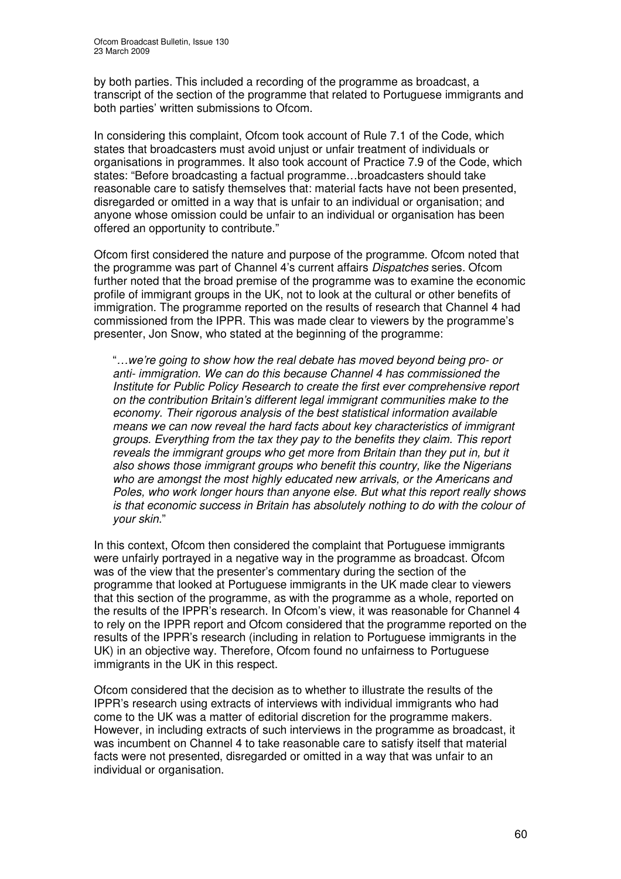by both parties. This included a recording of the programme as broadcast, a transcript of the section of the programme that related to Portuguese immigrants and both parties' written submissions to Ofcom.

In considering this complaint, Ofcom took account of Rule 7.1 of the Code, which states that broadcasters must avoid unjust or unfair treatment of individuals or organisations in programmes. It also took account of Practice 7.9 of the Code, which states: "Before broadcasting a factual programme…broadcasters should take reasonable care to satisfy themselves that: material facts have not been presented, disregarded or omitted in a way that is unfair to an individual or organisation; and anyone whose omission could be unfair to an individual or organisation has been offered an opportunity to contribute."

Ofcom first considered the nature and purpose of the programme. Ofcom noted that the programme was part of Channel 4's current affairs *Dispatches* series. Ofcom further noted that the broad premise of the programme was to examine the economic profile of immigrant groups in the UK, not to look at the cultural or other benefits of immigration. The programme reported on the results of research that Channel 4 had commissioned from the IPPR. This was made clear to viewers by the programme's presenter, Jon Snow, who stated at the beginning of the programme:

> "*…we're going to show how the real debate has moved beyond being pro- or anti- immigration. We can do this because Channel 4 has commissioned the Institute for Public Policy Research to create the first ever comprehensive report on the contribution Britain's different legal immigrant communities make to the economy. Their rigorous analysis of the best statistical information available means we can now reveal the hard facts about key characteristics of immigrant groups. Everything from the tax they pay to the benefits they claim. This report reveals the immigrant groups who get more from Britain than they put in, but it also shows those immigrant groups who benefit this country, like the Nigerians who are amongst the most highly educated new arrivals, or the Americans and Poles, who work longer hours than anyone else. But what this report really shows is that economic success in Britain has absolutely nothing to do with the colour of your skin.*"

In this context, Ofcom then considered the complaint that Portuguese immigrants were unfairly portrayed in a negative way in the programme as broadcast. Ofcom was of the view that the presenter's commentary during the section of the programme that looked at Portuguese immigrants in the UK made clear to viewers that this section of the programme, as with the programme as a whole, reported on the results of the IPPR's research. In Ofcom's view, it was reasonable for Channel 4 to rely on the IPPR report and Ofcom considered that the programme reported on the results of the IPPR's research (including in relation to Portuguese immigrants in the UK) in an objective way. Therefore, Ofcom found no unfairness to Portuguese immigrants in the UK in this respect.

Ofcom considered that the decision as to whether to illustrate the results of the IPPR's research using extracts of interviews with individual immigrants who had come to the UK was a matter of editorial discretion for the programme makers. However, in including extracts of such interviews in the programme as broadcast, it was incumbent on Channel 4 to take reasonable care to satisfy itself that material facts were not presented, disregarded or omitted in a way that was unfair to an individual or organisation.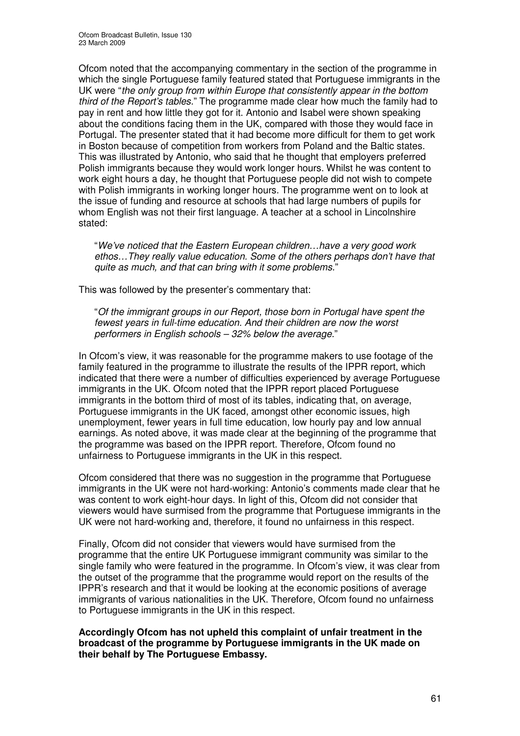Ofcom noted that the accompanying commentary in the section of the programme in which the single Portuguese family featured stated that Portuguese immigrants in the UK were "*the only group from within Europe that consistently appear in the bottom third of the Report's tables.*" The programme made clear how much the family had to pay in rent and how little they got for it. Antonio and Isabel were shown speaking about the conditions facing them in the UK, compared with those they would face in Portugal. The presenter stated that it had become more difficult for them to get work in Boston because of competition from workers from Poland and the Baltic states. This was illustrated by Antonio, who said that he thought that employers preferred Polish immigrants because they would work longer hours. Whilst he was content to work eight hours a day, he thought that Portuguese people did not wish to compete with Polish immigrants in working longer hours. The programme went on to look at the issue of funding and resource at schools that had large numbers of pupils for whom English was not their first language. A teacher at a school in Lincolnshire stated:

> "*We've noticed that the Eastern European children…have a very good work ethos…They really value education. Some of the others perhaps don't have that quite as much, and that can bring with it some problems.*"

This was followed by the presenter's commentary that:

> "*Of the immigrant groups in our Report, those born in Portugal have spent the fewest years in full-time education. And their children are now the worst performers in English schools – 32% below the average.*"

In Ofcom's view, it was reasonable for the programme makers to use footage of the family featured in the programme to illustrate the results of the IPPR report, which indicated that there were a number of difficulties experienced by average Portuguese immigrants in the UK. Ofcom noted that the IPPR report placed Portuguese immigrants in the bottom third of most of its tables, indicating that, on average, Portuguese immigrants in the UK faced, amongst other economic issues, high unemployment, fewer years in full time education, low hourly pay and low annual earnings. As noted above, it was made clear at the beginning of the programme that the programme was based on the IPPR report. Therefore, Ofcom found no unfairness to Portuguese immigrants in the UK in this respect.

Ofcom considered that there was no suggestion in the programme that Portuguese immigrants in the UK were not hard-working: Antonio's comments made clear that he was content to work eight-hour days. In light of this, Ofcom did not consider that viewers would have surmised from the programme that Portuguese immigrants in the UK were not hard-working and, therefore, it found no unfairness in this respect.

Finally, Ofcom did not consider that viewers would have surmised from the programme that the entire UK Portuguese immigrant community was similar to the single family who were featured in the programme. In Ofcom's view, it was clear from the outset of the programme that the programme would report on the results of the IPPR's research and that it would be looking at the economic positions of average immigrants of various nationalities in the UK. Therefore, Ofcom found no unfairness to Portuguese immigrants in the UK in this respect.

**Accordingly Ofcom has not upheld this complaint of unfair treatment in the broadcast of the programme by Portuguese immigrants in the UK made on their behalf by The Portuguese Embassy.**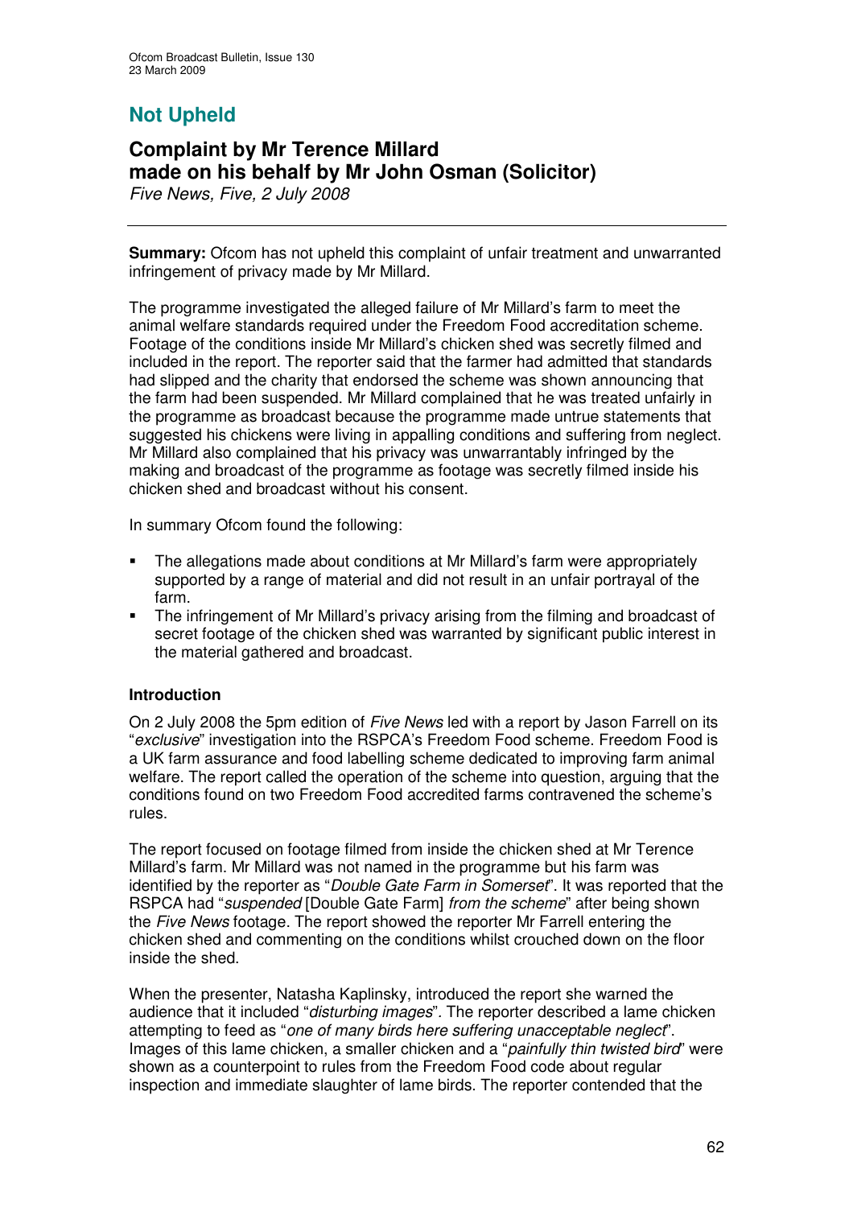## Not Upheld

## Complaint by Mr Terence Millard made on his behalf by Mr John Osman (Solicitor)

*Five News, Five, 2 July 2008*

---

**Summary:** Ofcom has not upheld this complaint of unfair treatment and unwarranted infringement of privacy made by Mr Millard.

The programme investigated the alleged failure of Mr Millard's farm to meet the animal welfare standards required under the Freedom Food accreditation scheme. Footage of the conditions inside Mr Millard's chicken shed was secretly filmed and included in the report. The reporter said that the farmer had admitted that standards had slipped and the charity that endorsed the scheme was shown announcing that the farm had been suspended. Mr Millard complained that he was treated unfairly in the programme as broadcast because the programme made untrue statements that suggested his chickens were living in appalling conditions and suffering from neglect. Mr Millard also complained that his privacy was unwarrantably infringed by the making and broadcast of the programme as footage was secretly filmed inside his chicken shed and broadcast without his consent.

In summary Ofcom found the following:

- The allegations made about conditions at Mr Millard's farm were appropriately supported by a range of material and did not result in an unfair portrayal of the farm.
- The infringement of Mr Millard's privacy arising from the filming and broadcast of secret footage of the chicken shed was warranted by significant public interest in the material gathered and broadcast.

### Introduction

On 2 July 2008 the 5pm edition of *Five News* led with a report by Jason Farrell on its "*exclusive*" investigation into the RSPCA's Freedom Food scheme. Freedom Food is a UK farm assurance and food labelling scheme dedicated to improving farm animal welfare. The report called the operation of the scheme into question, arguing that the conditions found on two Freedom Food accredited farms contravened the scheme's rules.

The report focused on footage filmed from inside the chicken shed at Mr Terence Millard's farm. Mr Millard was not named in the programme but his farm was identified by the reporter as "*Double Gate Farm in Somerset*". It was reported that the RSPCA had "*suspended* [Double Gate Farm] *from the scheme*" after being shown the *Five News* footage. The report showed the reporter Mr Farrell entering the chicken shed and commenting on the conditions whilst crouched down on the floor inside the shed.

When the presenter, Natasha Kaplinsky, introduced the report she warned the audience that it included "*disturbing images*". The reporter described a lame chicken attempting to feed as "*one of many birds here suffering unacceptable neglect*". Images of this lame chicken, a smaller chicken and a "*painfully thin twisted bird*" were shown as a counterpoint to rules from the Freedom Food code about regular inspection and immediate slaughter of lame birds. The reporter contended that the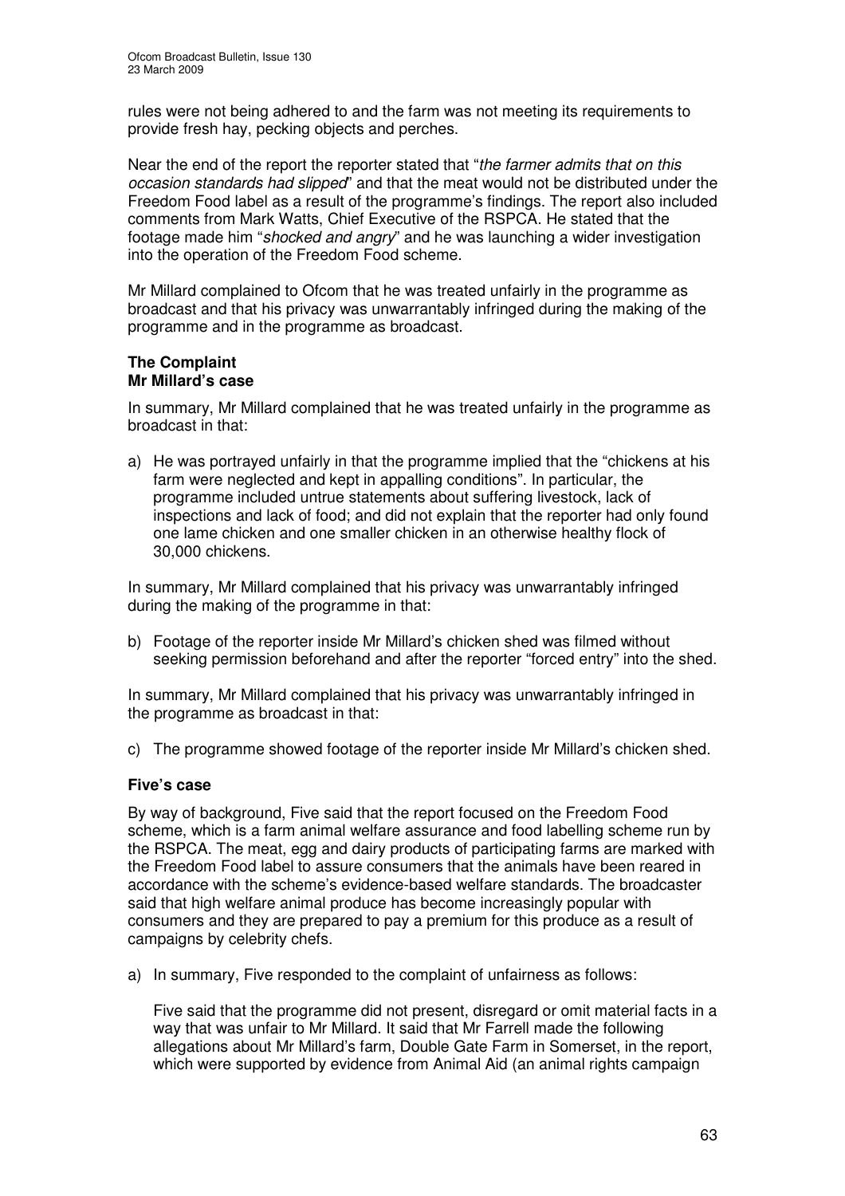rules were not being adhered to and the farm was not meeting its requirements to provide fresh hay, pecking objects and perches.

Near the end of the report the reporter stated that "*the farmer admits that on this occasion standards had slipped*" and that the meat would not be distributed under the Freedom Food label as a result of the programme's findings. The report also included comments from Mark Watts, Chief Executive of the RSPCA. He stated that the footage made him "*shocked and angry*" and he was launching a wider investigation into the operation of the Freedom Food scheme.

Mr Millard complained to Ofcom that he was treated unfairly in the programme as broadcast and that his privacy was unwarrantably infringed during the making of the programme and in the programme as broadcast.

### The Complaint

### Mr Millard's case

In summary, Mr Millard complained that he was treated unfairly in the programme as broadcast in that:

a) He was portrayed unfairly in that the programme implied that the "chickens at his farm were neglected and kept in appalling conditions". In particular, the programme included untrue statements about suffering livestock, lack of inspections and lack of food; and did not explain that the reporter had only found one lame chicken and one smaller chicken in an otherwise healthy flock of 30,000 chickens.

In summary, Mr Millard complained that his privacy was unwarrantably infringed during the making of the programme in that:

b) Footage of the reporter inside Mr Millard's chicken shed was filmed without seeking permission beforehand and after the reporter "forced entry" into the shed.

In summary, Mr Millard complained that his privacy was unwarrantably infringed in the programme as broadcast in that:

c) The programme showed footage of the reporter inside Mr Millard's chicken shed.

### Five's case

By way of background, Five said that the report focused on the Freedom Food scheme, which is a farm animal welfare assurance and food labelling scheme run by the RSPCA. The meat, egg and dairy products of participating farms are marked with the Freedom Food label to assure consumers that the animals have been reared in accordance with the scheme's evidence-based welfare standards. The broadcaster said that high welfare animal produce has become increasingly popular with consumers and they are prepared to pay a premium for this produce as a result of campaigns by celebrity chefs.

a) In summary, Five responded to the complaint of unfairness as follows:

   Five said that the programme did not present, disregard or omit material facts in a way that was unfair to Mr Millard. It said that Mr Farrell made the following allegations about Mr Millard's farm, Double Gate Farm in Somerset, in the report, which were supported by evidence from Animal Aid (an animal rights campaign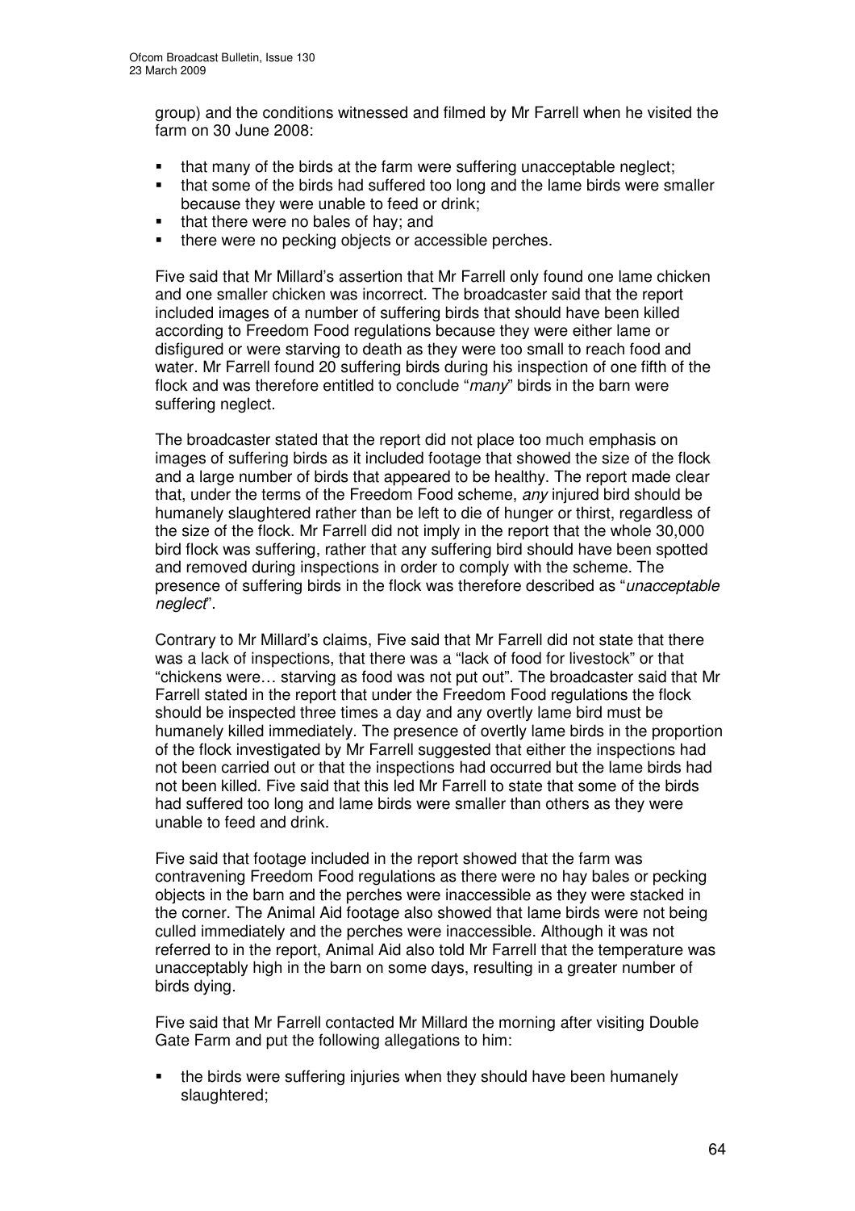group) and the conditions witnessed and filmed by Mr Farrell when he visited the farm on 30 June 2008:

- that many of the birds at the farm were suffering unacceptable neglect;
- that some of the birds had suffered too long and the lame birds were smaller because they were unable to feed or drink;
- that there were no bales of hay; and
- there were no pecking objects or accessible perches.

Five said that Mr Millard's assertion that Mr Farrell only found one lame chicken and one smaller chicken was incorrect. The broadcaster said that the report included images of a number of suffering birds that should have been killed according to Freedom Food regulations because they were either lame or disfigured or were starving to death as they were too small to reach food and water. Mr Farrell found 20 suffering birds during his inspection of one fifth of the flock and was therefore entitled to conclude "*many*" birds in the barn were suffering neglect.

The broadcaster stated that the report did not place too much emphasis on images of suffering birds as it included footage that showed the size of the flock and a large number of birds that appeared to be healthy. The report made clear that, under the terms of the Freedom Food scheme, *any* injured bird should be humanely slaughtered rather than be left to die of hunger or thirst, regardless of the size of the flock. Mr Farrell did not imply in the report that the whole 30,000 bird flock was suffering, rather that any suffering bird should have been spotted and removed during inspections in order to comply with the scheme. The presence of suffering birds in the flock was therefore described as "*unacceptable neglect*".

Contrary to Mr Millard's claims, Five said that Mr Farrell did not state that there was a lack of inspections, that there was a "lack of food for livestock" or that "chickens were… starving as food was not put out". The broadcaster said that Mr Farrell stated in the report that under the Freedom Food regulations the flock should be inspected three times a day and any overtly lame bird must be humanely killed immediately. The presence of overtly lame birds in the proportion of the flock investigated by Mr Farrell suggested that either the inspections had not been carried out or that the inspections had occurred but the lame birds had not been killed. Five said that this led Mr Farrell to state that some of the birds had suffered too long and lame birds were smaller than others as they were unable to feed and drink.

Five said that footage included in the report showed that the farm was contravening Freedom Food regulations as there were no hay bales or pecking objects in the barn and the perches were inaccessible as they were stacked in the corner. The Animal Aid footage also showed that lame birds were not being culled immediately and the perches were inaccessible. Although it was not referred to in the report, Animal Aid also told Mr Farrell that the temperature was unacceptably high in the barn on some days, resulting in a greater number of birds dying.

Five said that Mr Farrell contacted Mr Millard the morning after visiting Double Gate Farm and put the following allegations to him:

- the birds were suffering injuries when they should have been humanely slaughtered;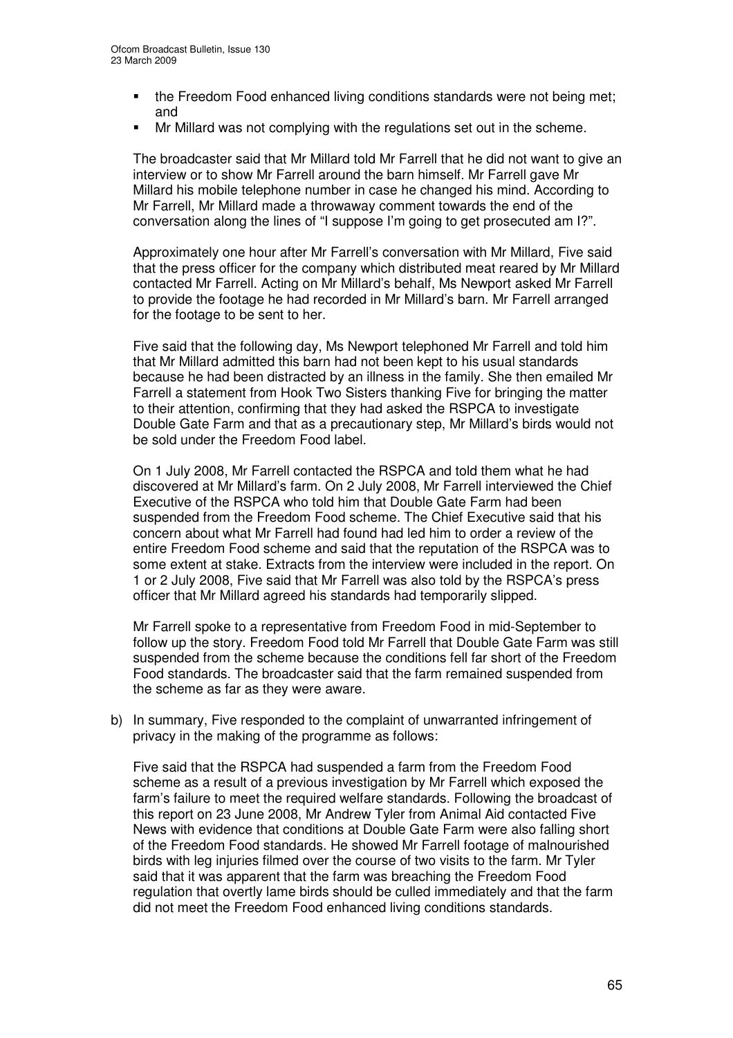- the Freedom Food enhanced living conditions standards were not being met; and
- Mr Millard was not complying with the regulations set out in the scheme.

The broadcaster said that Mr Millard told Mr Farrell that he did not want to give an interview or to show Mr Farrell around the barn himself. Mr Farrell gave Mr Millard his mobile telephone number in case he changed his mind. According to Mr Farrell, Mr Millard made a throwaway comment towards the end of the conversation along the lines of "I suppose I'm going to get prosecuted am I?".

Approximately one hour after Mr Farrell's conversation with Mr Millard, Five said that the press officer for the company which distributed meat reared by Mr Millard contacted Mr Farrell. Acting on Mr Millard's behalf, Ms Newport asked Mr Farrell to provide the footage he had recorded in Mr Millard's barn. Mr Farrell arranged for the footage to be sent to her.

Five said that the following day, Ms Newport telephoned Mr Farrell and told him that Mr Millard admitted this barn had not been kept to his usual standards because he had been distracted by an illness in the family. She then emailed Mr Farrell a statement from Hook Two Sisters thanking Five for bringing the matter to their attention, confirming that they had asked the RSPCA to investigate Double Gate Farm and that as a precautionary step, Mr Millard's birds would not be sold under the Freedom Food label.

On 1 July 2008, Mr Farrell contacted the RSPCA and told them what he had discovered at Mr Millard's farm. On 2 July 2008, Mr Farrell interviewed the Chief Executive of the RSPCA who told him that Double Gate Farm had been suspended from the Freedom Food scheme. The Chief Executive said that his concern about what Mr Farrell had found had led him to order a review of the entire Freedom Food scheme and said that the reputation of the RSPCA was to some extent at stake. Extracts from the interview were included in the report. On 1 or 2 July 2008, Five said that Mr Farrell was also told by the RSPCA's press officer that Mr Millard agreed his standards had temporarily slipped.

Mr Farrell spoke to a representative from Freedom Food in mid-September to follow up the story. Freedom Food told Mr Farrell that Double Gate Farm was still suspended from the scheme because the conditions fell far short of the Freedom Food standards. The broadcaster said that the farm remained suspended from the scheme as far as they were aware.

b) In summary, Five responded to the complaint of unwarranted infringement of privacy in the making of the programme as follows:

Five said that the RSPCA had suspended a farm from the Freedom Food scheme as a result of a previous investigation by Mr Farrell which exposed the farm's failure to meet the required welfare standards. Following the broadcast of this report on 23 June 2008, Mr Andrew Tyler from Animal Aid contacted Five News with evidence that conditions at Double Gate Farm were also falling short of the Freedom Food standards. He showed Mr Farrell footage of malnourished birds with leg injuries filmed over the course of two visits to the farm. Mr Tyler said that it was apparent that the farm was breaching the Freedom Food regulation that overtly lame birds should be culled immediately and that the farm did not meet the Freedom Food enhanced living conditions standards.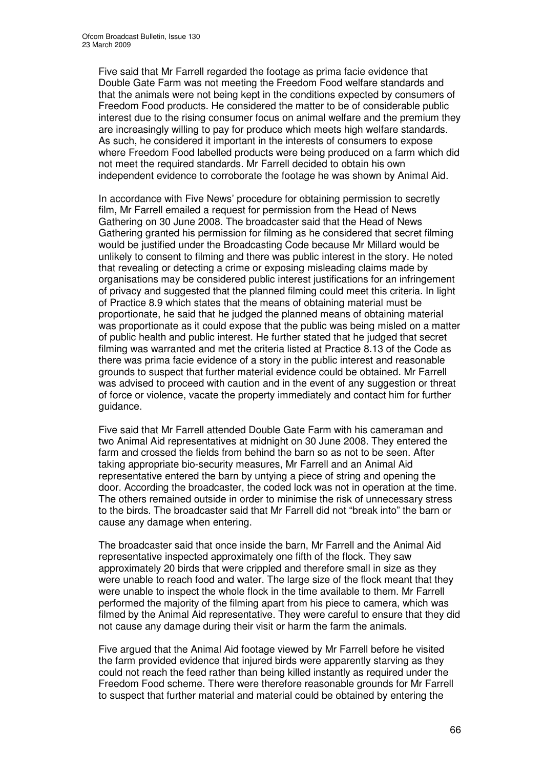Five said that Mr Farrell regarded the footage as prima facie evidence that Double Gate Farm was not meeting the Freedom Food welfare standards and that the animals were not being kept in the conditions expected by consumers of Freedom Food products. He considered the matter to be of considerable public interest due to the rising consumer focus on animal welfare and the premium they are increasingly willing to pay for produce which meets high welfare standards. As such, he considered it important in the interests of consumers to expose where Freedom Food labelled products were being produced on a farm which did not meet the required standards. Mr Farrell decided to obtain his own independent evidence to corroborate the footage he was shown by Animal Aid.

In accordance with Five News' procedure for obtaining permission to secretly film, Mr Farrell emailed a request for permission from the Head of News Gathering on 30 June 2008. The broadcaster said that the Head of News Gathering granted his permission for filming as he considered that secret filming would be justified under the Broadcasting Code because Mr Millard would be unlikely to consent to filming and there was public interest in the story. He noted that revealing or detecting a crime or exposing misleading claims made by organisations may be considered public interest justifications for an infringement of privacy and suggested that the planned filming could meet this criteria. In light of Practice 8.9 which states that the means of obtaining material must be proportionate, he said that he judged the planned means of obtaining material was proportionate as it could expose that the public was being misled on a matter of public health and public interest. He further stated that he judged that secret filming was warranted and met the criteria listed at Practice 8.13 of the Code as there was prima facie evidence of a story in the public interest and reasonable grounds to suspect that further material evidence could be obtained. Mr Farrell was advised to proceed with caution and in the event of any suggestion or threat of force or violence, vacate the property immediately and contact him for further guidance.

Five said that Mr Farrell attended Double Gate Farm with his cameraman and two Animal Aid representatives at midnight on 30 June 2008. They entered the farm and crossed the fields from behind the barn so as not to be seen. After taking appropriate bio-security measures, Mr Farrell and an Animal Aid representative entered the barn by untying a piece of string and opening the door. According the broadcaster, the coded lock was not in operation at the time. The others remained outside in order to minimise the risk of unnecessary stress to the birds. The broadcaster said that Mr Farrell did not "break into" the barn or cause any damage when entering.

The broadcaster said that once inside the barn, Mr Farrell and the Animal Aid representative inspected approximately one fifth of the flock. They saw approximately 20 birds that were crippled and therefore small in size as they were unable to reach food and water. The large size of the flock meant that they were unable to inspect the whole flock in the time available to them. Mr Farrell performed the majority of the filming apart from his piece to camera, which was filmed by the Animal Aid representative. They were careful to ensure that they did not cause any damage during their visit or harm the farm the animals.

Five argued that the Animal Aid footage viewed by Mr Farrell before he visited the farm provided evidence that injured birds were apparently starving as they could not reach the feed rather than being killed instantly as required under the Freedom Food scheme. There were therefore reasonable grounds for Mr Farrell to suspect that further material and material could be obtained by entering the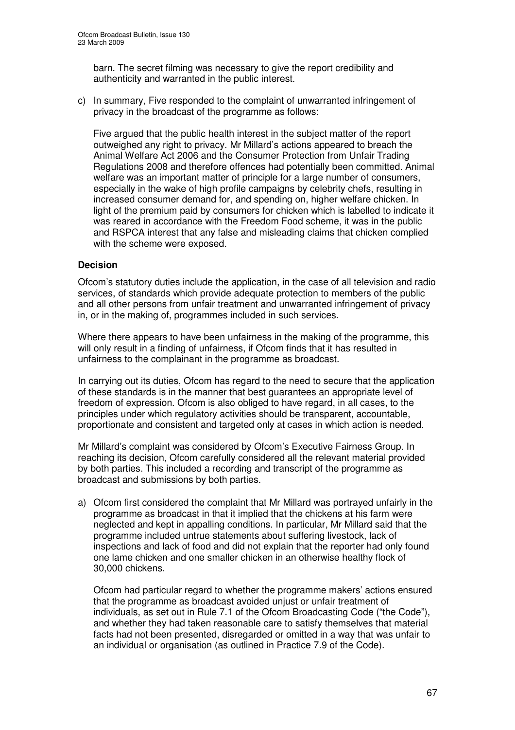barn. The secret filming was necessary to give the report credibility and authenticity and warranted in the public interest.

c) In summary, Five responded to the complaint of unwarranted infringement of privacy in the broadcast of the programme as follows:

Five argued that the public health interest in the subject matter of the report outweighed any right to privacy. Mr Millard's actions appeared to breach the Animal Welfare Act 2006 and the Consumer Protection from Unfair Trading Regulations 2008 and therefore offences had potentially been committed. Animal welfare was an important matter of principle for a large number of consumers, especially in the wake of high profile campaigns by celebrity chefs, resulting in increased consumer demand for, and spending on, higher welfare chicken. In light of the premium paid by consumers for chicken which is labelled to indicate it was reared in accordance with the Freedom Food scheme, it was in the public and RSPCA interest that any false and misleading claims that chicken complied with the scheme were exposed.

## Decision

Ofcom's statutory duties include the application, in the case of all television and radio services, of standards which provide adequate protection to members of the public and all other persons from unfair treatment and unwarranted infringement of privacy in, or in the making of, programmes included in such services.

Where there appears to have been unfairness in the making of the programme, this will only result in a finding of unfairness, if Ofcom finds that it has resulted in unfairness to the complainant in the programme as broadcast.

In carrying out its duties, Ofcom has regard to the need to secure that the application of these standards is in the manner that best guarantees an appropriate level of freedom of expression. Ofcom is also obliged to have regard, in all cases, to the principles under which regulatory activities should be transparent, accountable, proportionate and consistent and targeted only at cases in which action is needed.

Mr Millard's complaint was considered by Ofcom's Executive Fairness Group. In reaching its decision, Ofcom carefully considered all the relevant material provided by both parties. This included a recording and transcript of the programme as broadcast and submissions by both parties.

a) Ofcom first considered the complaint that Mr Millard was portrayed unfairly in the programme as broadcast in that it implied that the chickens at his farm were neglected and kept in appalling conditions. In particular, Mr Millard said that the programme included untrue statements about suffering livestock, lack of inspections and lack of food and did not explain that the reporter had only found one lame chicken and one smaller chicken in an otherwise healthy flock of 30,000 chickens.

Ofcom had particular regard to whether the programme makers' actions ensured that the programme as broadcast avoided unjust or unfair treatment of individuals, as set out in Rule 7.1 of the Ofcom Broadcasting Code ("the Code"), and whether they had taken reasonable care to satisfy themselves that material facts had not been presented, disregarded or omitted in a way that was unfair to an individual or organisation (as outlined in Practice 7.9 of the Code).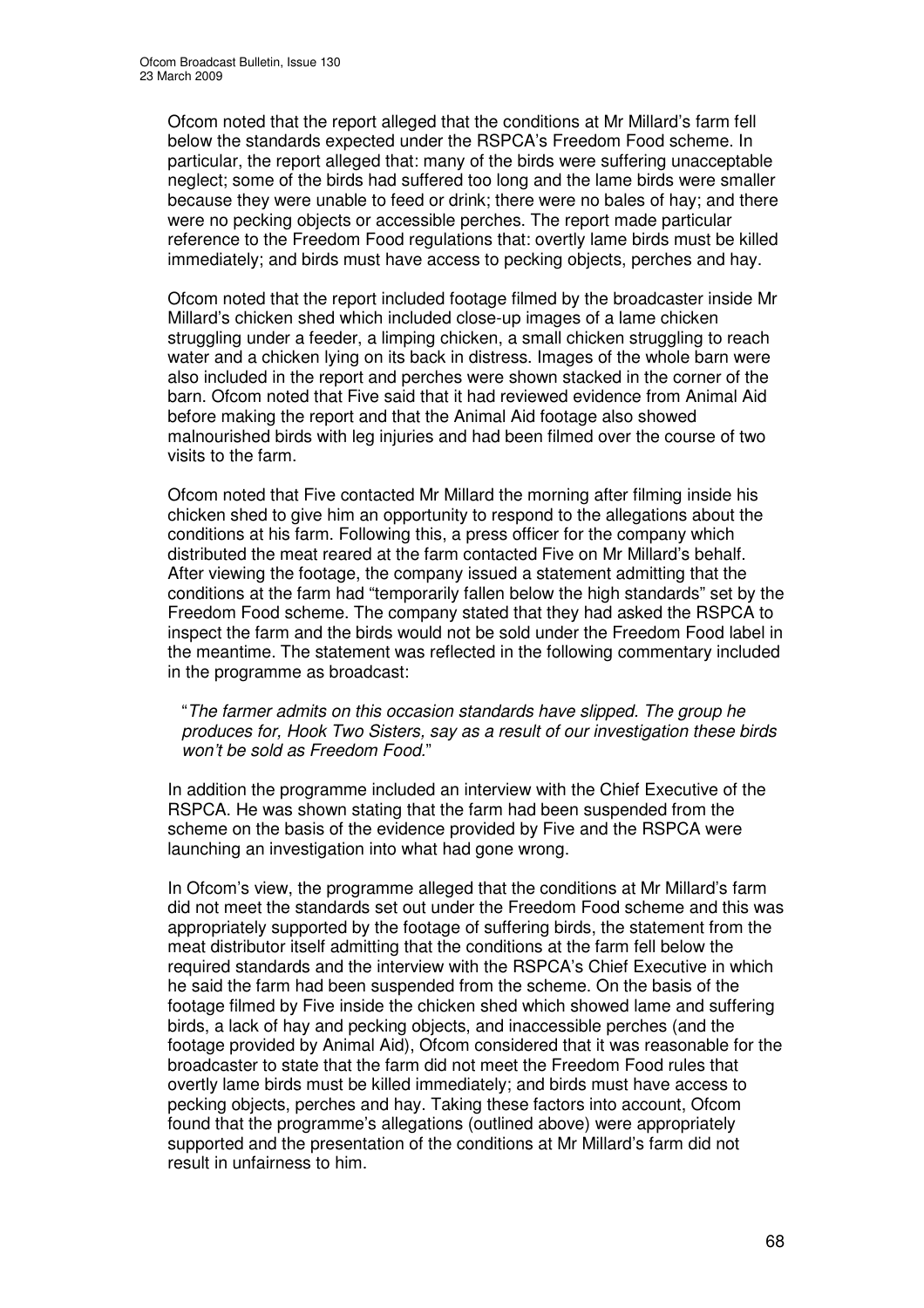Ofcom noted that the report alleged that the conditions at Mr Millard's farm fell below the standards expected under the RSPCA's Freedom Food scheme. In particular, the report alleged that: many of the birds were suffering unacceptable neglect; some of the birds had suffered too long and the lame birds were smaller because they were unable to feed or drink; there were no bales of hay; and there were no pecking objects or accessible perches. The report made particular reference to the Freedom Food regulations that: overtly lame birds must be killed immediately; and birds must have access to pecking objects, perches and hay.

Ofcom noted that the report included footage filmed by the broadcaster inside Mr Millard's chicken shed which included close-up images of a lame chicken struggling under a feeder, a limping chicken, a small chicken struggling to reach water and a chicken lying on its back in distress. Images of the whole barn were also included in the report and perches were shown stacked in the corner of the barn. Ofcom noted that Five said that it had reviewed evidence from Animal Aid before making the report and that the Animal Aid footage also showed malnourished birds with leg injuries and had been filmed over the course of two visits to the farm.

Ofcom noted that Five contacted Mr Millard the morning after filming inside his chicken shed to give him an opportunity to respond to the allegations about the conditions at his farm. Following this, a press officer for the company which distributed the meat reared at the farm contacted Five on Mr Millard's behalf. After viewing the footage, the company issued a statement admitting that the conditions at the farm had "temporarily fallen below the high standards" set by the Freedom Food scheme. The company stated that they had asked the RSPCA to inspect the farm and the birds would not be sold under the Freedom Food label in the meantime. The statement was reflected in the following commentary included in the programme as broadcast:

> "*The farmer admits on this occasion standards have slipped. The group he produces for, Hook Two Sisters, say as a result of our investigation these birds won't be sold as Freedom Food.*"

In addition the programme included an interview with the Chief Executive of the RSPCA. He was shown stating that the farm had been suspended from the scheme on the basis of the evidence provided by Five and the RSPCA were launching an investigation into what had gone wrong.

In Ofcom's view, the programme alleged that the conditions at Mr Millard's farm did not meet the standards set out under the Freedom Food scheme and this was appropriately supported by the footage of suffering birds, the statement from the meat distributor itself admitting that the conditions at the farm fell below the required standards and the interview with the RSPCA's Chief Executive in which he said the farm had been suspended from the scheme. On the basis of the footage filmed by Five inside the chicken shed which showed lame and suffering birds, a lack of hay and pecking objects, and inaccessible perches (and the footage provided by Animal Aid), Ofcom considered that it was reasonable for the broadcaster to state that the farm did not meet the Freedom Food rules that overtly lame birds must be killed immediately; and birds must have access to pecking objects, perches and hay. Taking these factors into account, Ofcom found that the programme's allegations (outlined above) were appropriately supported and the presentation of the conditions at Mr Millard's farm did not result in unfairness to him.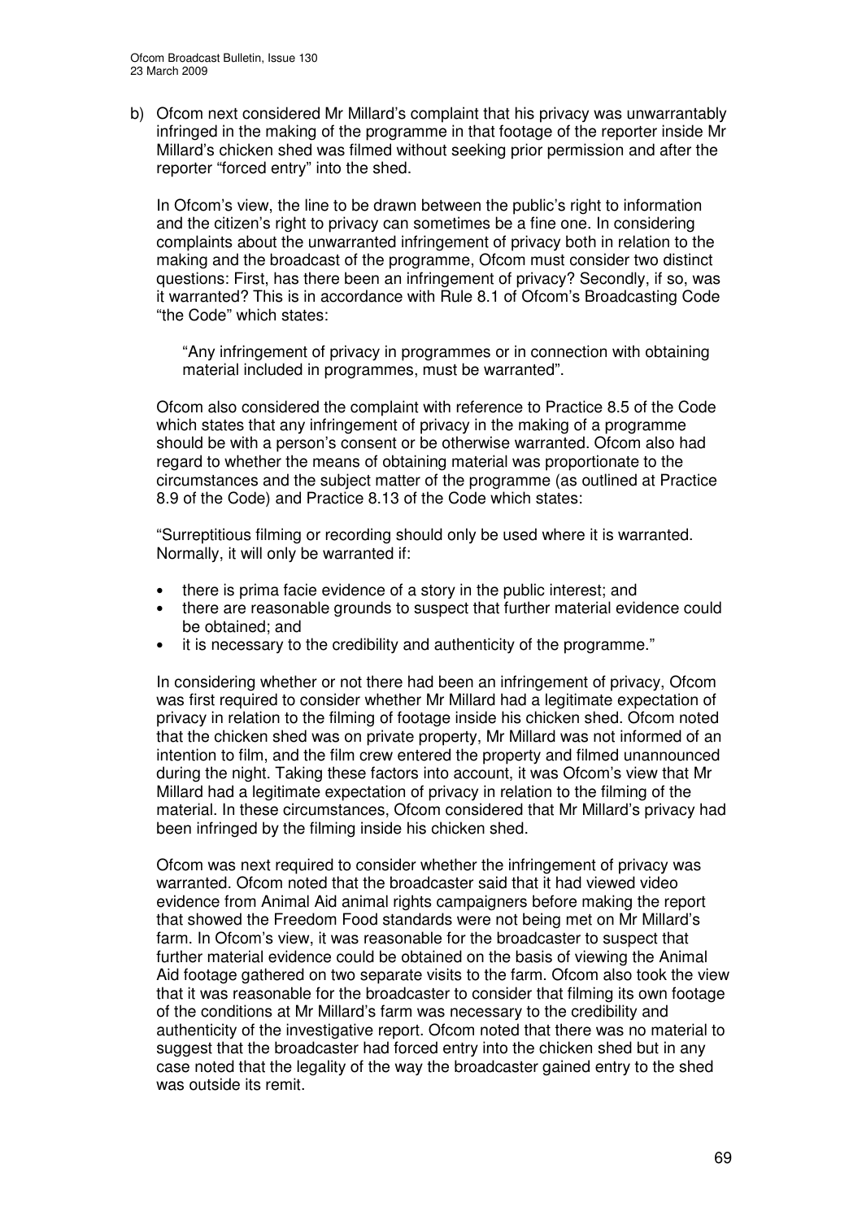b) Ofcom next considered Mr Millard's complaint that his privacy was unwarrantably infringed in the making of the programme in that footage of the reporter inside Mr Millard's chicken shed was filmed without seeking prior permission and after the reporter "forced entry" into the shed.

In Ofcom's view, the line to be drawn between the public's right to information and the citizen's right to privacy can sometimes be a fine one. In considering complaints about the unwarranted infringement of privacy both in relation to the making and the broadcast of the programme, Ofcom must consider two distinct questions: First, has there been an infringement of privacy? Secondly, if so, was it warranted? This is in accordance with Rule 8.1 of Ofcom's Broadcasting Code "the Code" which states:

> "Any infringement of privacy in programmes or in connection with obtaining material included in programmes, must be warranted".

Ofcom also considered the complaint with reference to Practice 8.5 of the Code which states that any infringement of privacy in the making of a programme should be with a person's consent or be otherwise warranted. Ofcom also had regard to whether the means of obtaining material was proportionate to the circumstances and the subject matter of the programme (as outlined at Practice 8.9 of the Code) and Practice 8.13 of the Code which states:

"Surreptitious filming or recording should only be used where it is warranted. Normally, it will only be warranted if:

- there is prima facie evidence of a story in the public interest; and
- there are reasonable grounds to suspect that further material evidence could be obtained; and
- it is necessary to the credibility and authenticity of the programme."

In considering whether or not there had been an infringement of privacy, Ofcom was first required to consider whether Mr Millard had a legitimate expectation of privacy in relation to the filming of footage inside his chicken shed. Ofcom noted that the chicken shed was on private property, Mr Millard was not informed of an intention to film, and the film crew entered the property and filmed unannounced during the night. Taking these factors into account, it was Ofcom's view that Mr Millard had a legitimate expectation of privacy in relation to the filming of the material. In these circumstances, Ofcom considered that Mr Millard's privacy had been infringed by the filming inside his chicken shed.

Ofcom was next required to consider whether the infringement of privacy was warranted. Ofcom noted that the broadcaster said that it had viewed video evidence from Animal Aid animal rights campaigners before making the report that showed the Freedom Food standards were not being met on Mr Millard's farm. In Ofcom's view, it was reasonable for the broadcaster to suspect that further material evidence could be obtained on the basis of viewing the Animal Aid footage gathered on two separate visits to the farm. Ofcom also took the view that it was reasonable for the broadcaster to consider that filming its own footage of the conditions at Mr Millard's farm was necessary to the credibility and authenticity of the investigative report. Ofcom noted that there was no material to suggest that the broadcaster had forced entry into the chicken shed but in any case noted that the legality of the way the broadcaster gained entry to the shed was outside its remit.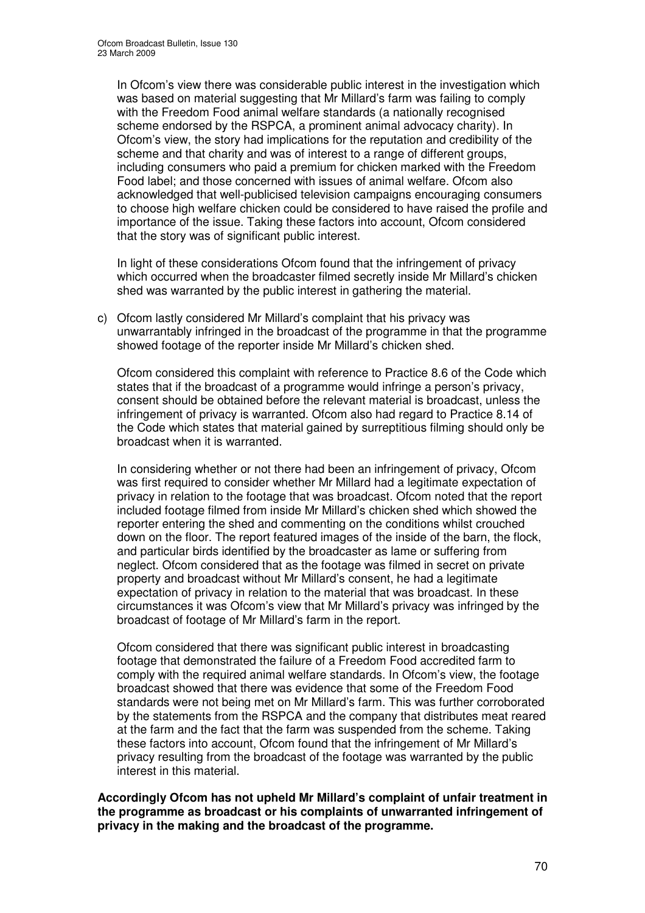In Ofcom's view there was considerable public interest in the investigation which was based on material suggesting that Mr Millard's farm was failing to comply with the Freedom Food animal welfare standards (a nationally recognised scheme endorsed by the RSPCA, a prominent animal advocacy charity). In Ofcom's view, the story had implications for the reputation and credibility of the scheme and that charity and was of interest to a range of different groups, including consumers who paid a premium for chicken marked with the Freedom Food label; and those concerned with issues of animal welfare. Ofcom also acknowledged that well-publicised television campaigns encouraging consumers to choose high welfare chicken could be considered to have raised the profile and importance of the issue. Taking these factors into account, Ofcom considered that the story was of significant public interest.

In light of these considerations Ofcom found that the infringement of privacy which occurred when the broadcaster filmed secretly inside Mr Millard's chicken shed was warranted by the public interest in gathering the material.

c) Ofcom lastly considered Mr Millard's complaint that his privacy was unwarrantably infringed in the broadcast of the programme in that the programme showed footage of the reporter inside Mr Millard's chicken shed.

Ofcom considered this complaint with reference to Practice 8.6 of the Code which states that if the broadcast of a programme would infringe a person's privacy, consent should be obtained before the relevant material is broadcast, unless the infringement of privacy is warranted. Ofcom also had regard to Practice 8.14 of the Code which states that material gained by surreptitious filming should only be broadcast when it is warranted.

In considering whether or not there had been an infringement of privacy, Ofcom was first required to consider whether Mr Millard had a legitimate expectation of privacy in relation to the footage that was broadcast. Ofcom noted that the report included footage filmed from inside Mr Millard's chicken shed which showed the reporter entering the shed and commenting on the conditions whilst crouched down on the floor. The report featured images of the inside of the barn, the flock, and particular birds identified by the broadcaster as lame or suffering from neglect. Ofcom considered that as the footage was filmed in secret on private property and broadcast without Mr Millard's consent, he had a legitimate expectation of privacy in relation to the material that was broadcast. In these circumstances it was Ofcom's view that Mr Millard's privacy was infringed by the broadcast of footage of Mr Millard's farm in the report.

Ofcom considered that there was significant public interest in broadcasting footage that demonstrated the failure of a Freedom Food accredited farm to comply with the required animal welfare standards. In Ofcom's view, the footage broadcast showed that there was evidence that some of the Freedom Food standards were not being met on Mr Millard's farm. This was further corroborated by the statements from the RSPCA and the company that distributes meat reared at the farm and the fact that the farm was suspended from the scheme. Taking these factors into account, Ofcom found that the infringement of Mr Millard's privacy resulting from the broadcast of the footage was warranted by the public interest in this material.

**Accordingly Ofcom has not upheld Mr Millard's complaint of unfair treatment in the programme as broadcast or his complaints of unwarranted infringement of privacy in the making and the broadcast of the programme.**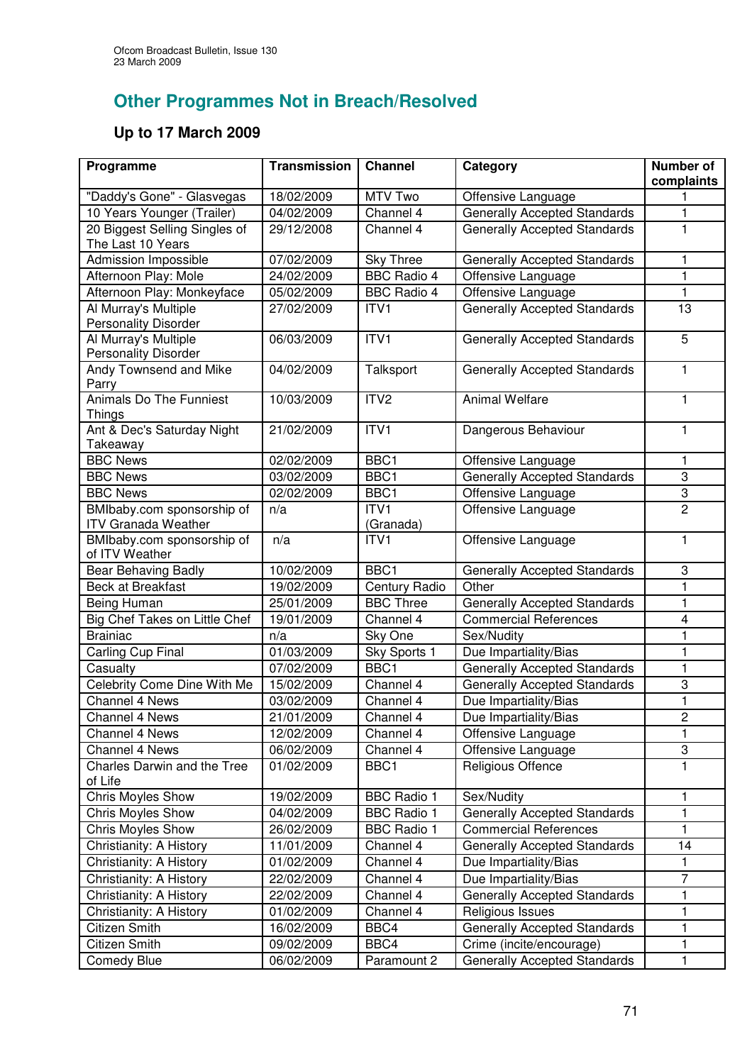## Other Programmes Not in Breach/Resolved

### Up to 17 March 2009

| Programme | Transmission | Channel | Category | Number of complaints |
|---|---|---|---|---|
| "Daddy's Gone" - Glasvegas | 18/02/2009 | MTV Two | Offensive Language | 1 |
| 10 Years Younger (Trailer) | 04/02/2009 | Channel 4 | Generally Accepted Standards | 1 |
| 20 Biggest Selling Singles of The Last 10 Years | 29/12/2008 | Channel 4 | Generally Accepted Standards | 1 |
| Admission Impossible | 07/02/2009 | Sky Three | Generally Accepted Standards | 1 |
| Afternoon Play: Mole | 24/02/2009 | BBC Radio 4 | Offensive Language | 1 |
| Afternoon Play: Monkeyface | 05/02/2009 | BBC Radio 4 | Offensive Language | 1 |
| Al Murray's Multiple Personality Disorder | 27/02/2009 | ITV1 | Generally Accepted Standards | 13 |
| Al Murray's Multiple Personality Disorder | 06/03/2009 | ITV1 | Generally Accepted Standards | 5 |
| Andy Townsend and Mike Parry | 04/02/2009 | Talksport | Generally Accepted Standards | 1 |
| Animals Do The Funniest Things | 10/03/2009 | ITV2 | Animal Welfare | 1 |
| Ant & Dec's Saturday Night Takeaway | 21/02/2009 | ITV1 | Dangerous Behaviour | 1 |
| BBC News | 02/02/2009 | BBC1 | Offensive Language | 1 |
| BBC News | 03/02/2009 | BBC1 | Generally Accepted Standards | 3 |
| BBC News | 02/02/2009 | BBC1 | Offensive Language | 3 |
| BMIbaby.com sponsorship of ITV Granada Weather | n/a | ITV1 (Granada) | Offensive Language | 2 |
| BMIbaby.com sponsorship of of ITV Weather | n/a | ITV1 | Offensive Language | 1 |
| Bear Behaving Badly | 10/02/2009 | BBC1 | Generally Accepted Standards | 3 |
| Beck at Breakfast | 19/02/2009 | Century Radio | Other | 1 |
| Being Human | 25/01/2009 | BBC Three | Generally Accepted Standards | 1 |
| Big Chef Takes on Little Chef | 19/01/2009 | Channel 4 | Commercial References | 4 |
| Brainiac | n/a | Sky One | Sex/Nudity | 1 |
| Carling Cup Final | 01/03/2009 | Sky Sports 1 | Due Impartiality/Bias | 1 |
| Casualty | 07/02/2009 | BBC1 | Generally Accepted Standards | 1 |
| Celebrity Come Dine With Me | 15/02/2009 | Channel 4 | Generally Accepted Standards | 3 |
| Channel 4 News | 03/02/2009 | Channel 4 | Due Impartiality/Bias | 1 |
| Channel 4 News | 21/01/2009 | Channel 4 | Due Impartiality/Bias | 2 |
| Channel 4 News | 12/02/2009 | Channel 4 | Offensive Language | 1 |
| Channel 4 News | 06/02/2009 | Channel 4 | Offensive Language | 3 |
| Charles Darwin and the Tree of Life | 01/02/2009 | BBC1 | Religious Offence | 1 |
| Chris Moyles Show | 19/02/2009 | BBC Radio 1 | Sex/Nudity | 1 |
| Chris Moyles Show | 04/02/2009 | BBC Radio 1 | Generally Accepted Standards | 1 |
| Chris Moyles Show | 26/02/2009 | BBC Radio 1 | Commercial References | 1 |
| Christianity: A History | 11/01/2009 | Channel 4 | Generally Accepted Standards | 14 |
| Christianity: A History | 01/02/2009 | Channel 4 | Due Impartiality/Bias | 1 |
| Christianity: A History | 22/02/2009 | Channel 4 | Due Impartiality/Bias | 7 |
| Christianity: A History | 22/02/2009 | Channel 4 | Generally Accepted Standards | 1 |
| Christianity: A History | 01/02/2009 | Channel 4 | Religious Issues | 1 |
| Citizen Smith | 16/02/2009 | BBC4 | Generally Accepted Standards | 1 |
| Citizen Smith | 09/02/2009 | BBC4 | Crime (incite/encourage) | 1 |
| Comedy Blue | 06/02/2009 | Paramount 2 | Generally Accepted Standards | 1 |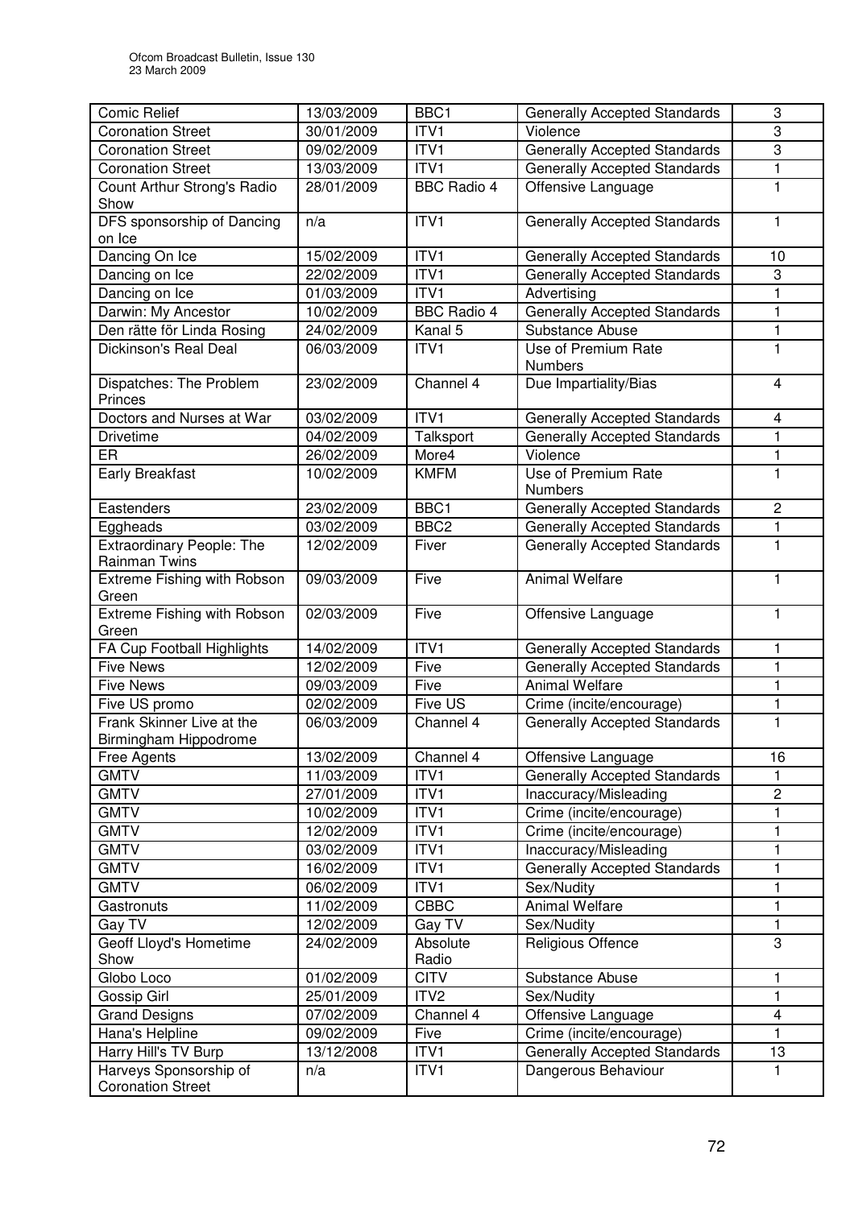| Comic Relief | 13/03/2009 | BBC1 | Generally Accepted Standards | 3 |
|---|---|---|---|---|
| Coronation Street | 30/01/2009 | ITV1 | Violence | 3 |
| Coronation Street | 09/02/2009 | ITV1 | Generally Accepted Standards | 3 |
| Coronation Street | 13/03/2009 | ITV1 | Generally Accepted Standards | 1 |
| Count Arthur Strong's Radio Show | 28/01/2009 | BBC Radio 4 | Offensive Language | 1 |
| DFS sponsorship of Dancing on Ice | n/a | ITV1 | Generally Accepted Standards | 1 |
| Dancing On Ice | 15/02/2009 | ITV1 | Generally Accepted Standards | 10 |
| Dancing on Ice | 22/02/2009 | ITV1 | Generally Accepted Standards | 3 |
| Dancing on Ice | 01/03/2009 | ITV1 | Advertising | 1 |
| Darwin: My Ancestor | 10/02/2009 | BBC Radio 4 | Generally Accepted Standards | 1 |
| Den rätte för Linda Rosing | 24/02/2009 | Kanal 5 | Substance Abuse | 1 |
| Dickinson's Real Deal | 06/03/2009 | ITV1 | Use of Premium Rate Numbers | 1 |
| Dispatches: The Problem Princes | 23/02/2009 | Channel 4 | Due Impartiality/Bias | 4 |
| Doctors and Nurses at War | 03/02/2009 | ITV1 | Generally Accepted Standards | 4 |
| Drivetime | 04/02/2009 | Talksport | Generally Accepted Standards | 1 |
| ER | 26/02/2009 | More4 | Violence | 1 |
| Early Breakfast | 10/02/2009 | KMFM | Use of Premium Rate Numbers | 1 |
| Eastenders | 23/02/2009 | BBC1 | Generally Accepted Standards | 2 |
| Eggheads | 03/02/2009 | BBC2 | Generally Accepted Standards | 1 |
| Extraordinary People: The Rainman Twins | 12/02/2009 | Fiver | Generally Accepted Standards | 1 |
| Extreme Fishing with Robson Green | 09/03/2009 | Five | Animal Welfare | 1 |
| Extreme Fishing with Robson Green | 02/03/2009 | Five | Offensive Language | 1 |
| FA Cup Football Highlights | 14/02/2009 | ITV1 | Generally Accepted Standards | 1 |
| Five News | 12/02/2009 | Five | Generally Accepted Standards | 1 |
| Five News | 09/03/2009 | Five | Animal Welfare | 1 |
| Five US promo | 02/02/2009 | Five US | Crime (incite/encourage) | 1 |
| Frank Skinner Live at the Birmingham Hippodrome | 06/03/2009 | Channel 4 | Generally Accepted Standards | 1 |
| Free Agents | 13/02/2009 | Channel 4 | Offensive Language | 16 |
| GMTV | 11/03/2009 | ITV1 | Generally Accepted Standards | 1 |
| GMTV | 27/01/2009 | ITV1 | Inaccuracy/Misleading | 2 |
| GMTV | 10/02/2009 | ITV1 | Crime (incite/encourage) | 1 |
| GMTV | 12/02/2009 | ITV1 | Crime (incite/encourage) | 1 |
| GMTV | 03/02/2009 | ITV1 | Inaccuracy/Misleading | 1 |
| GMTV | 16/02/2009 | ITV1 | Generally Accepted Standards | 1 |
| GMTV | 06/02/2009 | ITV1 | Sex/Nudity | 1 |
| Gastronuts | 11/02/2009 | CBBC | Animal Welfare | 1 |
| Gay TV | 12/02/2009 | Gay TV | Sex/Nudity | 1 |
| Geoff Lloyd's Hometime Show | 24/02/2009 | Absolute Radio | Religious Offence | 3 |
| Globo Loco | 01/02/2009 | CITV | Substance Abuse | 1 |
| Gossip Girl | 25/01/2009 | ITV2 | Sex/Nudity | 1 |
| Grand Designs | 07/02/2009 | Channel 4 | Offensive Language | 4 |
| Hana's Helpline | 09/02/2009 | Five | Crime (incite/encourage) | 1 |
| Harry Hill's TV Burp | 13/12/2008 | ITV1 | Generally Accepted Standards | 13 |
| Harveys Sponsorship of Coronation Street | n/a | ITV1 | Dangerous Behaviour | 1 |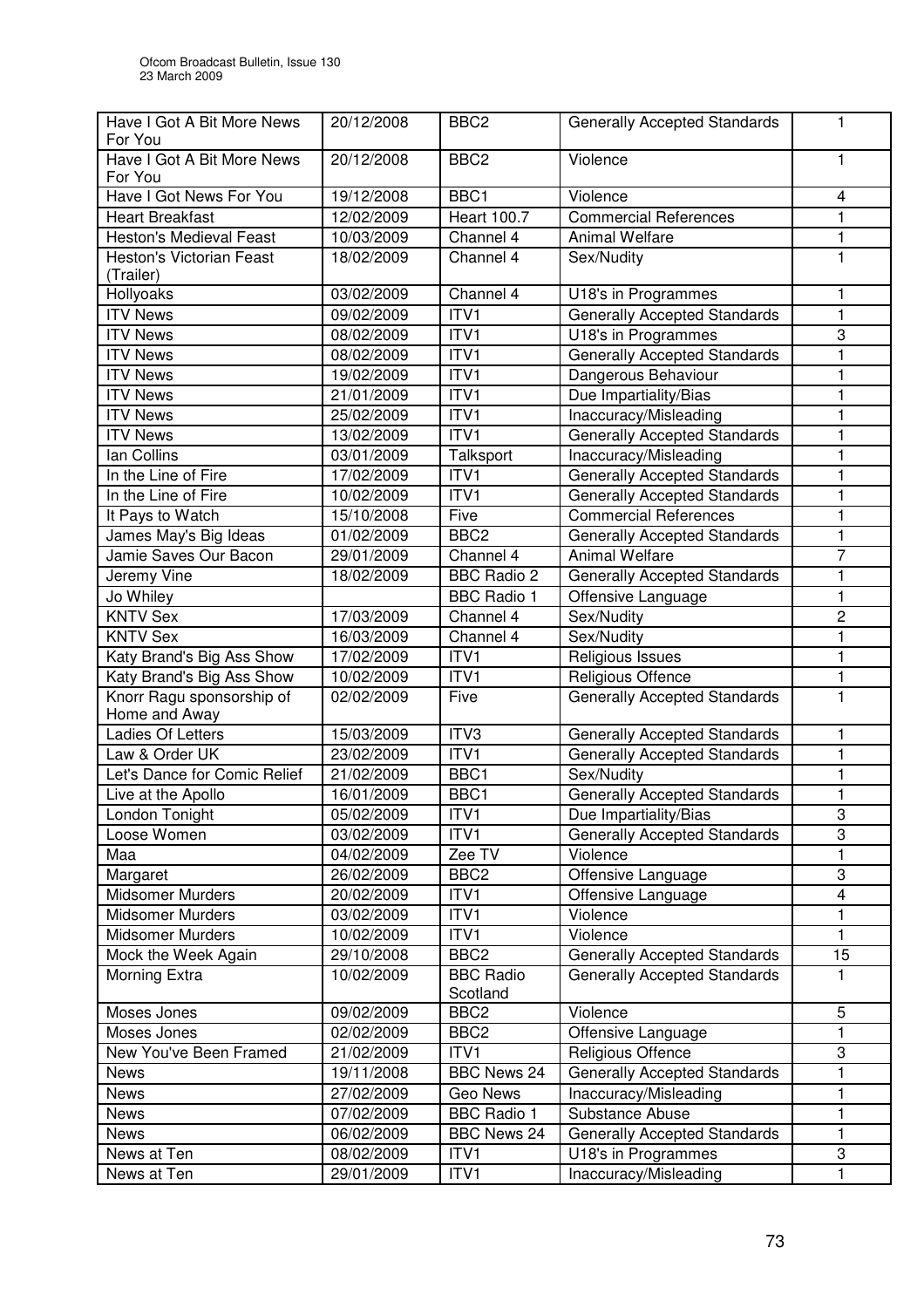| Have I Got A Bit More News For You | 20/12/2008 | BBC2 | Generally Accepted Standards | 1 |
|---|---|---|---|---|
| Have I Got A Bit More News For You | 20/12/2008 | BBC2 | Violence | 1 |
| Have I Got News For You | 19/12/2008 | BBC1 | Violence | 4 |
| Heart Breakfast | 12/02/2009 | Heart 100.7 | Commercial References | 1 |
| Heston's Medieval Feast | 10/03/2009 | Channel 4 | Animal Welfare | 1 |
| Heston's Victorian Feast (Trailer) | 18/02/2009 | Channel 4 | Sex/Nudity | 1 |
| Hollyoaks | 03/02/2009 | Channel 4 | U18's in Programmes | 1 |
| ITV News | 09/02/2009 | ITV1 | Generally Accepted Standards | 1 |
| ITV News | 08/02/2009 | ITV1 | U18's in Programmes | 3 |
| ITV News | 08/02/2009 | ITV1 | Generally Accepted Standards | 1 |
| ITV News | 19/02/2009 | ITV1 | Dangerous Behaviour | 1 |
| ITV News | 21/01/2009 | ITV1 | Due Impartiality/Bias | 1 |
| ITV News | 25/02/2009 | ITV1 | Inaccuracy/Misleading | 1 |
| ITV News | 13/02/2009 | ITV1 | Generally Accepted Standards | 1 |
| Ian Collins | 03/01/2009 | Talksport | Inaccuracy/Misleading | 1 |
| In the Line of Fire | 17/02/2009 | ITV1 | Generally Accepted Standards | 1 |
| In the Line of Fire | 10/02/2009 | ITV1 | Generally Accepted Standards | 1 |
| It Pays to Watch | 15/10/2008 | Five | Commercial References | 1 |
| James May's Big Ideas | 01/02/2009 | BBC2 | Generally Accepted Standards | 1 |
| Jamie Saves Our Bacon | 29/01/2009 | Channel 4 | Animal Welfare | 7 |
| Jeremy Vine | 18/02/2009 | BBC Radio 2 | Generally Accepted Standards | 1 |
| Jo Whiley | | BBC Radio 1 | Offensive Language | 1 |
| KNTV Sex | 17/03/2009 | Channel 4 | Sex/Nudity | 2 |
| KNTV Sex | 16/03/2009 | Channel 4 | Sex/Nudity | 1 |
| Katy Brand's Big Ass Show | 17/02/2009 | ITV1 | Religious Issues | 1 |
| Katy Brand's Big Ass Show | 10/02/2009 | ITV1 | Religious Offence | 1 |
| Knorr Ragu sponsorship of Home and Away | 02/02/2009 | Five | Generally Accepted Standards | 1 |
| Ladies Of Letters | 15/03/2009 | ITV3 | Generally Accepted Standards | 1 |
| Law & Order UK | 23/02/2009 | ITV1 | Generally Accepted Standards | 1 |
| Let's Dance for Comic Relief | 21/02/2009 | BBC1 | Sex/Nudity | 1 |
| Live at the Apollo | 16/01/2009 | BBC1 | Generally Accepted Standards | 1 |
| London Tonight | 05/02/2009 | ITV1 | Due Impartiality/Bias | 3 |
| Loose Women | 03/02/2009 | ITV1 | Generally Accepted Standards | 3 |
| Maa | 04/02/2009 | Zee TV | Violence | 1 |
| Margaret | 26/02/2009 | BBC2 | Offensive Language | 3 |
| Midsomer Murders | 20/02/2009 | ITV1 | Offensive Language | 4 |
| Midsomer Murders | 03/02/2009 | ITV1 | Violence | 1 |
| Midsomer Murders | 10/02/2009 | ITV1 | Violence | 1 |
| Mock the Week Again | 29/10/2008 | BBC2 | Generally Accepted Standards | 15 |
| Morning Extra | 10/02/2009 | BBC Radio Scotland | Generally Accepted Standards | 1 |
| Moses Jones | 09/02/2009 | BBC2 | Violence | 5 |
| Moses Jones | 02/02/2009 | BBC2 | Offensive Language | 1 |
| New You've Been Framed | 21/02/2009 | ITV1 | Religious Offence | 3 |
| News | 19/11/2008 | BBC News 24 | Generally Accepted Standards | 1 |
| News | 27/02/2009 | Geo News | Inaccuracy/Misleading | 1 |
| News | 07/02/2009 | BBC Radio 1 | Substance Abuse | 1 |
| News | 06/02/2009 | BBC News 24 | Generally Accepted Standards | 1 |
| News at Ten | 08/02/2009 | ITV1 | U18's in Programmes | 3 |
| News at Ten | 29/01/2009 | ITV1 | Inaccuracy/Misleading | 1 |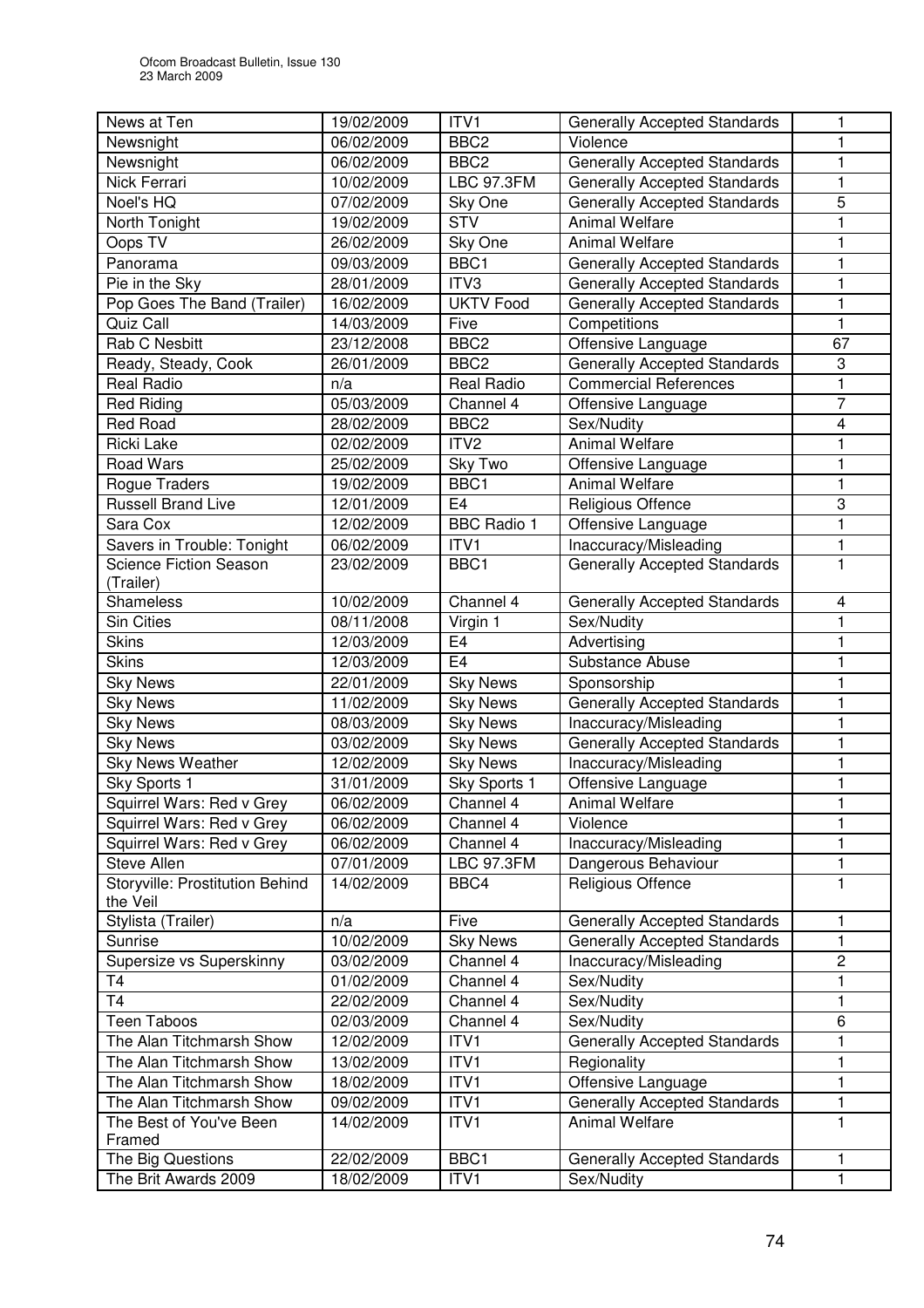| News at Ten | 19/02/2009 | ITV1 | Generally Accepted Standards | 1 |
|---|---|---|---|---|
| Newsnight | 06/02/2009 | BBC2 | Violence | 1 |
| Newsnight | 06/02/2009 | BBC2 | Generally Accepted Standards | 1 |
| Nick Ferrari | 10/02/2009 | LBC 97.3FM | Generally Accepted Standards | 1 |
| Noel's HQ | 07/02/2009 | Sky One | Generally Accepted Standards | 5 |
| North Tonight | 19/02/2009 | STV | Animal Welfare | 1 |
| Oops TV | 26/02/2009 | Sky One | Animal Welfare | 1 |
| Panorama | 09/03/2009 | BBC1 | Generally Accepted Standards | 1 |
| Pie in the Sky | 28/01/2009 | ITV3 | Generally Accepted Standards | 1 |
| Pop Goes The Band (Trailer) | 16/02/2009 | UKTV Food | Generally Accepted Standards | 1 |
| Quiz Call | 14/03/2009 | Five | Competitions | 1 |
| Rab C Nesbitt | 23/12/2008 | BBC2 | Offensive Language | 67 |
| Ready, Steady, Cook | 26/01/2009 | BBC2 | Generally Accepted Standards | 3 |
| Real Radio | n/a | Real Radio | Commercial References | 1 |
| Red Riding | 05/03/2009 | Channel 4 | Offensive Language | 7 |
| Red Road | 28/02/2009 | BBC2 | Sex/Nudity | 4 |
| Ricki Lake | 02/02/2009 | ITV2 | Animal Welfare | 1 |
| Road Wars | 25/02/2009 | Sky Two | Offensive Language | 1 |
| Rogue Traders | 19/02/2009 | BBC1 | Animal Welfare | 1 |
| Russell Brand Live | 12/01/2009 | E4 | Religious Offence | 3 |
| Sara Cox | 12/02/2009 | BBC Radio 1 | Offensive Language | 1 |
| Savers in Trouble: Tonight | 06/02/2009 | ITV1 | Inaccuracy/Misleading | 1 |
| Science Fiction Season (Trailer) | 23/02/2009 | BBC1 | Generally Accepted Standards | 1 |
| Shameless | 10/02/2009 | Channel 4 | Generally Accepted Standards | 4 |
| Sin Cities | 08/11/2008 | Virgin 1 | Sex/Nudity | 1 |
| Skins | 12/03/2009 | E4 | Advertising | 1 |
| Skins | 12/03/2009 | E4 | Substance Abuse | 1 |
| Sky News | 22/01/2009 | Sky News | Sponsorship | 1 |
| Sky News | 11/02/2009 | Sky News | Generally Accepted Standards | 1 |
| Sky News | 08/03/2009 | Sky News | Inaccuracy/Misleading | 1 |
| Sky News | 03/02/2009 | Sky News | Generally Accepted Standards | 1 |
| Sky News Weather | 12/02/2009 | Sky News | Inaccuracy/Misleading | 1 |
| Sky Sports 1 | 31/01/2009 | Sky Sports 1 | Offensive Language | 1 |
| Squirrel Wars: Red v Grey | 06/02/2009 | Channel 4 | Animal Welfare | 1 |
| Squirrel Wars: Red v Grey | 06/02/2009 | Channel 4 | Violence | 1 |
| Squirrel Wars: Red v Grey | 06/02/2009 | Channel 4 | Inaccuracy/Misleading | 1 |
| Steve Allen | 07/01/2009 | LBC 97.3FM | Dangerous Behaviour | 1 |
| Storyville: Prostitution Behind the Veil | 14/02/2009 | BBC4 | Religious Offence | 1 |
| Stylista (Trailer) | n/a | Five | Generally Accepted Standards | 1 |
| Sunrise | 10/02/2009 | Sky News | Generally Accepted Standards | 1 |
| Supersize vs Superskinny | 03/02/2009 | Channel 4 | Inaccuracy/Misleading | 2 |
| T4 | 01/02/2009 | Channel 4 | Sex/Nudity | 1 |
| T4 | 22/02/2009 | Channel 4 | Sex/Nudity | 1 |
| Teen Taboos | 02/03/2009 | Channel 4 | Sex/Nudity | 6 |
| The Alan Titchmarsh Show | 12/02/2009 | ITV1 | Generally Accepted Standards | 1 |
| The Alan Titchmarsh Show | 13/02/2009 | ITV1 | Regionality | 1 |
| The Alan Titchmarsh Show | 18/02/2009 | ITV1 | Offensive Language | 1 |
| The Alan Titchmarsh Show | 09/02/2009 | ITV1 | Generally Accepted Standards | 1 |
| The Best of You've Been Framed | 14/02/2009 | ITV1 | Animal Welfare | 1 |
| The Big Questions | 22/02/2009 | BBC1 | Generally Accepted Standards | 1 |
| The Brit Awards 2009 | 18/02/2009 | ITV1 | Sex/Nudity | 1 |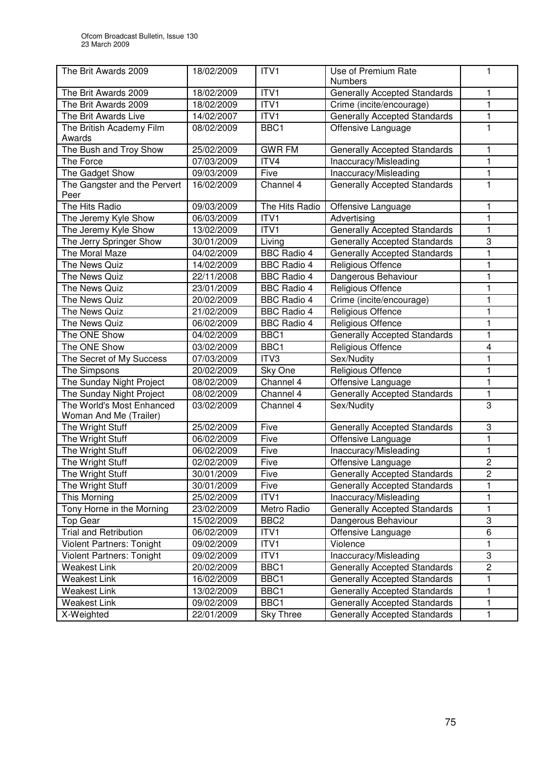| | | | | |
|---|---|---|---|---|
| The Brit Awards 2009 | 18/02/2009 | ITV1 | Use of Premium Rate Numbers | 1 |
| The Brit Awards 2009 | 18/02/2009 | ITV1 | Generally Accepted Standards | 1 |
| The Brit Awards 2009 | 18/02/2009 | ITV1 | Crime (incite/encourage) | 1 |
| The Brit Awards Live | 14/02/2007 | ITV1 | Generally Accepted Standards | 1 |
| The British Academy Film Awards | 08/02/2009 | BBC1 | Offensive Language | 1 |
| The Bush and Troy Show | 25/02/2009 | GWR FM | Generally Accepted Standards | 1 |
| The Force | 07/03/2009 | ITV4 | Inaccuracy/Misleading | 1 |
| The Gadget Show | 09/03/2009 | Five | Inaccuracy/Misleading | 1 |
| The Gangster and the Pervert Peer | 16/02/2009 | Channel 4 | Generally Accepted Standards | 1 |
| The Hits Radio | 09/03/2009 | The Hits Radio | Offensive Language | 1 |
| The Jeremy Kyle Show | 06/03/2009 | ITV1 | Advertising | 1 |
| The Jeremy Kyle Show | 13/02/2009 | ITV1 | Generally Accepted Standards | 1 |
| The Jerry Springer Show | 30/01/2009 | Living | Generally Accepted Standards | 3 |
| The Moral Maze | 04/02/2009 | BBC Radio 4 | Generally Accepted Standards | 1 |
| The News Quiz | 14/02/2009 | BBC Radio 4 | Religious Offence | 1 |
| The News Quiz | 22/11/2008 | BBC Radio 4 | Dangerous Behaviour | 1 |
| The News Quiz | 23/01/2009 | BBC Radio 4 | Religious Offence | 1 |
| The News Quiz | 20/02/2009 | BBC Radio 4 | Crime (incite/encourage) | 1 |
| The News Quiz | 21/02/2009 | BBC Radio 4 | Religious Offence | 1 |
| The News Quiz | 06/02/2009 | BBC Radio 4 | Religious Offence | 1 |
| The ONE Show | 04/02/2009 | BBC1 | Generally Accepted Standards | 1 |
| The ONE Show | 03/02/2009 | BBC1 | Religious Offence | 4 |
| The Secret of My Success | 07/03/2009 | ITV3 | Sex/Nudity | 1 |
| The Simpsons | 20/02/2009 | Sky One | Religious Offence | 1 |
| The Sunday Night Project | 08/02/2009 | Channel 4 | Offensive Language | 1 |
| The Sunday Night Project | 08/02/2009 | Channel 4 | Generally Accepted Standards | 1 |
| The World's Most Enhanced Woman And Me (Trailer) | 03/02/2009 | Channel 4 | Sex/Nudity | 3 |
| The Wright Stuff | 25/02/2009 | Five | Generally Accepted Standards | 3 |
| The Wright Stuff | 06/02/2009 | Five | Offensive Language | 1 |
| The Wright Stuff | 06/02/2009 | Five | Inaccuracy/Misleading | 1 |
| The Wright Stuff | 02/02/2009 | Five | Offensive Language | 2 |
| The Wright Stuff | 30/01/2009 | Five | Generally Accepted Standards | 2 |
| The Wright Stuff | 30/01/2009 | Five | Generally Accepted Standards | 1 |
| This Morning | 25/02/2009 | ITV1 | Inaccuracy/Misleading | 1 |
| Tony Horne in the Morning | 23/02/2009 | Metro Radio | Generally Accepted Standards | 1 |
| Top Gear | 15/02/2009 | BBC2 | Dangerous Behaviour | 3 |
| Trial and Retribution | 06/02/2009 | ITV1 | Offensive Language | 6 |
| Violent Partners: Tonight | 09/02/2009 | ITV1 | Violence | 1 |
| Violent Partners: Tonight | 09/02/2009 | ITV1 | Inaccuracy/Misleading | 3 |
| Weakest Link | 20/02/2009 | BBC1 | Generally Accepted Standards | 2 |
| Weakest Link | 16/02/2009 | BBC1 | Generally Accepted Standards | 1 |
| Weakest Link | 13/02/2009 | BBC1 | Generally Accepted Standards | 1 |
| Weakest Link | 09/02/2009 | BBC1 | Generally Accepted Standards | 1 |
| X-Weighted | 22/01/2009 | Sky Three | Generally Accepted Standards | 1 |